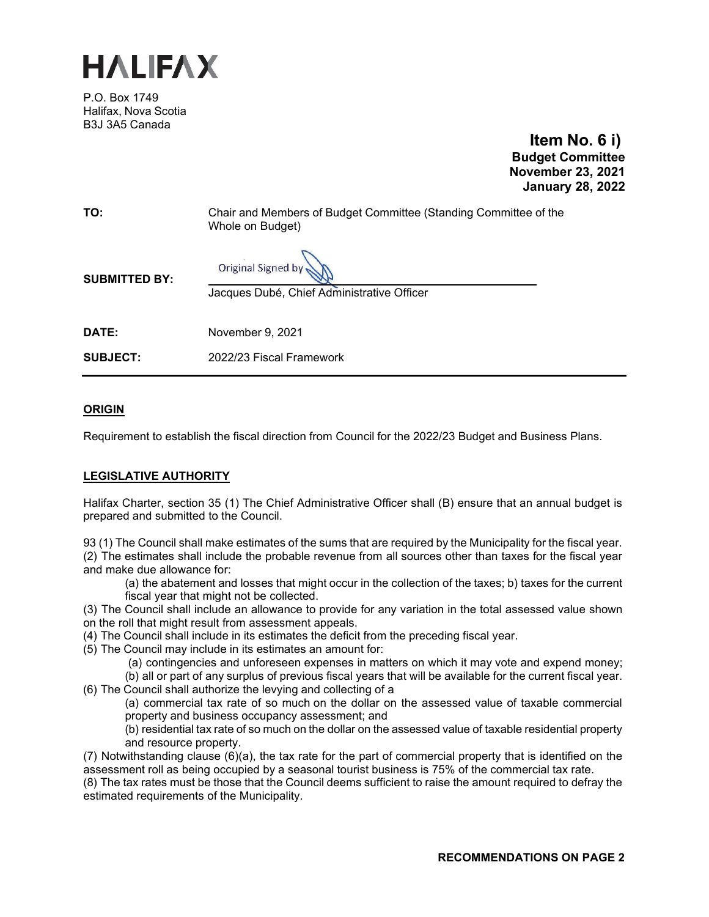# HALIFAX

P.O. Box 1749
Halifax, Nova Scotia
B3J 3A5 Canada

**Item No. 6 i)**
**Budget Committee**
**November 23, 2021**
**January 28, 2022**

**TO:** Chair and Members of Budget Committee (Standing Committee of the Whole on Budget)

**SUBMITTED BY:** Original Signed by

Jacques Dubé, Chief Administrative Officer

**DATE:** November 9, 2021

**SUBJECT:** 2022/23 Fiscal Framework

---

## ORIGIN

Requirement to establish the fiscal direction from Council for the 2022/23 Budget and Business Plans.

## LEGISLATIVE AUTHORITY

Halifax Charter, section 35 (1) The Chief Administrative Officer shall (B) ensure that an annual budget is prepared and submitted to the Council.

93 (1) The Council shall make estimates of the sums that are required by the Municipality for the fiscal year.
(2) The estimates shall include the probable revenue from all sources other than taxes for the fiscal year and make due allowance for:

> (a) the abatement and losses that might occur in the collection of the taxes; b) taxes for the current fiscal year that might not be collected.

(3) The Council shall include an allowance to provide for any variation in the total assessed value shown on the roll that might result from assessment appeals.
(4) The Council shall include in its estimates the deficit from the preceding fiscal year.
(5) The Council may include in its estimates an amount for:

> (a) contingencies and unforeseen expenses in matters on which it may vote and expend money;
> (b) all or part of any surplus of previous fiscal years that will be available for the current fiscal year.

(6) The Council shall authorize the levying and collecting of a

> (a) commercial tax rate of so much on the dollar on the assessed value of taxable commercial property and business occupancy assessment; and
> (b) residential tax rate of so much on the dollar on the assessed value of taxable residential property and resource property.

(7) Notwithstanding clause (6)(a), the tax rate for the part of commercial property that is identified on the assessment roll as being occupied by a seasonal tourist business is 75% of the commercial tax rate.
(8) The tax rates must be those that the Council deems sufficient to raise the amount required to defray the estimated requirements of the Municipality.

**RECOMMENDATIONS ON PAGE 2**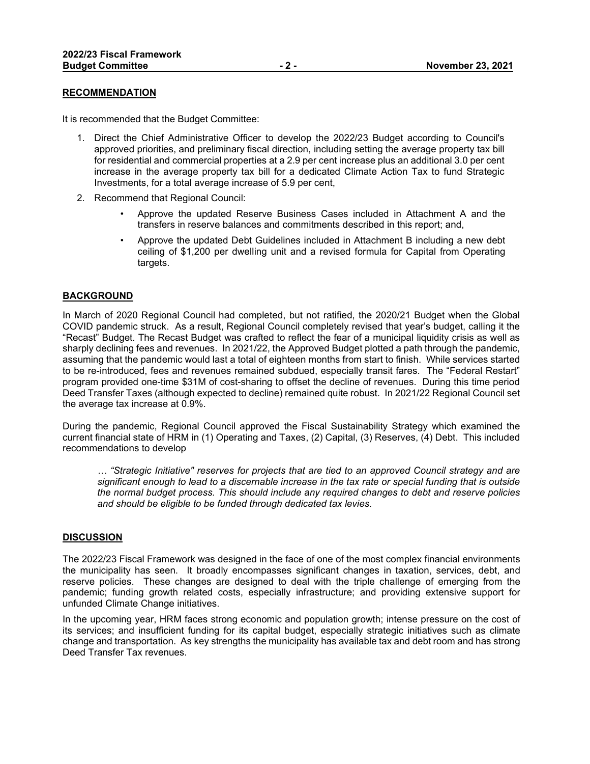## RECOMMENDATION

It is recommended that the Budget Committee:

1. Direct the Chief Administrative Officer to develop the 2022/23 Budget according to Council's approved priorities, and preliminary fiscal direction, including setting the average property tax bill for residential and commercial properties at a 2.9 per cent increase plus an additional 3.0 per cent increase in the average property tax bill for a dedicated Climate Action Tax to fund Strategic Investments, for a total average increase of 5.9 per cent,
2. Recommend that Regional Council:
   - Approve the updated Reserve Business Cases included in Attachment A and the transfers in reserve balances and commitments described in this report; and,
   - Approve the updated Debt Guidelines included in Attachment B including a new debt ceiling of $1,200 per dwelling unit and a revised formula for Capital from Operating targets.

## BACKGROUND

In March of 2020 Regional Council had completed, but not ratified, the 2020/21 Budget when the Global COVID pandemic struck. As a result, Regional Council completely revised that year's budget, calling it the "Recast" Budget. The Recast Budget was crafted to reflect the fear of a municipal liquidity crisis as well as sharply declining fees and revenues. In 2021/22, the Approved Budget plotted a path through the pandemic, assuming that the pandemic would last a total of eighteen months from start to finish. While services started to be re-introduced, fees and revenues remained subdued, especially transit fares. The "Federal Restart" program provided one-time $31M of cost-sharing to offset the decline of revenues. During this time period Deed Transfer Taxes (although expected to decline) remained quite robust. In 2021/22 Regional Council set the average tax increase at 0.9%.

During the pandemic, Regional Council approved the Fiscal Sustainability Strategy which examined the current financial state of HRM in (1) Operating and Taxes, (2) Capital, (3) Reserves, (4) Debt. This included recommendations to develop

> *… "Strategic Initiative" reserves for projects that are tied to an approved Council strategy and are significant enough to lead to a discernable increase in the tax rate or special funding that is outside the normal budget process. This should include any required changes to debt and reserve policies and should be eligible to be funded through dedicated tax levies.*

## DISCUSSION

The 2022/23 Fiscal Framework was designed in the face of one of the most complex financial environments the municipality has seen. It broadly encompasses significant changes in taxation, services, debt, and reserve policies. These changes are designed to deal with the triple challenge of emerging from the pandemic; funding growth related costs, especially infrastructure; and providing extensive support for unfunded Climate Change initiatives.

In the upcoming year, HRM faces strong economic and population growth; intense pressure on the cost of its services; and insufficient funding for its capital budget, especially strategic initiatives such as climate change and transportation. As key strengths the municipality has available tax and debt room and has strong Deed Transfer Tax revenues.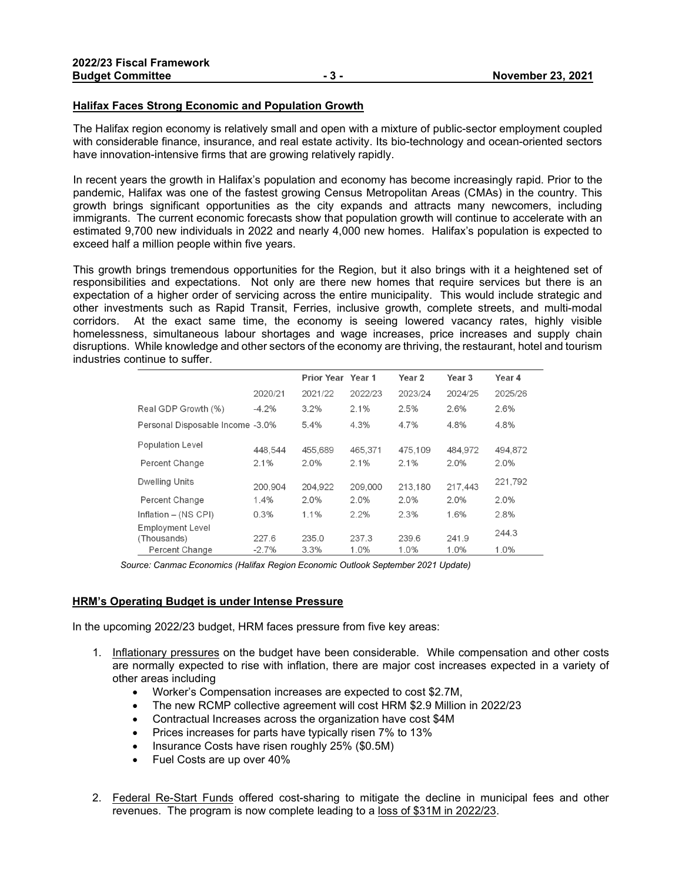## Halifax Faces Strong Economic and Population Growth

The Halifax region economy is relatively small and open with a mixture of public-sector employment coupled with considerable finance, insurance, and real estate activity. Its bio-technology and ocean-oriented sectors have innovation-intensive firms that are growing relatively rapidly.

In recent years the growth in Halifax's population and economy has become increasingly rapid. Prior to the pandemic, Halifax was one of the fastest growing Census Metropolitan Areas (CMAs) in the country. This growth brings significant opportunities as the city expands and attracts many newcomers, including immigrants. The current economic forecasts show that population growth will continue to accelerate with an estimated 9,700 new individuals in 2022 and nearly 4,000 new homes. Halifax's population is expected to exceed half a million people within five years.

This growth brings tremendous opportunities for the Region, but it also brings with it a heightened set of responsibilities and expectations. Not only are there new homes that require services but there is an expectation of a higher order of servicing across the entire municipality. This would include strategic and other investments such as Rapid Transit, Ferries, inclusive growth, complete streets, and multi-modal corridors. At the exact same time, the economy is seeing lowered vacancy rates, highly visible homelessness, simultaneous labour shortages and wage increases, price increases and supply chain disruptions. While knowledge and other sectors of the economy are thriving, the restaurant, hotel and tourism industries continue to suffer.

| | | Prior Year | Year 1 | Year 2 | Year 3 | Year 4 |
|---|---|---|---|---|---|---|
| | 2020/21 | 2021/22 | 2022/23 | 2023/24 | 2024/25 | 2025/26 |
| Real GDP Growth (%) | -4.2% | 3.2% | 2.1% | 2.5% | 2.6% | 2.6% |
| Personal Disposable Income | -3.0% | 5.4% | 4.3% | 4.7% | 4.8% | 4.8% |
| Population Level | 448,544 | 455,689 | 465,371 | 475,109 | 484,972 | 494,872 |
| Percent Change | 2.1% | 2.0% | 2.1% | 2.1% | 2.0% | 2.0% |
| Dwelling Units | 200,904 | 204,922 | 209,000 | 213,180 | 217,443 | 221,792 |
| Percent Change | 1.4% | 2.0% | 2.0% | 2.0% | 2.0% | 2.0% |
| Inflation – (NS CPI) | 0.3% | 1.1% | 2.2% | 2.3% | 1.6% | 2.8% |
| Employment Level (Thousands) | 227.6 | 235.0 | 237.3 | 239.6 | 241.9 | 244.3 |
| Percent Change | -2.7% | 3.3% | 1.0% | 1.0% | 1.0% | 1.0% |

*Source: Canmac Economics (Halifax Region Economic Outlook September 2021 Update)*

## HRM's Operating Budget is under Intense Pressure

In the upcoming 2022/23 budget, HRM faces pressure from five key areas:

1. Inflationary pressures on the budget have been considerable. While compensation and other costs are normally expected to rise with inflation, there are major cost increases expected in a variety of other areas including
   - Worker's Compensation increases are expected to cost $2.7M,
   - The new RCMP collective agreement will cost HRM $2.9 Million in 2022/23
   - Contractual Increases across the organization have cost $4M
   - Prices increases for parts have typically risen 7% to 13%
   - Insurance Costs have risen roughly 25% ($0.5M)
   - Fuel Costs are up over 40%

2. Federal Re-Start Funds offered cost-sharing to mitigate the decline in municipal fees and other revenues. The program is now complete leading to a loss of $31M in 2022/23.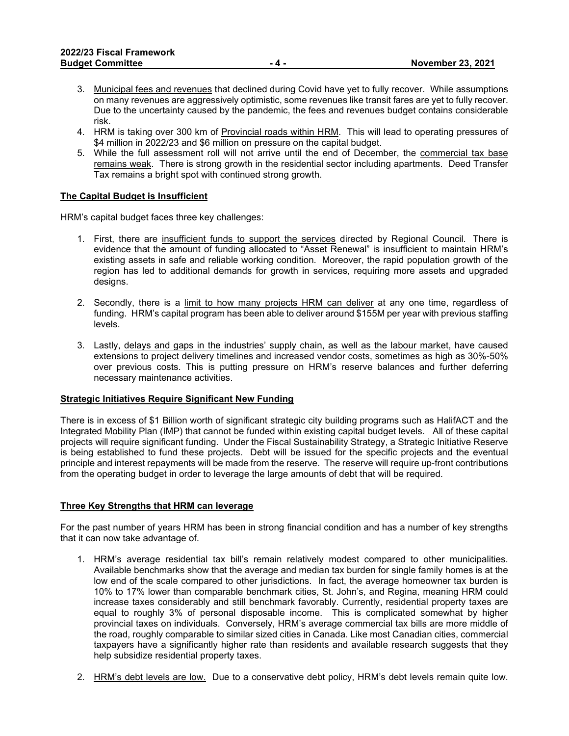3. Municipal fees and revenues that declined during Covid have yet to fully recover. While assumptions on many revenues are aggressively optimistic, some revenues like transit fares are yet to fully recover. Due to the uncertainty caused by the pandemic, the fees and revenues budget contains considerable risk.
4. HRM is taking over 300 km of Provincial roads within HRM. This will lead to operating pressures of $4 million in 2022/23 and $6 million on pressure on the capital budget.
5. While the full assessment roll will not arrive until the end of December, the commercial tax base remains weak. There is strong growth in the residential sector including apartments. Deed Transfer Tax remains a bright spot with continued strong growth.

**The Capital Budget is Insufficient**

HRM's capital budget faces three key challenges:

1. First, there are insufficient funds to support the services directed by Regional Council. There is evidence that the amount of funding allocated to "Asset Renewal" is insufficient to maintain HRM's existing assets in safe and reliable working condition. Moreover, the rapid population growth of the region has led to additional demands for growth in services, requiring more assets and upgraded designs.

2. Secondly, there is a limit to how many projects HRM can deliver at any one time, regardless of funding. HRM's capital program has been able to deliver around $155M per year with previous staffing levels.

3. Lastly, delays and gaps in the industries' supply chain, as well as the labour market, have caused extensions to project delivery timelines and increased vendor costs, sometimes as high as 30%-50% over previous costs. This is putting pressure on HRM's reserve balances and further deferring necessary maintenance activities.

**Strategic Initiatives Require Significant New Funding**

There is in excess of $1 Billion worth of significant strategic city building programs such as HalifACT and the Integrated Mobility Plan (IMP) that cannot be funded within existing capital budget levels. All of these capital projects will require significant funding. Under the Fiscal Sustainability Strategy, a Strategic Initiative Reserve is being established to fund these projects. Debt will be issued for the specific projects and the eventual principle and interest repayments will be made from the reserve. The reserve will require up-front contributions from the operating budget in order to leverage the large amounts of debt that will be required.

**Three Key Strengths that HRM can leverage**

For the past number of years HRM has been in strong financial condition and has a number of key strengths that it can now take advantage of.

1. HRM's average residential tax bill's remain relatively modest compared to other municipalities. Available benchmarks show that the average and median tax burden for single family homes is at the low end of the scale compared to other jurisdictions. In fact, the average homeowner tax burden is 10% to 17% lower than comparable benchmark cities, St. John's, and Regina, meaning HRM could increase taxes considerably and still benchmark favorably. Currently, residential property taxes are equal to roughly 3% of personal disposable income. This is complicated somewhat by higher provincial taxes on individuals. Conversely, HRM's average commercial tax bills are more middle of the road, roughly comparable to similar sized cities in Canada. Like most Canadian cities, commercial taxpayers have a significantly higher rate than residents and available research suggests that they help subsidize residential property taxes.

2. HRM's debt levels are low. Due to a conservative debt policy, HRM's debt levels remain quite low.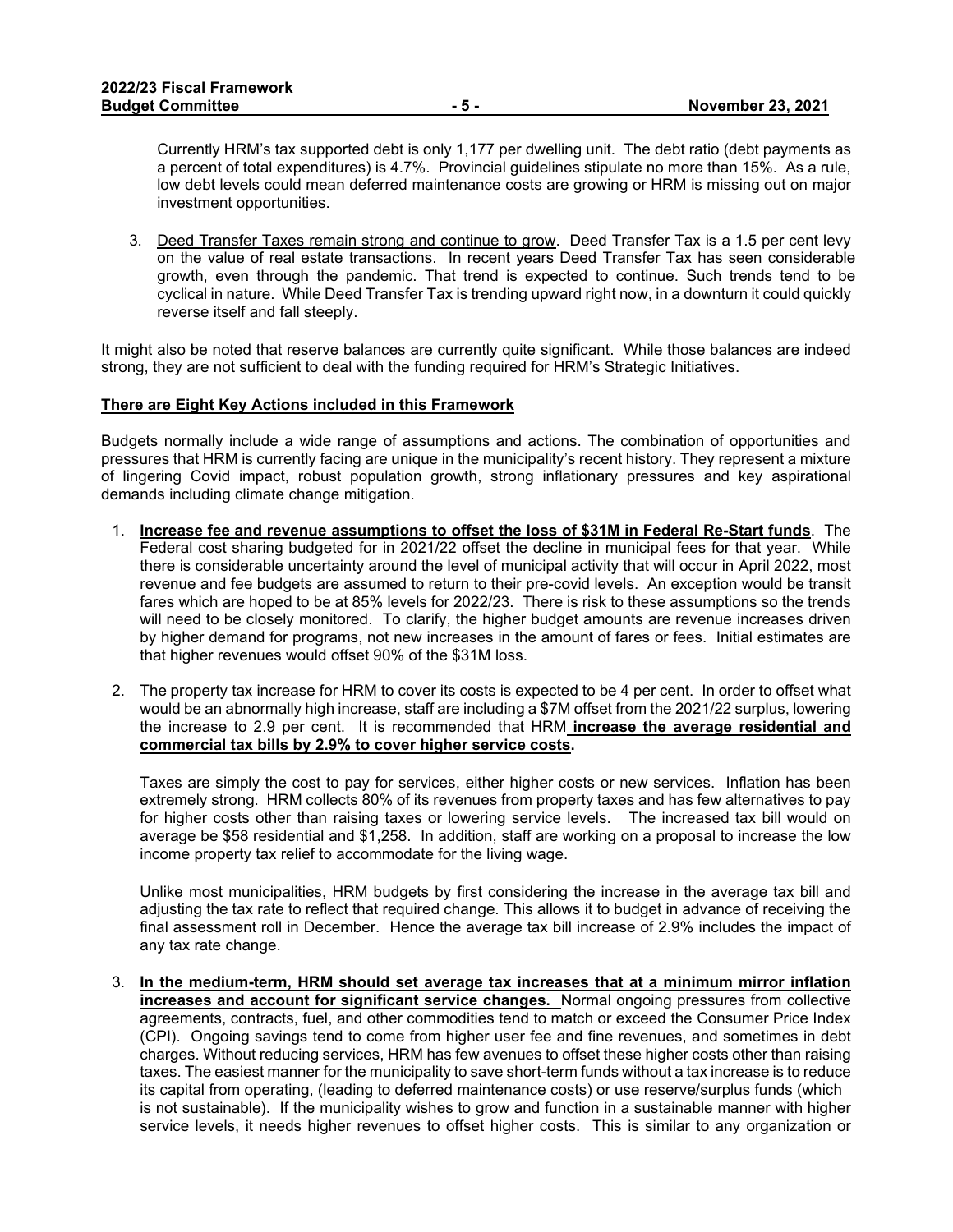Currently HRM's tax supported debt is only 1,177 per dwelling unit. The debt ratio (debt payments as a percent of total expenditures) is 4.7%. Provincial guidelines stipulate no more than 15%. As a rule, low debt levels could mean deferred maintenance costs are growing or HRM is missing out on major investment opportunities.

3. Deed Transfer Taxes remain strong and continue to grow. Deed Transfer Tax is a 1.5 per cent levy on the value of real estate transactions. In recent years Deed Transfer Tax has seen considerable growth, even through the pandemic. That trend is expected to continue. Such trends tend to be cyclical in nature. While Deed Transfer Tax is trending upward right now, in a downturn it could quickly reverse itself and fall steeply.

It might also be noted that reserve balances are currently quite significant. While those balances are indeed strong, they are not sufficient to deal with the funding required for HRM's Strategic Initiatives.

**There are Eight Key Actions included in this Framework**

Budgets normally include a wide range of assumptions and actions. The combination of opportunities and pressures that HRM is currently facing are unique in the municipality's recent history. They represent a mixture of lingering Covid impact, robust population growth, strong inflationary pressures and key aspirational demands including climate change mitigation.

1. **Increase fee and revenue assumptions to offset the loss of $31M in Federal Re-Start funds**. The Federal cost sharing budgeted for in 2021/22 offset the decline in municipal fees for that year. While there is considerable uncertainty around the level of municipal activity that will occur in April 2022, most revenue and fee budgets are assumed to return to their pre-covid levels. An exception would be transit fares which are hoped to be at 85% levels for 2022/23. There is risk to these assumptions so the trends will need to be closely monitored. To clarify, the higher budget amounts are revenue increases driven by higher demand for programs, not new increases in the amount of fares or fees. Initial estimates are that higher revenues would offset 90% of the $31M loss.

2. The property tax increase for HRM to cover its costs is expected to be 4 per cent. In order to offset what would be an abnormally high increase, staff are including a $7M offset from the 2021/22 surplus, lowering the increase to 2.9 per cent. It is recommended that HRM **increase the average residential and commercial tax bills by 2.9% to cover higher service costs.**

   Taxes are simply the cost to pay for services, either higher costs or new services. Inflation has been extremely strong. HRM collects 80% of its revenues from property taxes and has few alternatives to pay for higher costs other than raising taxes or lowering service levels. The increased tax bill would on average be $58 residential and $1,258. In addition, staff are working on a proposal to increase the low income property tax relief to accommodate for the living wage.

   Unlike most municipalities, HRM budgets by first considering the increase in the average tax bill and adjusting the tax rate to reflect that required change. This allows it to budget in advance of receiving the final assessment roll in December. Hence the average tax bill increase of 2.9% includes the impact of any tax rate change.

3. **In the medium-term, HRM should set average tax increases that at a minimum mirror inflation increases and account for significant service changes.** Normal ongoing pressures from collective agreements, contracts, fuel, and other commodities tend to match or exceed the Consumer Price Index (CPI). Ongoing savings tend to come from higher user fee and fine revenues, and sometimes in debt charges. Without reducing services, HRM has few avenues to offset these higher costs other than raising taxes. The easiest manner for the municipality to save short-term funds without a tax increase is to reduce its capital from operating, (leading to deferred maintenance costs) or use reserve/surplus funds (which is not sustainable). If the municipality wishes to grow and function in a sustainable manner with higher service levels, it needs higher revenues to offset higher costs. This is similar to any organization or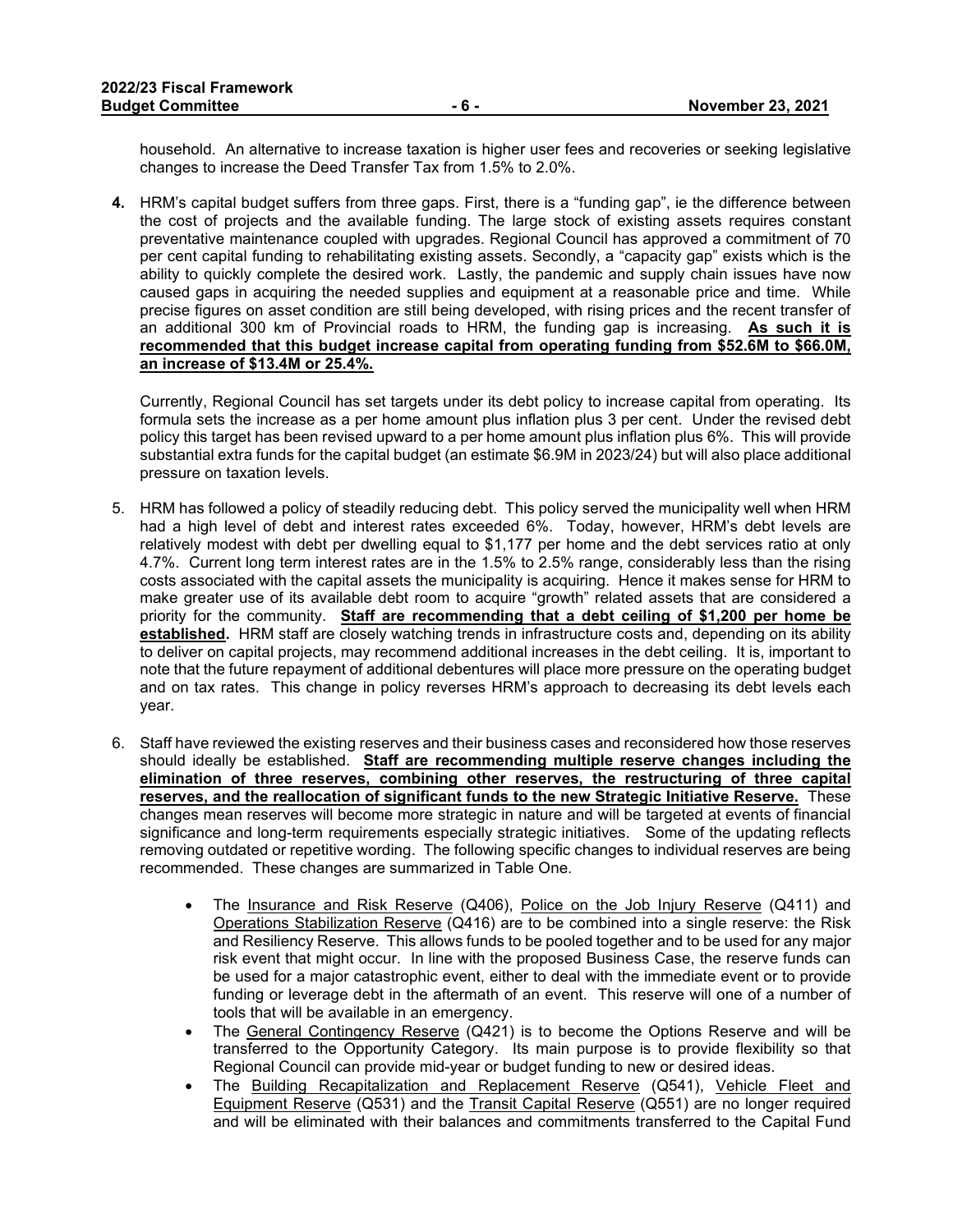household. An alternative to increase taxation is higher user fees and recoveries or seeking legislative changes to increase the Deed Transfer Tax from 1.5% to 2.0%.

**4.** HRM's capital budget suffers from three gaps. First, there is a "funding gap", ie the difference between the cost of projects and the available funding. The large stock of existing assets requires constant preventative maintenance coupled with upgrades. Regional Council has approved a commitment of 70 per cent capital funding to rehabilitating existing assets. Secondly, a "capacity gap" exists which is the ability to quickly complete the desired work. Lastly, the pandemic and supply chain issues have now caused gaps in acquiring the needed supplies and equipment at a reasonable price and time. While precise figures on asset condition are still being developed, with rising prices and the recent transfer of an additional 300 km of Provincial roads to HRM, the funding gap is increasing. **As such it is recommended that this budget increase capital from operating funding from $52.6M to $66.0M, an increase of $13.4M or 25.4%.**

Currently, Regional Council has set targets under its debt policy to increase capital from operating. Its formula sets the increase as a per home amount plus inflation plus 3 per cent. Under the revised debt policy this target has been revised upward to a per home amount plus inflation plus 6%. This will provide substantial extra funds for the capital budget (an estimate $6.9M in 2023/24) but will also place additional pressure on taxation levels.

5. HRM has followed a policy of steadily reducing debt. This policy served the municipality well when HRM had a high level of debt and interest rates exceeded 6%. Today, however, HRM's debt levels are relatively modest with debt per dwelling equal to $1,177 per home and the debt services ratio at only 4.7%. Current long term interest rates are in the 1.5% to 2.5% range, considerably less than the rising costs associated with the capital assets the municipality is acquiring. Hence it makes sense for HRM to make greater use of its available debt room to acquire "growth" related assets that are considered a priority for the community. **Staff are recommending that a debt ceiling of $1,200 per home be established.** HRM staff are closely watching trends in infrastructure costs and, depending on its ability to deliver on capital projects, may recommend additional increases in the debt ceiling. It is, important to note that the future repayment of additional debentures will place more pressure on the operating budget and on tax rates. This change in policy reverses HRM's approach to decreasing its debt levels each year.

6. Staff have reviewed the existing reserves and their business cases and reconsidered how those reserves should ideally be established. **Staff are recommending multiple reserve changes including the elimination of three reserves, combining other reserves, the restructuring of three capital reserves, and the reallocation of significant funds to the new Strategic Initiative Reserve.** These changes mean reserves will become more strategic in nature and will be targeted at events of financial significance and long-term requirements especially strategic initiatives. Some of the updating reflects removing outdated or repetitive wording. The following specific changes to individual reserves are being recommended. These changes are summarized in Table One.

   - The Insurance and Risk Reserve (Q406), Police on the Job Injury Reserve (Q411) and Operations Stabilization Reserve (Q416) are to be combined into a single reserve: the Risk and Resiliency Reserve. This allows funds to be pooled together and to be used for any major risk event that might occur. In line with the proposed Business Case, the reserve funds can be used for a major catastrophic event, either to deal with the immediate event or to provide funding or leverage debt in the aftermath of an event. This reserve will one of a number of tools that will be available in an emergency.
   - The General Contingency Reserve (Q421) is to become the Options Reserve and will be transferred to the Opportunity Category. Its main purpose is to provide flexibility so that Regional Council can provide mid-year or budget funding to new or desired ideas.
   - The Building Recapitalization and Replacement Reserve (Q541), Vehicle Fleet and Equipment Reserve (Q531) and the Transit Capital Reserve (Q551) are no longer required and will be eliminated with their balances and commitments transferred to the Capital Fund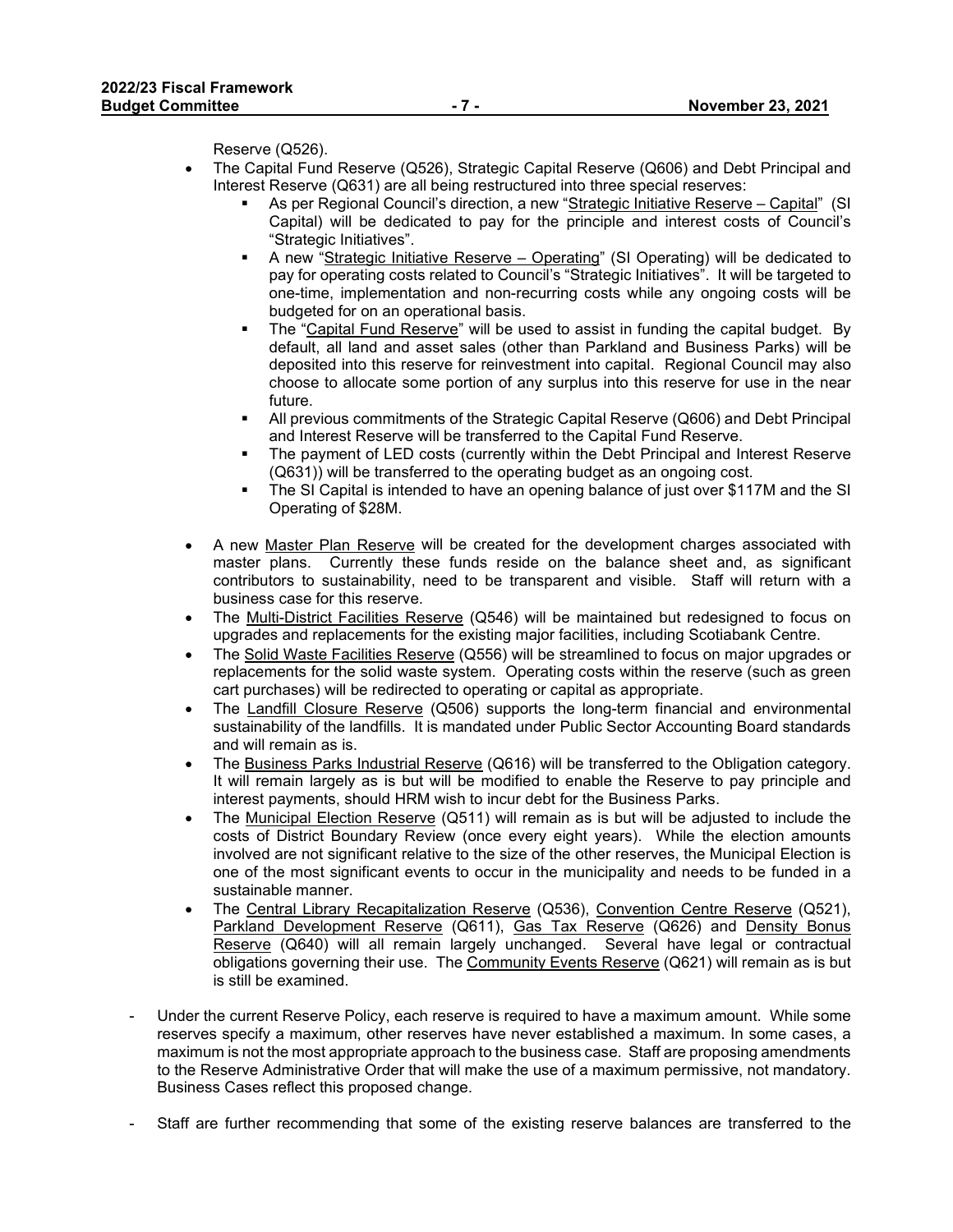Reserve (Q526).

- The Capital Fund Reserve (Q526), Strategic Capital Reserve (Q606) and Debt Principal and Interest Reserve (Q631) are all being restructured into three special reserves:
    - As per Regional Council's direction, a new "Strategic Initiative Reserve – Capital" (SI Capital) will be dedicated to pay for the principle and interest costs of Council's "Strategic Initiatives".
    - A new "Strategic Initiative Reserve – Operating" (SI Operating) will be dedicated to pay for operating costs related to Council's "Strategic Initiatives". It will be targeted to one-time, implementation and non-recurring costs while any ongoing costs will be budgeted for on an operational basis.
    - The "Capital Fund Reserve" will be used to assist in funding the capital budget. By default, all land and asset sales (other than Parkland and Business Parks) will be deposited into this reserve for reinvestment into capital. Regional Council may also choose to allocate some portion of any surplus into this reserve for use in the near future.
    - All previous commitments of the Strategic Capital Reserve (Q606) and Debt Principal and Interest Reserve will be transferred to the Capital Fund Reserve.
    - The payment of LED costs (currently within the Debt Principal and Interest Reserve (Q631)) will be transferred to the operating budget as an ongoing cost.
    - The SI Capital is intended to have an opening balance of just over $117M and the SI Operating of $28M.
- A new Master Plan Reserve will be created for the development charges associated with master plans. Currently these funds reside on the balance sheet and, as significant contributors to sustainability, need to be transparent and visible. Staff will return with a business case for this reserve.
- The Multi-District Facilities Reserve (Q546) will be maintained but redesigned to focus on upgrades and replacements for the existing major facilities, including Scotiabank Centre.
- The Solid Waste Facilities Reserve (Q556) will be streamlined to focus on major upgrades or replacements for the solid waste system. Operating costs within the reserve (such as green cart purchases) will be redirected to operating or capital as appropriate.
- The Landfill Closure Reserve (Q506) supports the long-term financial and environmental sustainability of the landfills. It is mandated under Public Sector Accounting Board standards and will remain as is.
- The Business Parks Industrial Reserve (Q616) will be transferred to the Obligation category. It will remain largely as is but will be modified to enable the Reserve to pay principle and interest payments, should HRM wish to incur debt for the Business Parks.
- The Municipal Election Reserve (Q511) will remain as is but will be adjusted to include the costs of District Boundary Review (once every eight years). While the election amounts involved are not significant relative to the size of the other reserves, the Municipal Election is one of the most significant events to occur in the municipality and needs to be funded in a sustainable manner.
- The Central Library Recapitalization Reserve (Q536), Convention Centre Reserve (Q521), Parkland Development Reserve (Q611), Gas Tax Reserve (Q626) and Density Bonus Reserve (Q640) will all remain largely unchanged. Several have legal or contractual obligations governing their use. The Community Events Reserve (Q621) will remain as is but is still be examined.

- Under the current Reserve Policy, each reserve is required to have a maximum amount. While some reserves specify a maximum, other reserves have never established a maximum. In some cases, a maximum is not the most appropriate approach to the business case. Staff are proposing amendments to the Reserve Administrative Order that will make the use of a maximum permissive, not mandatory. Business Cases reflect this proposed change.

- Staff are further recommending that some of the existing reserve balances are transferred to the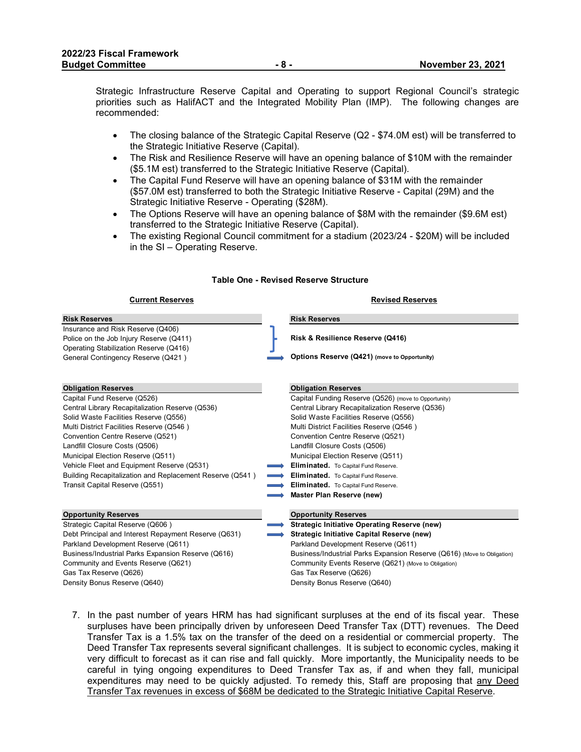Strategic Infrastructure Reserve Capital and Operating to support Regional Council's strategic priorities such as HalifACT and the Integrated Mobility Plan (IMP). The following changes are recommended:

- The closing balance of the Strategic Capital Reserve (Q2 - $74.0M est) will be transferred to the Strategic Initiative Reserve (Capital).
- The Risk and Resilience Reserve will have an opening balance of $10M with the remainder ($5.1M est) transferred to the Strategic Initiative Reserve (Capital).
- The Capital Fund Reserve will have an opening balance of $31M with the remainder ($57.0M est) transferred to both the Strategic Initiative Reserve - Capital (29M) and the Strategic Initiative Reserve - Operating ($28M).
- The Options Reserve will have an opening balance of $8M with the remainder ($9.6M est) transferred to the Strategic Initiative Reserve (Capital).
- The existing Regional Council commitment for a stadium (2023/24 - $20M) will be included in the SI – Operating Reserve.

**Table One - Revised Reserve Structure**

| Current Reserves | | Revised Reserves |
|---|---|---|
| **Risk Reserves** | | **Risk Reserves** |
| Insurance and Risk Reserve (Q406) | } | **Risk & Resilience Reserve (Q416)** |
| Police on the Job Injury Reserve (Q411) | } | |
| Operating Stabilization Reserve (Q416) | } | |
| General Contingency Reserve (Q421 ) | → | **Options Reserve (Q421) (move to Opportunity)** |
| **Obligation Reserves** | | **Obligation Reserves** |
| Capital Fund Reserve (Q526) | | Capital Funding Reserve (Q526) (move to Opportunity) |
| Central Library Recapitalization Reserve (Q536) | | Central Library Recapitalization Reserve (Q536) |
| Solid Waste Facilities Reserve (Q556) | | Solid Waste Facilities Reserve (Q556) |
| Multi District Facilities Reserve (Q546 ) | | Multi District Facilities Reserve (Q546 ) |
| Convention Centre Reserve (Q521) | | Convention Centre Reserve (Q521) |
| Landfill Closure Costs (Q506) | | Landfill Closure Costs (Q506) |
| Municipal Election Reserve (Q511) | | Municipal Election Reserve (Q511) |
| Vehicle Fleet and Equipment Reserve (Q531) | → | **Eliminated.** To Capital Fund Reserve. |
| Building Recapitalization and Replacement Reserve (Q541 ) | → | **Eliminated.** To Capital Fund Reserve. |
| Transit Capital Reserve (Q551) | → | **Eliminated.** To Capital Fund Reserve. |
| | → | **Master Plan Reserve (new)** |
| **Opportunity Reserves** | | **Opportunity Reserves** |
| Strategic Capital Reserve (Q606 ) | → | **Strategic Initiative Operating Reserve (new)** |
| Debt Principal and Interest Repayment Reserve (Q631) | → | **Strategic Initiative Capital Reserve (new)** |
| Parkland Development Reserve (Q611) | | Parkland Development Reserve (Q611) |
| Business/Industrial Parks Expansion Reserve (Q616) | | Business/Industrial Parks Expansion Reserve (Q616) (Move to Obligation) |
| Community and Events Reserve (Q621) | | Community Events Reserve (Q621) (Move to Obligation) |
| Gas Tax Reserve (Q626) | | Gas Tax Reserve (Q626) |
| Density Bonus Reserve (Q640) | | Density Bonus Reserve (Q640) |

7. In the past number of years HRM has had significant surpluses at the end of its fiscal year. These surpluses have been principally driven by unforeseen Deed Transfer Tax (DTT) revenues. The Deed Transfer Tax is a 1.5% tax on the transfer of the deed on a residential or commercial property. The Deed Transfer Tax represents several significant challenges. It is subject to economic cycles, making it very difficult to forecast as it can rise and fall quickly. More importantly, the Municipality needs to be careful in tying ongoing expenditures to Deed Transfer Tax as, if and when they fall, municipal expenditures may need to be quickly adjusted. To remedy this, Staff are proposing that any Deed Transfer Tax revenues in excess of $68M be dedicated to the Strategic Initiative Capital Reserve.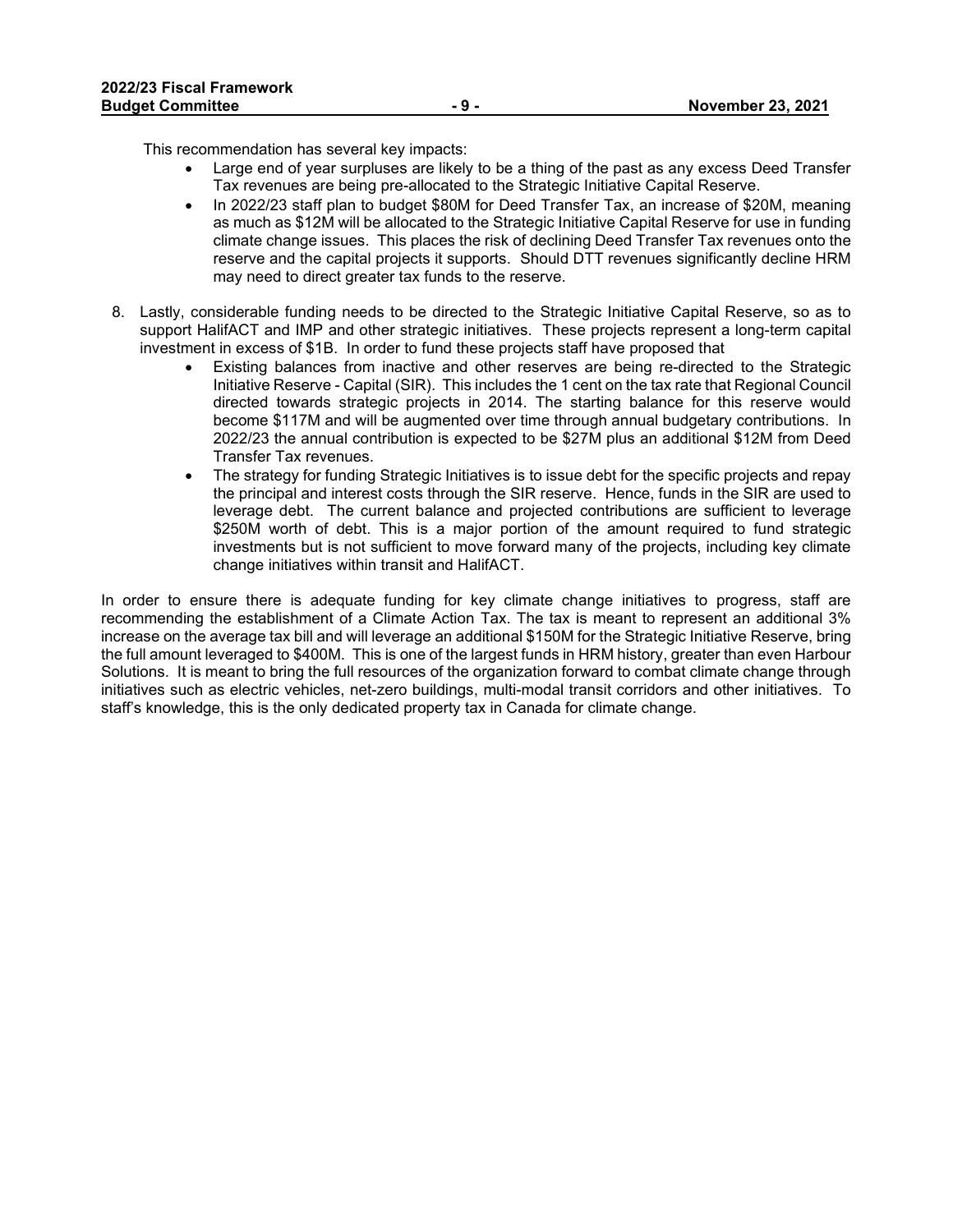This recommendation has several key impacts:

- Large end of year surpluses are likely to be a thing of the past as any excess Deed Transfer Tax revenues are being pre-allocated to the Strategic Initiative Capital Reserve.
- In 2022/23 staff plan to budget $80M for Deed Transfer Tax, an increase of $20M, meaning as much as $12M will be allocated to the Strategic Initiative Capital Reserve for use in funding climate change issues. This places the risk of declining Deed Transfer Tax revenues onto the reserve and the capital projects it supports. Should DTT revenues significantly decline HRM may need to direct greater tax funds to the reserve.

8. Lastly, considerable funding needs to be directed to the Strategic Initiative Capital Reserve, so as to support HalifACT and IMP and other strategic initiatives. These projects represent a long-term capital investment in excess of $1B. In order to fund these projects staff have proposed that
   - Existing balances from inactive and other reserves are being re-directed to the Strategic Initiative Reserve - Capital (SIR). This includes the 1 cent on the tax rate that Regional Council directed towards strategic projects in 2014. The starting balance for this reserve would become $117M and will be augmented over time through annual budgetary contributions. In 2022/23 the annual contribution is expected to be $27M plus an additional $12M from Deed Transfer Tax revenues.
   - The strategy for funding Strategic Initiatives is to issue debt for the specific projects and repay the principal and interest costs through the SIR reserve. Hence, funds in the SIR are used to leverage debt. The current balance and projected contributions are sufficient to leverage $250M worth of debt. This is a major portion of the amount required to fund strategic investments but is not sufficient to move forward many of the projects, including key climate change initiatives within transit and HalifACT.

In order to ensure there is adequate funding for key climate change initiatives to progress, staff are recommending the establishment of a Climate Action Tax. The tax is meant to represent an additional 3% increase on the average tax bill and will leverage an additional $150M for the Strategic Initiative Reserve, bring the full amount leveraged to $400M. This is one of the largest funds in HRM history, greater than even Harbour Solutions. It is meant to bring the full resources of the organization forward to combat climate change through initiatives such as electric vehicles, net-zero buildings, multi-modal transit corridors and other initiatives. To staff's knowledge, this is the only dedicated property tax in Canada for climate change.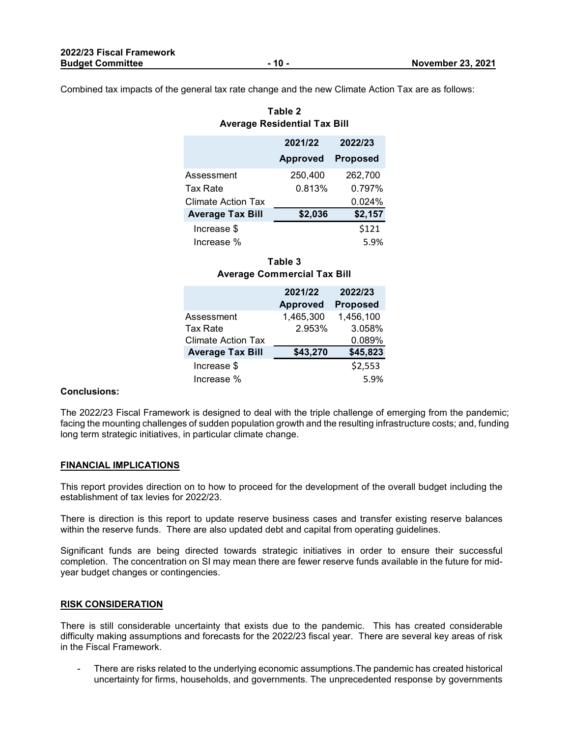Combined tax impacts of the general tax rate change and the new Climate Action Tax are as follows:

**Table 2**
**Average Residential Tax Bill**

| | 2021/22 Approved | 2022/23 Proposed |
|---|---|---|
| Assessment | 250,400 | 262,700 |
| Tax Rate | 0.813% | 0.797% |
| Climate Action Tax | | 0.024% |
| **Average Tax Bill** | **$2,036** | **$2,157** |
| Increase $ | | $121 |
| Increase % | | 5.9% |

**Table 3**
**Average Commercial Tax Bill**

| | 2021/22 Approved | 2022/23 Proposed |
|---|---|---|
| Assessment | 1,465,300 | 1,456,100 |
| Tax Rate | 2.953% | 3.058% |
| Climate Action Tax | | 0.089% |
| **Average Tax Bill** | **$43,270** | **$45,823** |
| Increase $ | | $2,553 |
| Increase % | | 5.9% |

**Conclusions:**

The 2022/23 Fiscal Framework is designed to deal with the triple challenge of emerging from the pandemic; facing the mounting challenges of sudden population growth and the resulting infrastructure costs; and, funding long term strategic initiatives, in particular climate change.

## FINANCIAL IMPLICATIONS

This report provides direction on to how to proceed for the development of the overall budget including the establishment of tax levies for 2022/23.

There is direction is this report to update reserve business cases and transfer existing reserve balances within the reserve funds. There are also updated debt and capital from operating guidelines.

Significant funds are being directed towards strategic initiatives in order to ensure their successful completion. The concentration on SI may mean there are fewer reserve funds available in the future for mid-year budget changes or contingencies.

## RISK CONSIDERATION

There is still considerable uncertainty that exists due to the pandemic. This has created considerable difficulty making assumptions and forecasts for the 2022/23 fiscal year. There are several key areas of risk in the Fiscal Framework.

- There are risks related to the underlying economic assumptions.The pandemic has created historical uncertainty for firms, households, and governments. The unprecedented response by governments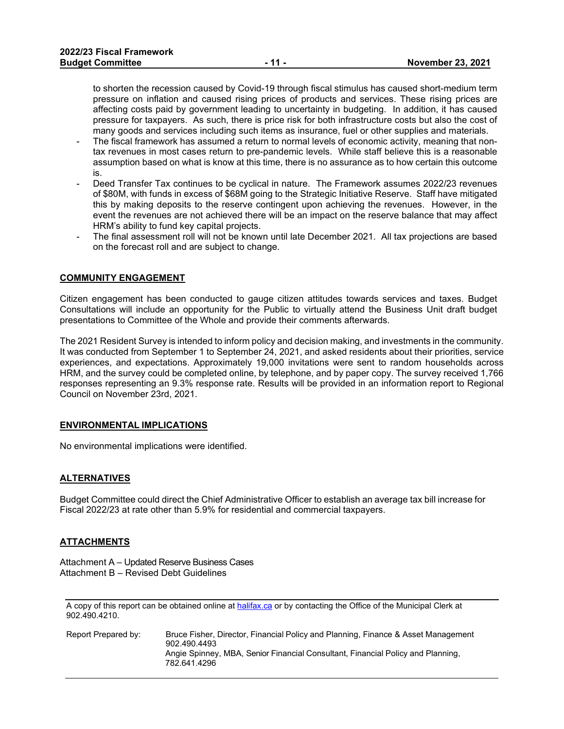to shorten the recession caused by Covid-19 through fiscal stimulus has caused short-medium term pressure on inflation and caused rising prices of products and services. These rising prices are affecting costs paid by government leading to uncertainty in budgeting. In addition, it has caused pressure for taxpayers. As such, there is price risk for both infrastructure costs but also the cost of many goods and services including such items as insurance, fuel or other supplies and materials.

- The fiscal framework has assumed a return to normal levels of economic activity, meaning that non-tax revenues in most cases return to pre-pandemic levels. While staff believe this is a reasonable assumption based on what is know at this time, there is no assurance as to how certain this outcome is.
- Deed Transfer Tax continues to be cyclical in nature. The Framework assumes 2022/23 revenues of $80M, with funds in excess of $68M going to the Strategic Initiative Reserve. Staff have mitigated this by making deposits to the reserve contingent upon achieving the revenues. However, in the event the revenues are not achieved there will be an impact on the reserve balance that may affect HRM's ability to fund key capital projects.
- The final assessment roll will not be known until late December 2021. All tax projections are based on the forecast roll and are subject to change.

## COMMUNITY ENGAGEMENT

Citizen engagement has been conducted to gauge citizen attitudes towards services and taxes. Budget Consultations will include an opportunity for the Public to virtually attend the Business Unit draft budget presentations to Committee of the Whole and provide their comments afterwards.

The 2021 Resident Survey is intended to inform policy and decision making, and investments in the community. It was conducted from September 1 to September 24, 2021, and asked residents about their priorities, service experiences, and expectations. Approximately 19,000 invitations were sent to random households across HRM, and the survey could be completed online, by telephone, and by paper copy. The survey received 1,766 responses representing an 9.3% response rate. Results will be provided in an information report to Regional Council on November 23rd, 2021.

## ENVIRONMENTAL IMPLICATIONS

No environmental implications were identified.

## ALTERNATIVES

Budget Committee could direct the Chief Administrative Officer to establish an average tax bill increase for Fiscal 2022/23 at rate other than 5.9% for residential and commercial taxpayers.

## ATTACHMENTS

Attachment A – Updated Reserve Business Cases
Attachment B – Revised Debt Guidelines

---

A copy of this report can be obtained online at [halifax.ca](halifax.ca) or by contacting the Office of the Municipal Clerk at 902.490.4210.

Report Prepared by: Bruce Fisher, Director, Financial Policy and Planning, Finance & Asset Management 902.490.4493
Angie Spinney, MBA, Senior Financial Consultant, Financial Policy and Planning, 782.641.4296

---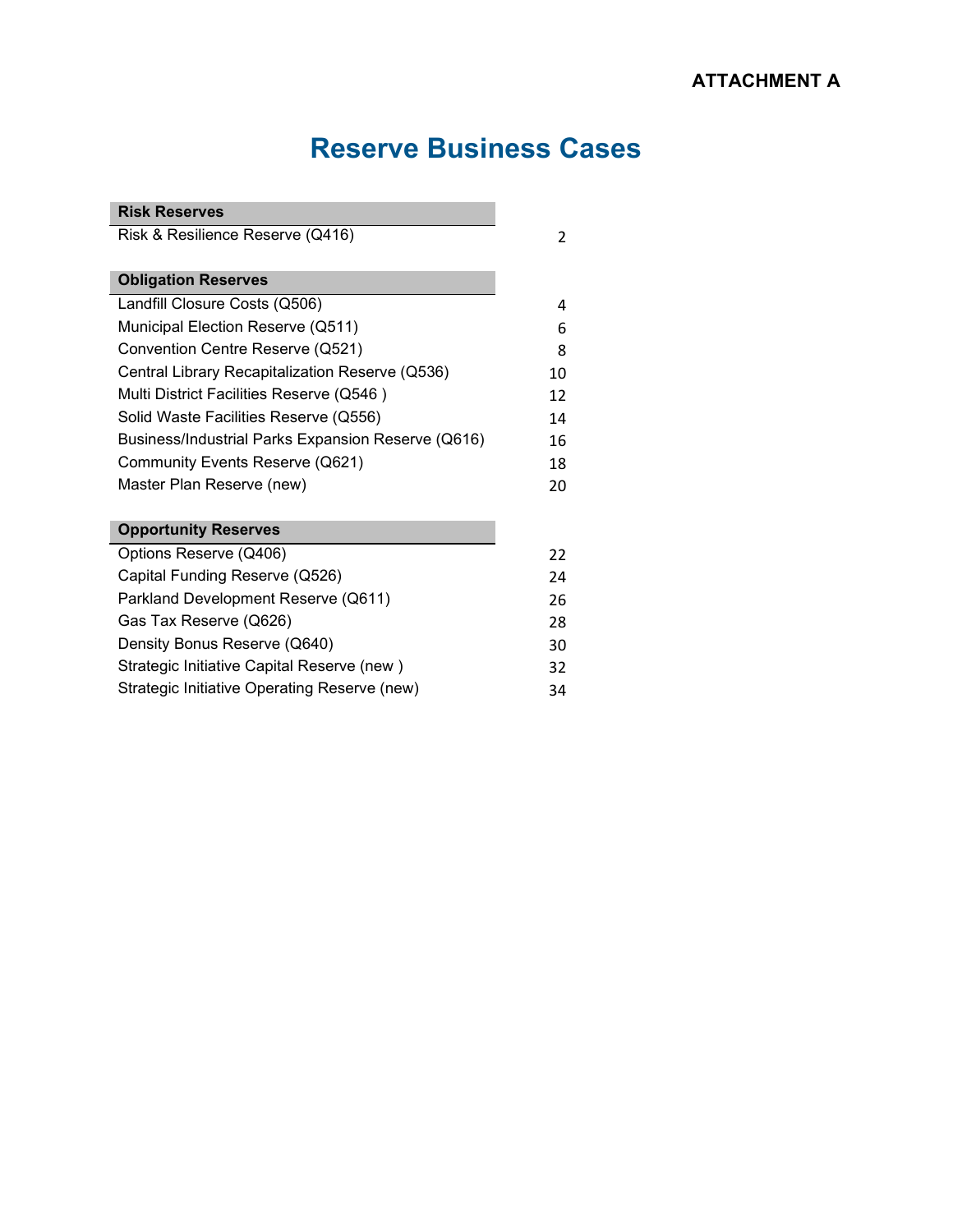**ATTACHMENT A**

# Reserve Business Cases

| Risk Reserves | |
|---|---|
| Risk & Resilience Reserve (Q416) | 2 |
| | |
| **Obligation Reserves** | |
| Landfill Closure Costs (Q506) | 4 |
| Municipal Election Reserve (Q511) | 6 |
| Convention Centre Reserve (Q521) | 8 |
| Central Library Recapitalization Reserve (Q536) | 10 |
| Multi District Facilities Reserve (Q546 ) | 12 |
| Solid Waste Facilities Reserve (Q556) | 14 |
| Business/Industrial Parks Expansion Reserve (Q616) | 16 |
| Community Events Reserve (Q621) | 18 |
| Master Plan Reserve (new) | 20 |
| | |
| **Opportunity Reserves** | |
| Options Reserve (Q406) | 22 |
| Capital Funding Reserve (Q526) | 24 |
| Parkland Development Reserve (Q611) | 26 |
| Gas Tax Reserve (Q626) | 28 |
| Density Bonus Reserve (Q640) | 30 |
| Strategic Initiative Capital Reserve (new ) | 32 |
| Strategic Initiative Operating Reserve (new) | 34 |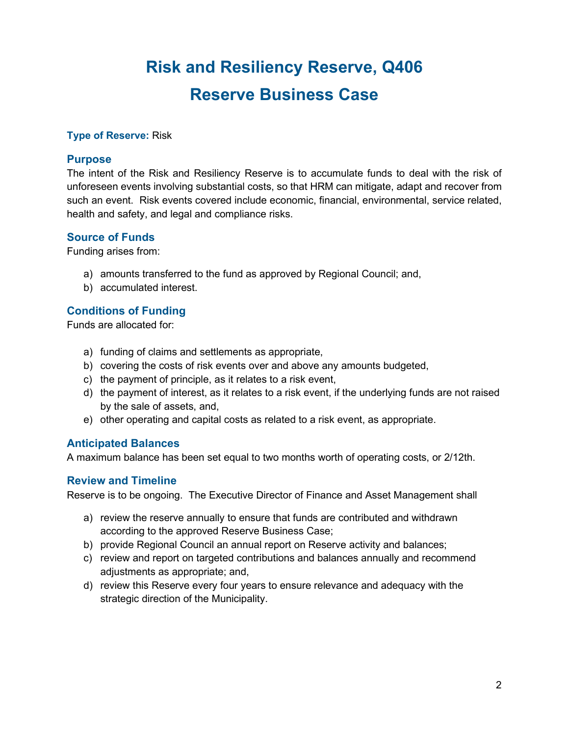# Risk and Resiliency Reserve, Q406

# Reserve Business Case

**Type of Reserve:** Risk

## Purpose

The intent of the Risk and Resiliency Reserve is to accumulate funds to deal with the risk of unforeseen events involving substantial costs, so that HRM can mitigate, adapt and recover from such an event. Risk events covered include economic, financial, environmental, service related, health and safety, and legal and compliance risks.

## Source of Funds

Funding arises from:

a) amounts transferred to the fund as approved by Regional Council; and,
b) accumulated interest.

## Conditions of Funding

Funds are allocated for:

a) funding of claims and settlements as appropriate,
b) covering the costs of risk events over and above any amounts budgeted,
c) the payment of principle, as it relates to a risk event,
d) the payment of interest, as it relates to a risk event, if the underlying funds are not raised by the sale of assets, and,
e) other operating and capital costs as related to a risk event, as appropriate.

## Anticipated Balances

A maximum balance has been set equal to two months worth of operating costs, or 2/12th.

## Review and Timeline

Reserve is to be ongoing. The Executive Director of Finance and Asset Management shall

a) review the reserve annually to ensure that funds are contributed and withdrawn according to the approved Reserve Business Case;
b) provide Regional Council an annual report on Reserve activity and balances;
c) review and report on targeted contributions and balances annually and recommend adjustments as appropriate; and,
d) review this Reserve every four years to ensure relevance and adequacy with the strategic direction of the Municipality.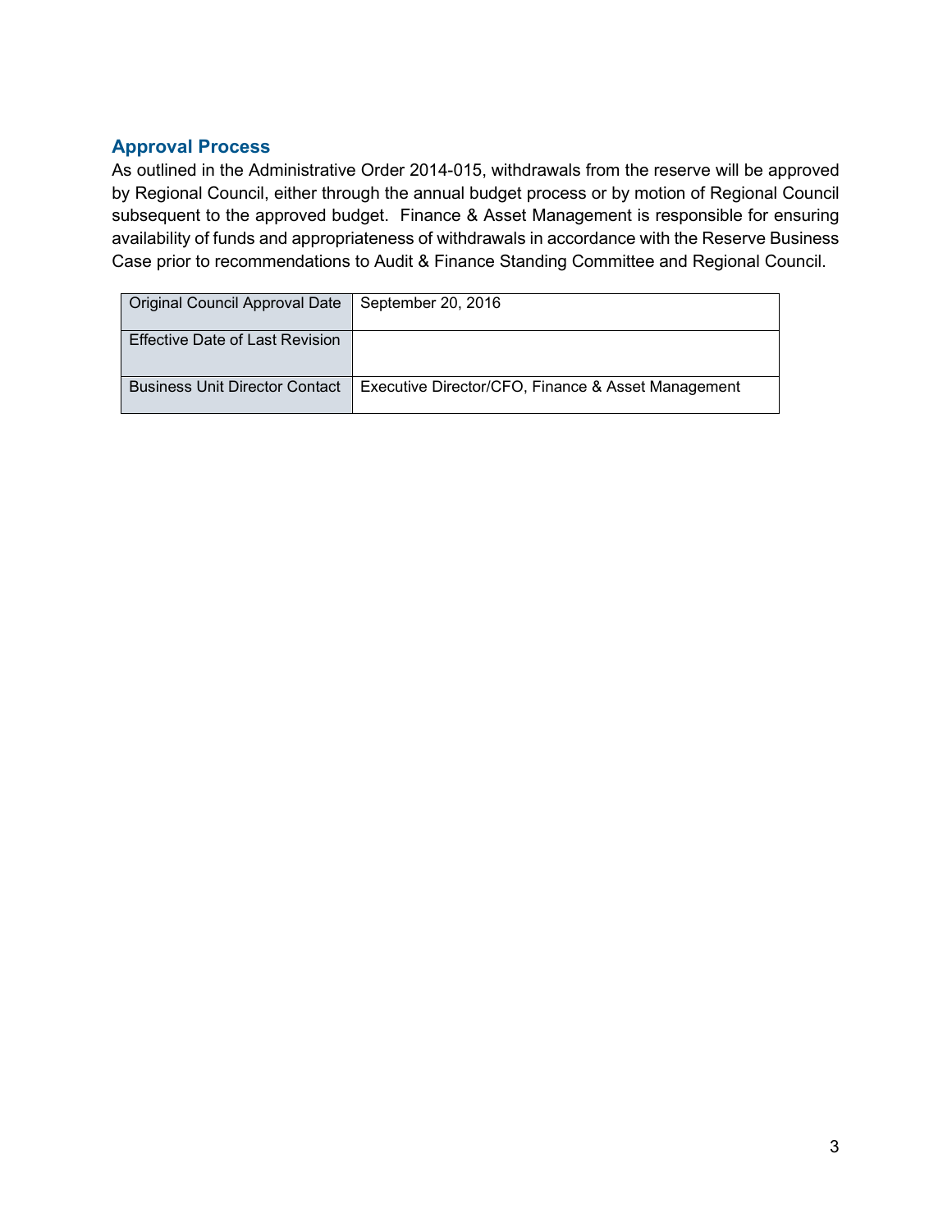## Approval Process

As outlined in the Administrative Order 2014-015, withdrawals from the reserve will be approved by Regional Council, either through the annual budget process or by motion of Regional Council subsequent to the approved budget. Finance & Asset Management is responsible for ensuring availability of funds and appropriateness of withdrawals in accordance with the Reserve Business Case prior to recommendations to Audit & Finance Standing Committee and Regional Council.

| | |
|---|---|
| Original Council Approval Date | September 20, 2016 |
| Effective Date of Last Revision | |
| Business Unit Director Contact | Executive Director/CFO, Finance & Asset Management |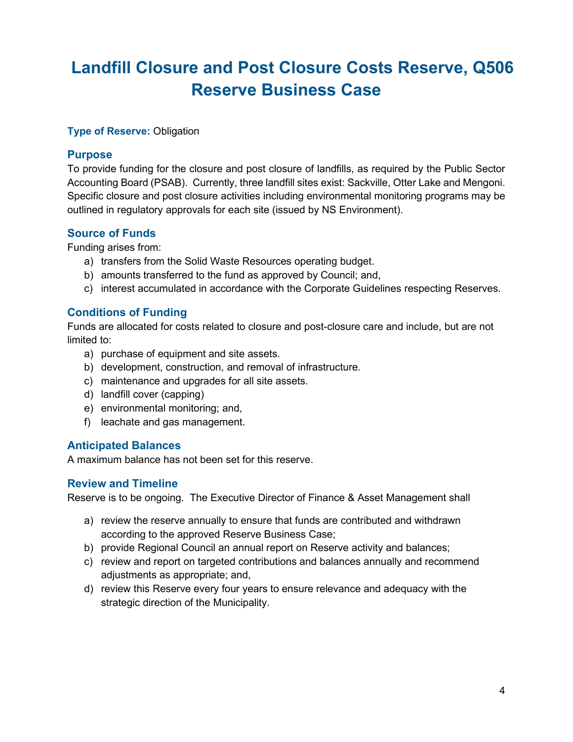# Landfill Closure and Post Closure Costs Reserve, Q506 Reserve Business Case

**Type of Reserve:** Obligation

### Purpose

To provide funding for the closure and post closure of landfills, as required by the Public Sector Accounting Board (PSAB). Currently, three landfill sites exist: Sackville, Otter Lake and Mengoni. Specific closure and post closure activities including environmental monitoring programs may be outlined in regulatory approvals for each site (issued by NS Environment).

### Source of Funds

Funding arises from:

a) transfers from the Solid Waste Resources operating budget.
b) amounts transferred to the fund as approved by Council; and,
c) interest accumulated in accordance with the Corporate Guidelines respecting Reserves.

### Conditions of Funding

Funds are allocated for costs related to closure and post-closure care and include, but are not limited to:

a) purchase of equipment and site assets.
b) development, construction, and removal of infrastructure.
c) maintenance and upgrades for all site assets.
d) landfill cover (capping)
e) environmental monitoring; and,
f) leachate and gas management.

### Anticipated Balances

A maximum balance has not been set for this reserve.

### Review and Timeline

Reserve is to be ongoing. The Executive Director of Finance & Asset Management shall

a) review the reserve annually to ensure that funds are contributed and withdrawn according to the approved Reserve Business Case;
b) provide Regional Council an annual report on Reserve activity and balances;
c) review and report on targeted contributions and balances annually and recommend adjustments as appropriate; and,
d) review this Reserve every four years to ensure relevance and adequacy with the strategic direction of the Municipality.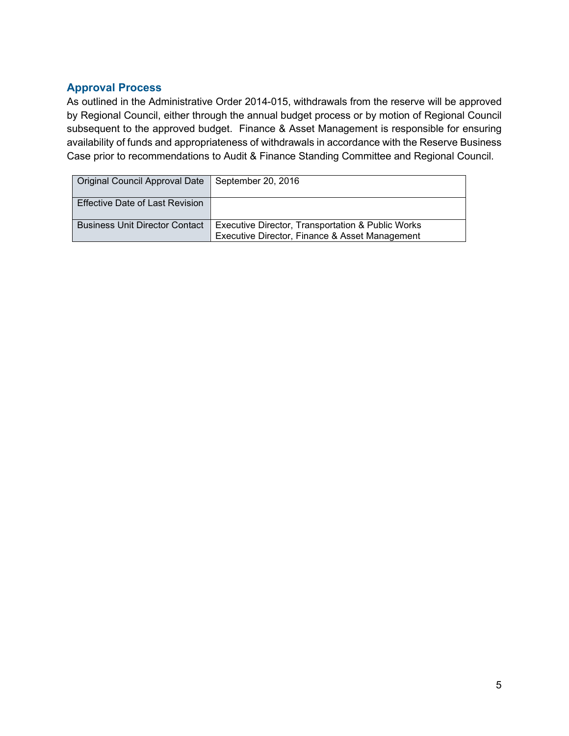## Approval Process

As outlined in the Administrative Order 2014-015, withdrawals from the reserve will be approved by Regional Council, either through the annual budget process or by motion of Regional Council subsequent to the approved budget. Finance & Asset Management is responsible for ensuring availability of funds and appropriateness of withdrawals in accordance with the Reserve Business Case prior to recommendations to Audit & Finance Standing Committee and Regional Council.

| | |
|---|---|
| Original Council Approval Date | September 20, 2016 |
| Effective Date of Last Revision | |
| Business Unit Director Contact | Executive Director, Transportation & Public Works<br>Executive Director, Finance & Asset Management |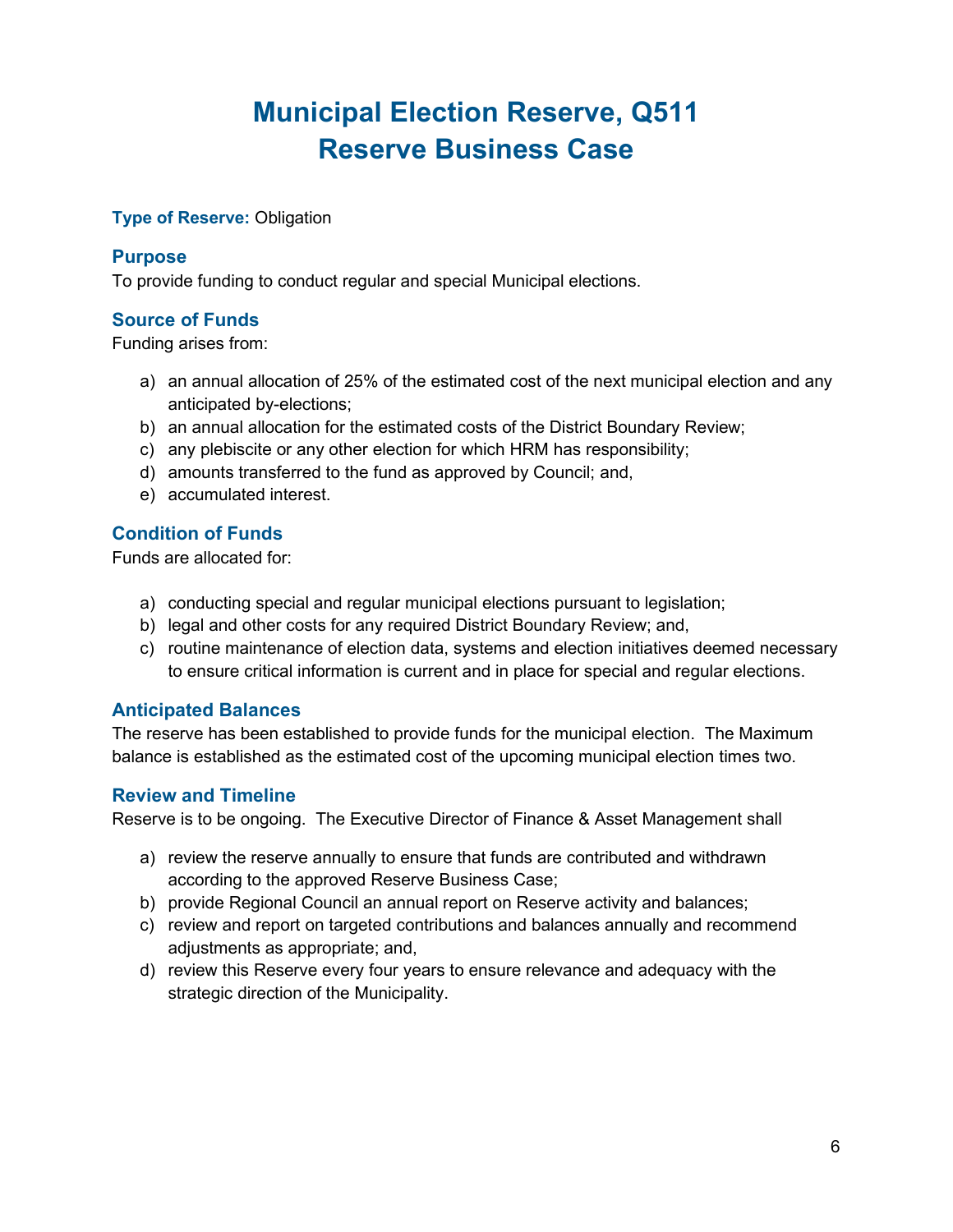# Municipal Election Reserve, Q511
# Reserve Business Case

**Type of Reserve:** Obligation

## Purpose

To provide funding to conduct regular and special Municipal elections.

## Source of Funds

Funding arises from:

a) an annual allocation of 25% of the estimated cost of the next municipal election and any anticipated by-elections;
b) an annual allocation for the estimated costs of the District Boundary Review;
c) any plebiscite or any other election for which HRM has responsibility;
d) amounts transferred to the fund as approved by Council; and,
e) accumulated interest.

## Condition of Funds

Funds are allocated for:

a) conducting special and regular municipal elections pursuant to legislation;
b) legal and other costs for any required District Boundary Review; and,
c) routine maintenance of election data, systems and election initiatives deemed necessary to ensure critical information is current and in place for special and regular elections.

## Anticipated Balances

The reserve has been established to provide funds for the municipal election. The Maximum balance is established as the estimated cost of the upcoming municipal election times two.

## Review and Timeline

Reserve is to be ongoing. The Executive Director of Finance & Asset Management shall

a) review the reserve annually to ensure that funds are contributed and withdrawn according to the approved Reserve Business Case;
b) provide Regional Council an annual report on Reserve activity and balances;
c) review and report on targeted contributions and balances annually and recommend adjustments as appropriate; and,
d) review this Reserve every four years to ensure relevance and adequacy with the strategic direction of the Municipality.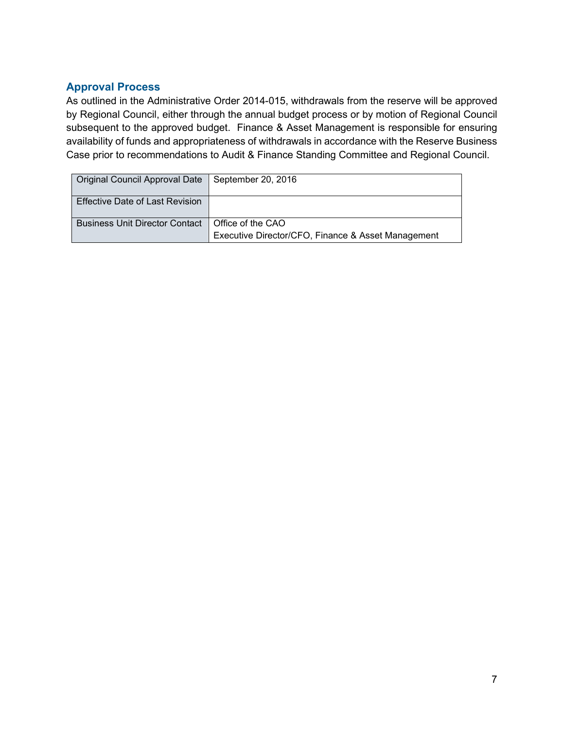## Approval Process

As outlined in the Administrative Order 2014-015, withdrawals from the reserve will be approved by Regional Council, either through the annual budget process or by motion of Regional Council subsequent to the approved budget. Finance & Asset Management is responsible for ensuring availability of funds and appropriateness of withdrawals in accordance with the Reserve Business Case prior to recommendations to Audit & Finance Standing Committee and Regional Council.

| | |
|---|---|
| Original Council Approval Date | September 20, 2016 |
| Effective Date of Last Revision | |
| Business Unit Director Contact | Office of the CAO<br>Executive Director/CFO, Finance & Asset Management |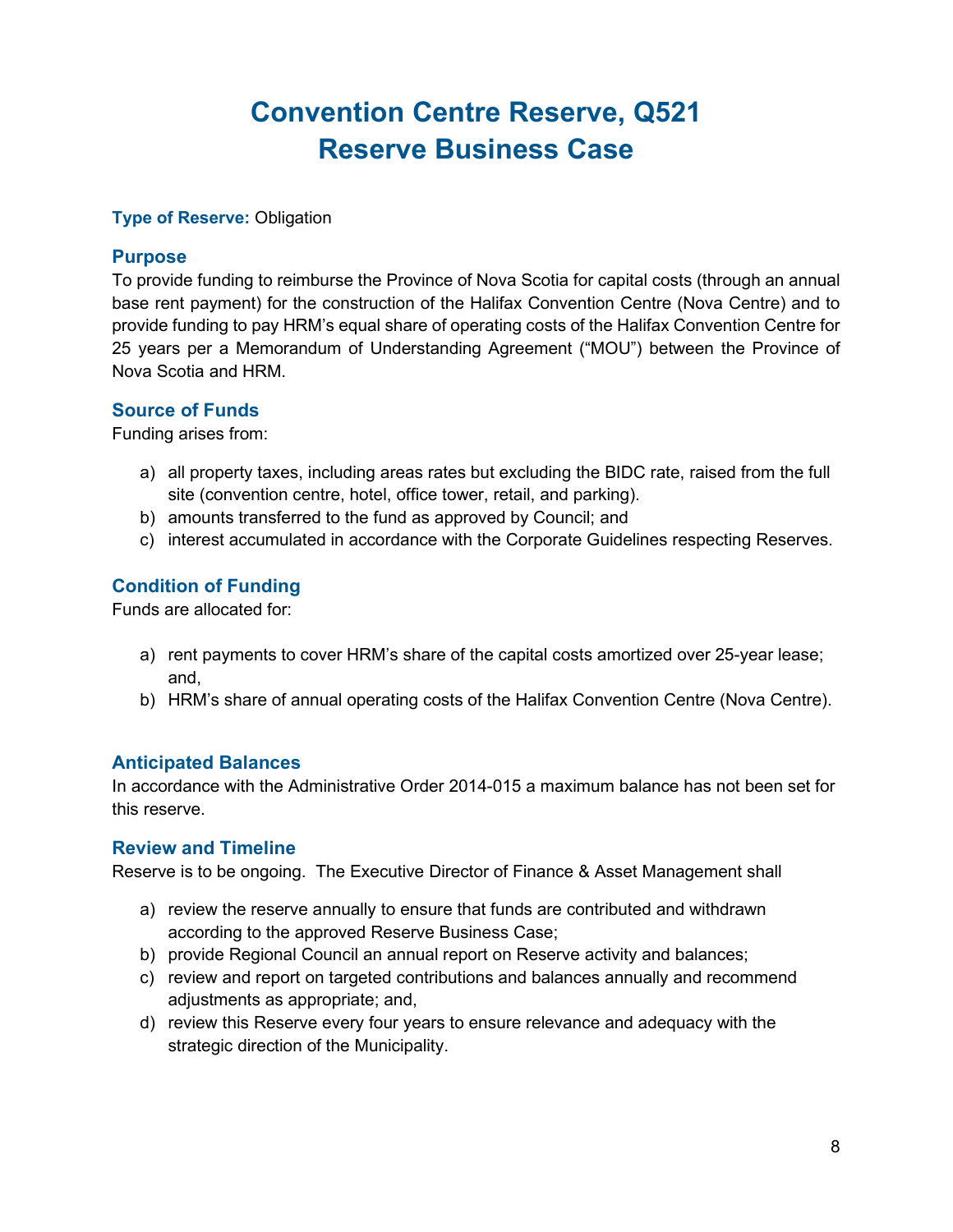# Convention Centre Reserve, Q521
# Reserve Business Case

**Type of Reserve:** Obligation

### Purpose

To provide funding to reimburse the Province of Nova Scotia for capital costs (through an annual base rent payment) for the construction of the Halifax Convention Centre (Nova Centre) and to provide funding to pay HRM's equal share of operating costs of the Halifax Convention Centre for 25 years per a Memorandum of Understanding Agreement ("MOU") between the Province of Nova Scotia and HRM.

### Source of Funds

Funding arises from:

a) all property taxes, including areas rates but excluding the BIDC rate, raised from the full site (convention centre, hotel, office tower, retail, and parking).
b) amounts transferred to the fund as approved by Council; and
c) interest accumulated in accordance with the Corporate Guidelines respecting Reserves.

### Condition of Funding

Funds are allocated for:

a) rent payments to cover HRM's share of the capital costs amortized over 25-year lease; and,
b) HRM's share of annual operating costs of the Halifax Convention Centre (Nova Centre).

### Anticipated Balances

In accordance with the Administrative Order 2014-015 a maximum balance has not been set for this reserve.

### Review and Timeline

Reserve is to be ongoing. The Executive Director of Finance & Asset Management shall

a) review the reserve annually to ensure that funds are contributed and withdrawn according to the approved Reserve Business Case;
b) provide Regional Council an annual report on Reserve activity and balances;
c) review and report on targeted contributions and balances annually and recommend adjustments as appropriate; and,
d) review this Reserve every four years to ensure relevance and adequacy with the strategic direction of the Municipality.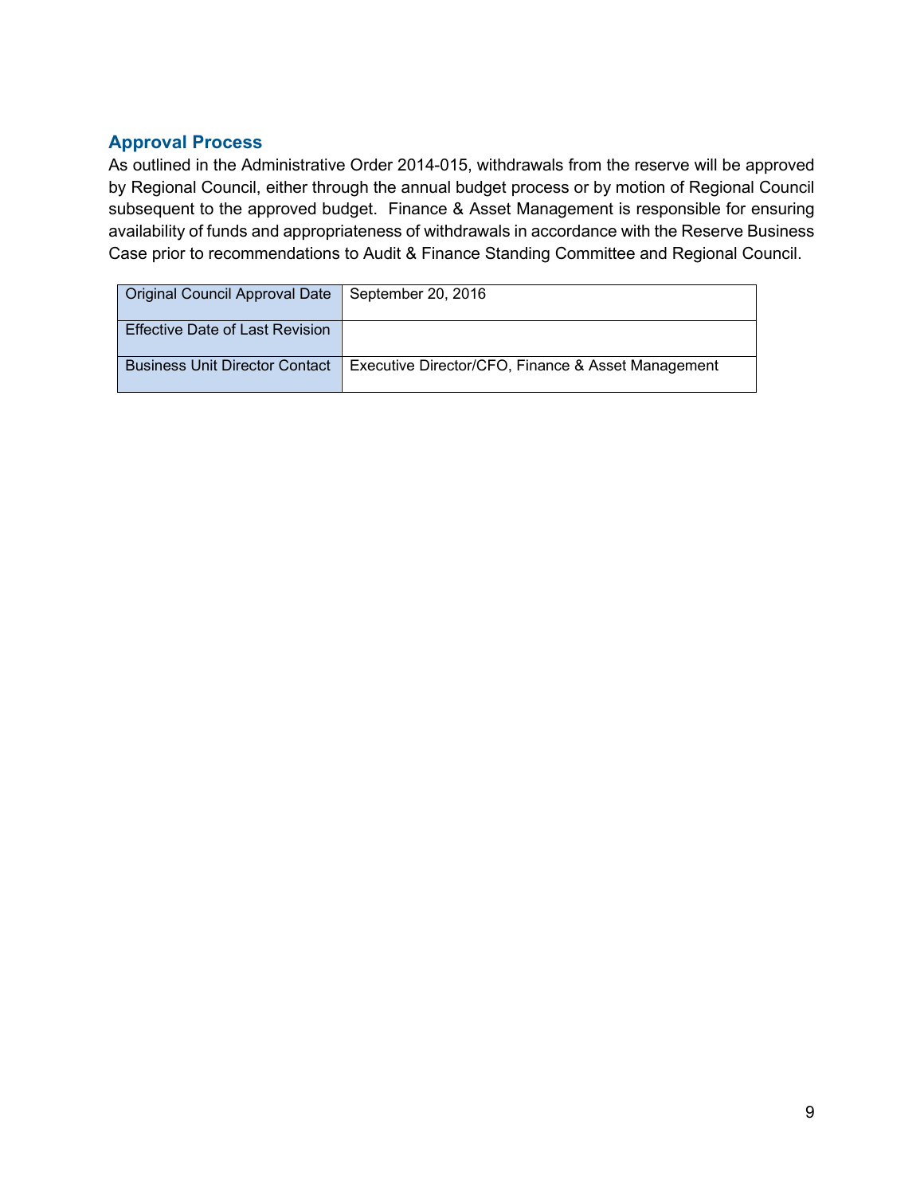## Approval Process

As outlined in the Administrative Order 2014-015, withdrawals from the reserve will be approved by Regional Council, either through the annual budget process or by motion of Regional Council subsequent to the approved budget. Finance & Asset Management is responsible for ensuring availability of funds and appropriateness of withdrawals in accordance with the Reserve Business Case prior to recommendations to Audit & Finance Standing Committee and Regional Council.

| | |
|---|---|
| Original Council Approval Date | September 20, 2016 |
| Effective Date of Last Revision | |
| Business Unit Director Contact | Executive Director/CFO, Finance & Asset Management |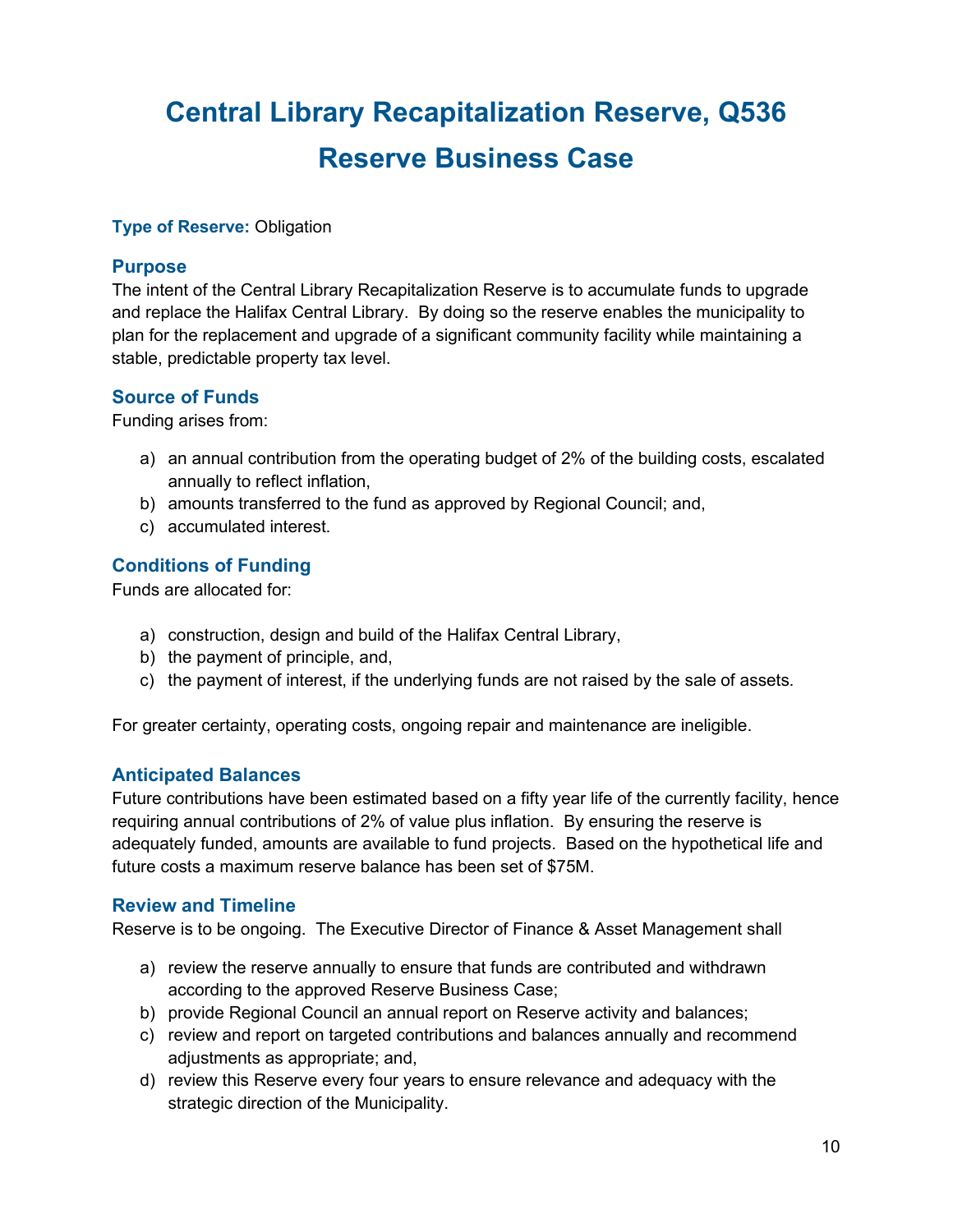# Central Library Recapitalization Reserve, Q536

# Reserve Business Case

**Type of Reserve:** Obligation

## Purpose

The intent of the Central Library Recapitalization Reserve is to accumulate funds to upgrade and replace the Halifax Central Library. By doing so the reserve enables the municipality to plan for the replacement and upgrade of a significant community facility while maintaining a stable, predictable property tax level.

## Source of Funds

Funding arises from:

a) an annual contribution from the operating budget of 2% of the building costs, escalated annually to reflect inflation,
b) amounts transferred to the fund as approved by Regional Council; and,
c) accumulated interest.

## Conditions of Funding

Funds are allocated for:

a) construction, design and build of the Halifax Central Library,
b) the payment of principle, and,
c) the payment of interest, if the underlying funds are not raised by the sale of assets.

For greater certainty, operating costs, ongoing repair and maintenance are ineligible.

## Anticipated Balances

Future contributions have been estimated based on a fifty year life of the currently facility, hence requiring annual contributions of 2% of value plus inflation. By ensuring the reserve is adequately funded, amounts are available to fund projects. Based on the hypothetical life and future costs a maximum reserve balance has been set of $75M.

## Review and Timeline

Reserve is to be ongoing. The Executive Director of Finance & Asset Management shall

a) review the reserve annually to ensure that funds are contributed and withdrawn according to the approved Reserve Business Case;
b) provide Regional Council an annual report on Reserve activity and balances;
c) review and report on targeted contributions and balances annually and recommend adjustments as appropriate; and,
d) review this Reserve every four years to ensure relevance and adequacy with the strategic direction of the Municipality.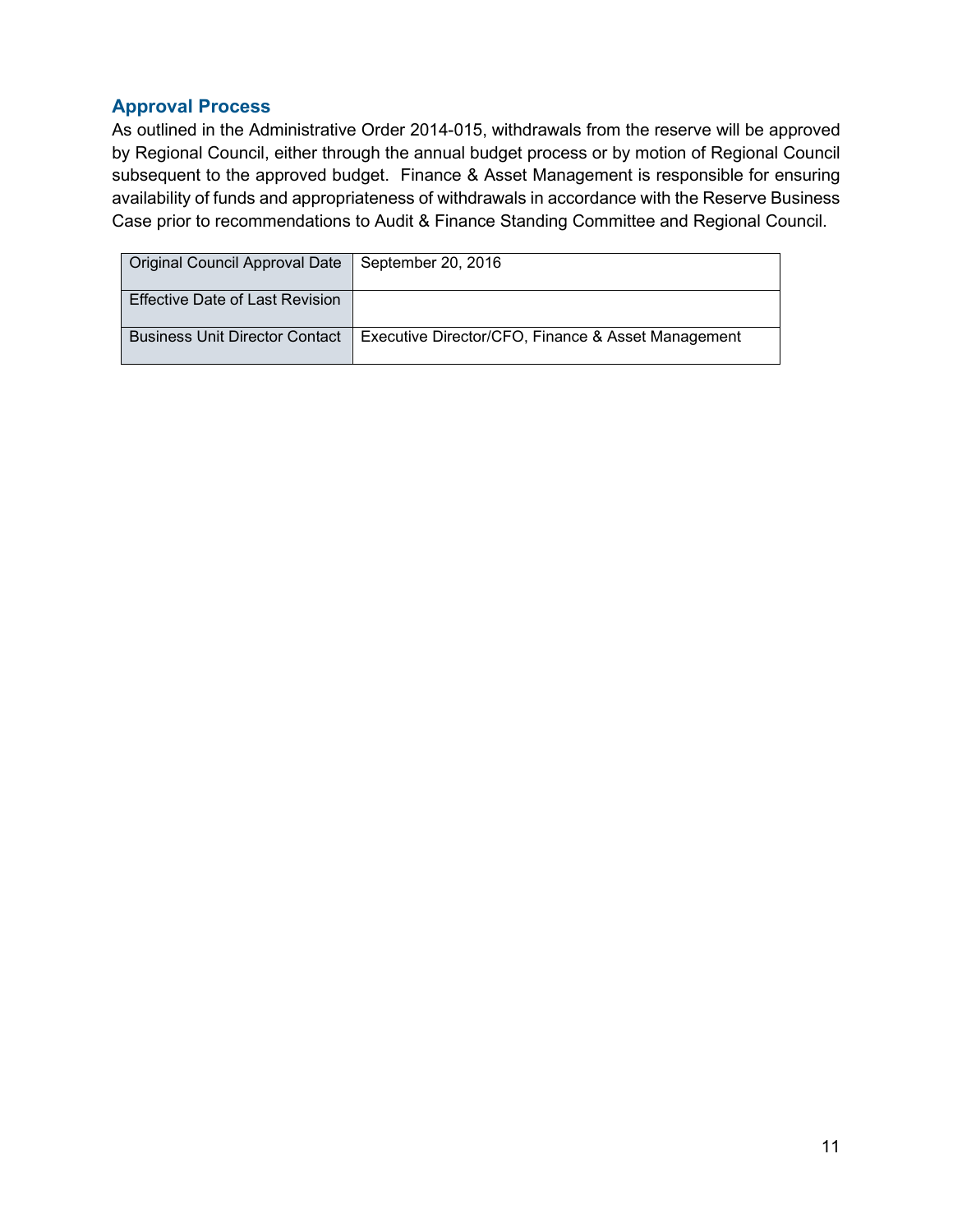## Approval Process

As outlined in the Administrative Order 2014-015, withdrawals from the reserve will be approved by Regional Council, either through the annual budget process or by motion of Regional Council subsequent to the approved budget. Finance & Asset Management is responsible for ensuring availability of funds and appropriateness of withdrawals in accordance with the Reserve Business Case prior to recommendations to Audit & Finance Standing Committee and Regional Council.

| | |
|---|---|
| Original Council Approval Date | September 20, 2016 |
| Effective Date of Last Revision | |
| Business Unit Director Contact | Executive Director/CFO, Finance & Asset Management |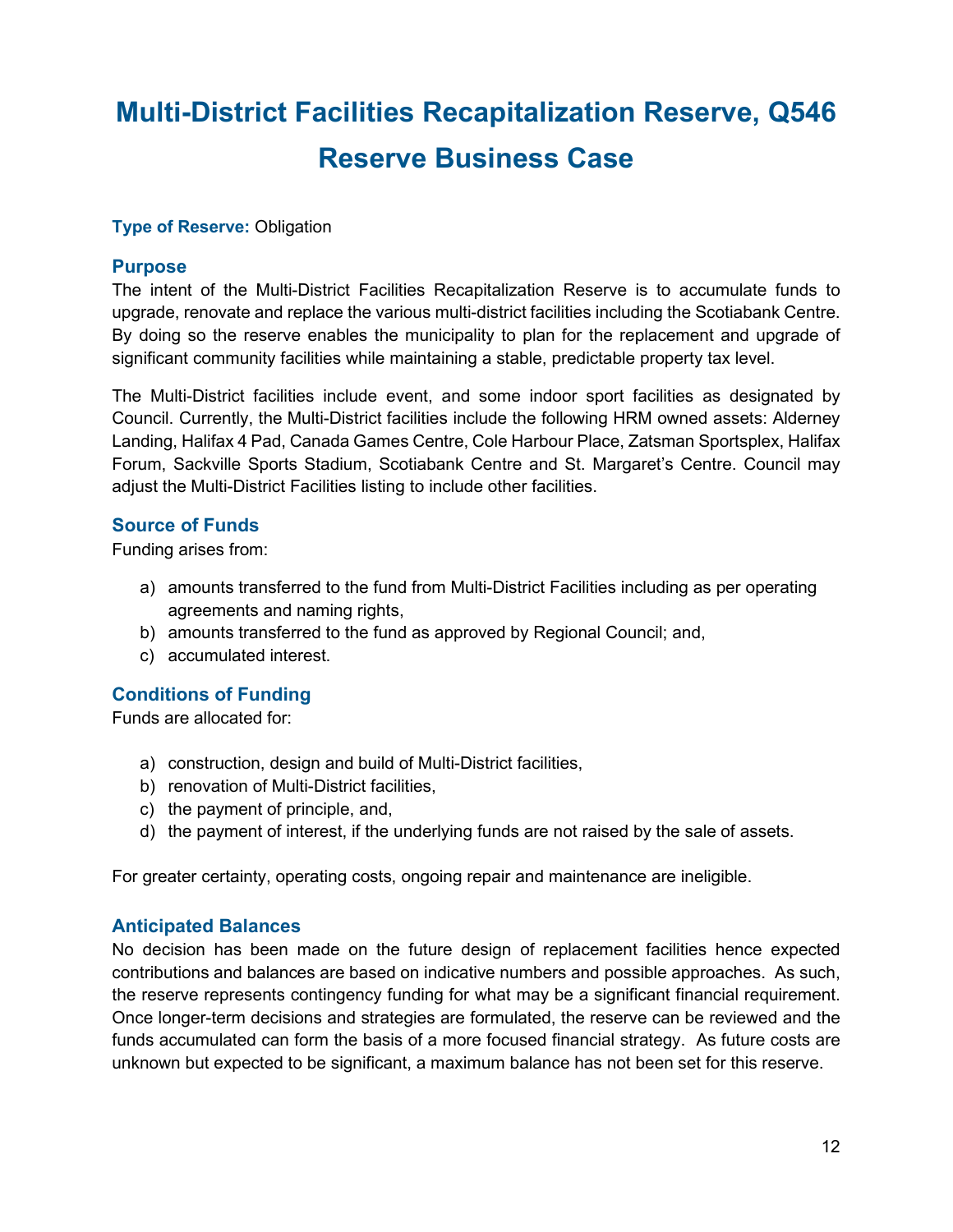# Multi-District Facilities Recapitalization Reserve, Q546 Reserve Business Case

**Type of Reserve:** Obligation

## Purpose

The intent of the Multi-District Facilities Recapitalization Reserve is to accumulate funds to upgrade, renovate and replace the various multi-district facilities including the Scotiabank Centre. By doing so the reserve enables the municipality to plan for the replacement and upgrade of significant community facilities while maintaining a stable, predictable property tax level.

The Multi-District facilities include event, and some indoor sport facilities as designated by Council. Currently, the Multi-District facilities include the following HRM owned assets: Alderney Landing, Halifax 4 Pad, Canada Games Centre, Cole Harbour Place, Zatsman Sportsplex, Halifax Forum, Sackville Sports Stadium, Scotiabank Centre and St. Margaret's Centre. Council may adjust the Multi-District Facilities listing to include other facilities.

## Source of Funds

Funding arises from:

a) amounts transferred to the fund from Multi-District Facilities including as per operating agreements and naming rights,
b) amounts transferred to the fund as approved by Regional Council; and,
c) accumulated interest.

## Conditions of Funding

Funds are allocated for:

a) construction, design and build of Multi-District facilities,
b) renovation of Multi-District facilities,
c) the payment of principle, and,
d) the payment of interest, if the underlying funds are not raised by the sale of assets.

For greater certainty, operating costs, ongoing repair and maintenance are ineligible.

## Anticipated Balances

No decision has been made on the future design of replacement facilities hence expected contributions and balances are based on indicative numbers and possible approaches. As such, the reserve represents contingency funding for what may be a significant financial requirement. Once longer-term decisions and strategies are formulated, the reserve can be reviewed and the funds accumulated can form the basis of a more focused financial strategy. As future costs are unknown but expected to be significant, a maximum balance has not been set for this reserve.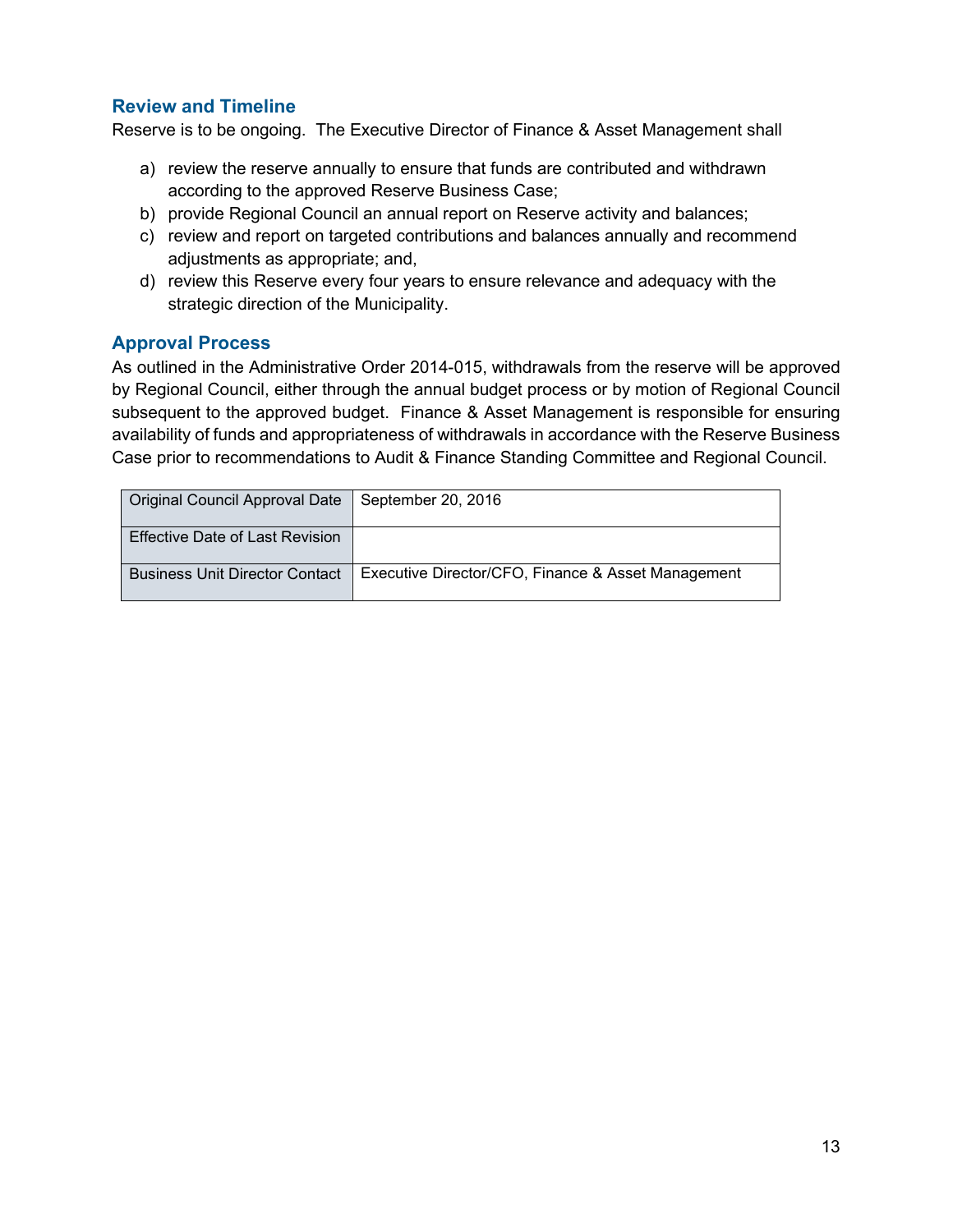### Review and Timeline

Reserve is to be ongoing. The Executive Director of Finance & Asset Management shall

a) review the reserve annually to ensure that funds are contributed and withdrawn according to the approved Reserve Business Case;
b) provide Regional Council an annual report on Reserve activity and balances;
c) review and report on targeted contributions and balances annually and recommend adjustments as appropriate; and,
d) review this Reserve every four years to ensure relevance and adequacy with the strategic direction of the Municipality.

### Approval Process

As outlined in the Administrative Order 2014-015, withdrawals from the reserve will be approved by Regional Council, either through the annual budget process or by motion of Regional Council subsequent to the approved budget. Finance & Asset Management is responsible for ensuring availability of funds and appropriateness of withdrawals in accordance with the Reserve Business Case prior to recommendations to Audit & Finance Standing Committee and Regional Council.

| | |
|---|---|
| Original Council Approval Date | September 20, 2016 |
| Effective Date of Last Revision | |
| Business Unit Director Contact | Executive Director/CFO, Finance & Asset Management |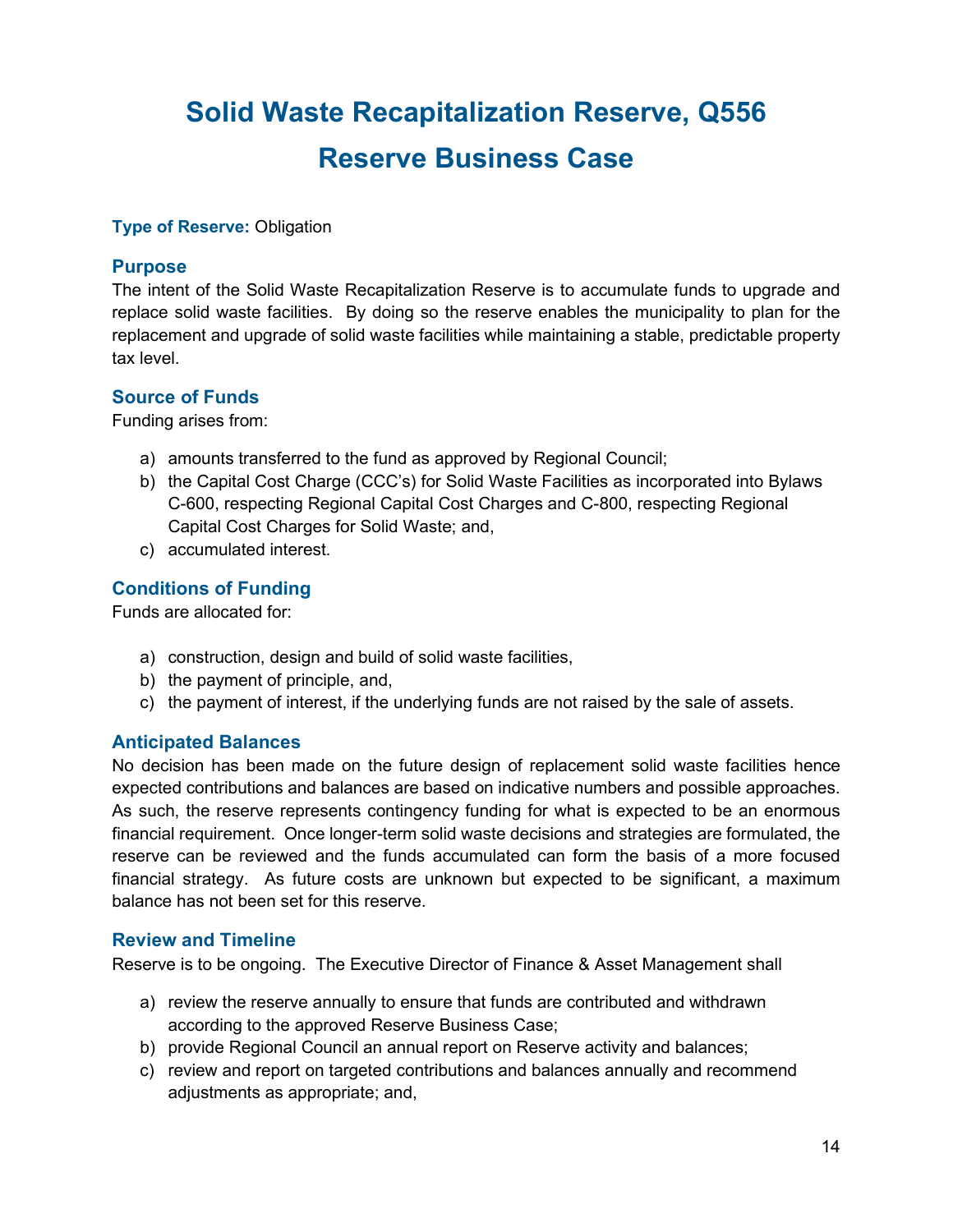# Solid Waste Recapitalization Reserve, Q556

# Reserve Business Case

**Type of Reserve:** Obligation

## Purpose

The intent of the Solid Waste Recapitalization Reserve is to accumulate funds to upgrade and replace solid waste facilities. By doing so the reserve enables the municipality to plan for the replacement and upgrade of solid waste facilities while maintaining a stable, predictable property tax level.

## Source of Funds

Funding arises from:

a) amounts transferred to the fund as approved by Regional Council;
b) the Capital Cost Charge (CCC's) for Solid Waste Facilities as incorporated into Bylaws C-600, respecting Regional Capital Cost Charges and C-800, respecting Regional Capital Cost Charges for Solid Waste; and,
c) accumulated interest.

## Conditions of Funding

Funds are allocated for:

a) construction, design and build of solid waste facilities,
b) the payment of principle, and,
c) the payment of interest, if the underlying funds are not raised by the sale of assets.

## Anticipated Balances

No decision has been made on the future design of replacement solid waste facilities hence expected contributions and balances are based on indicative numbers and possible approaches. As such, the reserve represents contingency funding for what is expected to be an enormous financial requirement. Once longer-term solid waste decisions and strategies are formulated, the reserve can be reviewed and the funds accumulated can form the basis of a more focused financial strategy. As future costs are unknown but expected to be significant, a maximum balance has not been set for this reserve.

## Review and Timeline

Reserve is to be ongoing. The Executive Director of Finance & Asset Management shall

a) review the reserve annually to ensure that funds are contributed and withdrawn according to the approved Reserve Business Case;
b) provide Regional Council an annual report on Reserve activity and balances;
c) review and report on targeted contributions and balances annually and recommend adjustments as appropriate; and,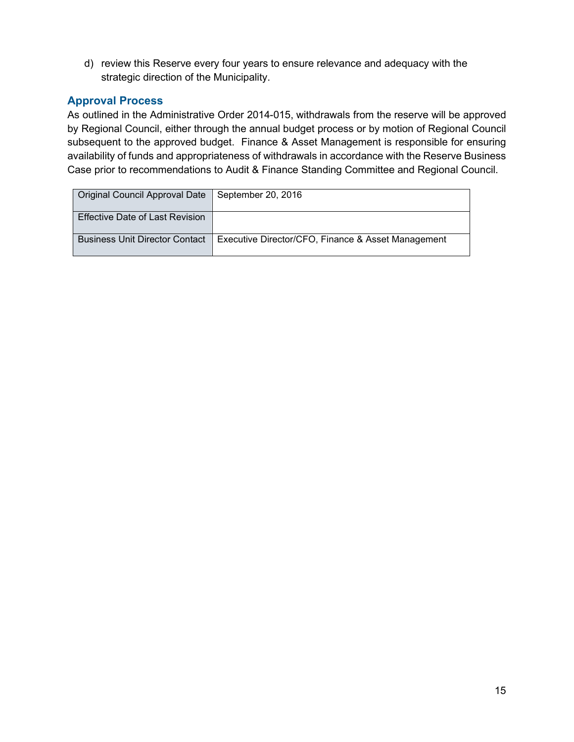d) review this Reserve every four years to ensure relevance and adequacy with the strategic direction of the Municipality.

### Approval Process

As outlined in the Administrative Order 2014-015, withdrawals from the reserve will be approved by Regional Council, either through the annual budget process or by motion of Regional Council subsequent to the approved budget. Finance & Asset Management is responsible for ensuring availability of funds and appropriateness of withdrawals in accordance with the Reserve Business Case prior to recommendations to Audit & Finance Standing Committee and Regional Council.

| | |
|---|---|
| Original Council Approval Date | September 20, 2016 |
| Effective Date of Last Revision | |
| Business Unit Director Contact | Executive Director/CFO, Finance & Asset Management |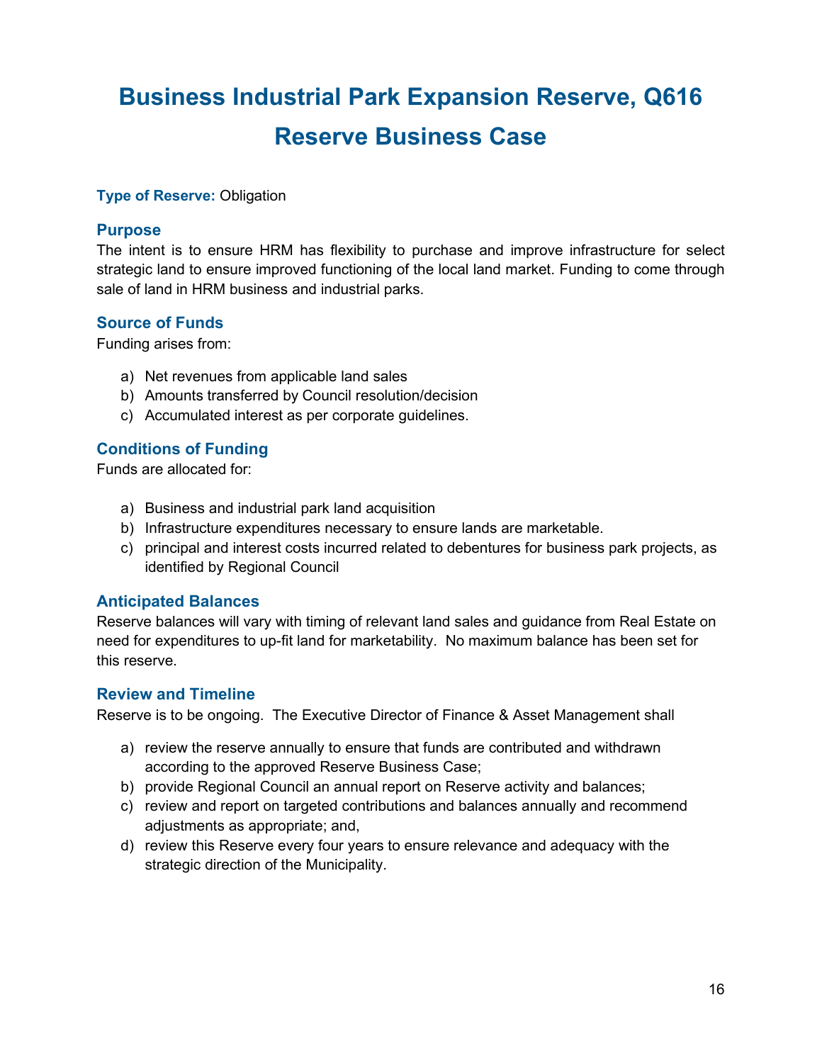# Business Industrial Park Expansion Reserve, Q616 Reserve Business Case

**Type of Reserve:** Obligation

### Purpose

The intent is to ensure HRM has flexibility to purchase and improve infrastructure for select strategic land to ensure improved functioning of the local land market. Funding to come through sale of land in HRM business and industrial parks.

### Source of Funds

Funding arises from:

a) Net revenues from applicable land sales
b) Amounts transferred by Council resolution/decision
c) Accumulated interest as per corporate guidelines.

### Conditions of Funding

Funds are allocated for:

a) Business and industrial park land acquisition
b) Infrastructure expenditures necessary to ensure lands are marketable.
c) principal and interest costs incurred related to debentures for business park projects, as identified by Regional Council

### Anticipated Balances

Reserve balances will vary with timing of relevant land sales and guidance from Real Estate on need for expenditures to up-fit land for marketability. No maximum balance has been set for this reserve.

### Review and Timeline

Reserve is to be ongoing. The Executive Director of Finance & Asset Management shall

a) review the reserve annually to ensure that funds are contributed and withdrawn according to the approved Reserve Business Case;
b) provide Regional Council an annual report on Reserve activity and balances;
c) review and report on targeted contributions and balances annually and recommend adjustments as appropriate; and,
d) review this Reserve every four years to ensure relevance and adequacy with the strategic direction of the Municipality.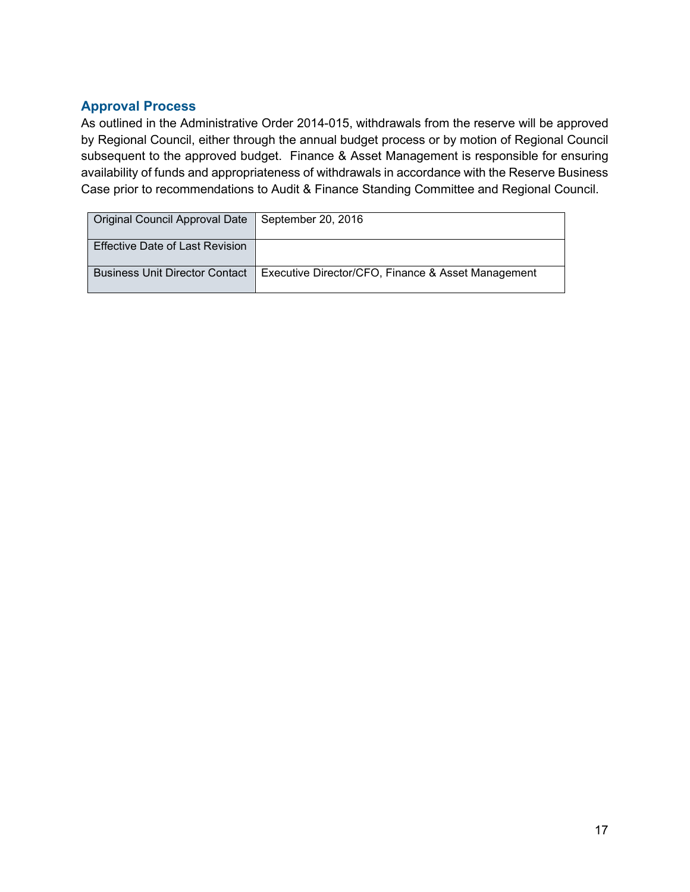## Approval Process

As outlined in the Administrative Order 2014-015, withdrawals from the reserve will be approved by Regional Council, either through the annual budget process or by motion of Regional Council subsequent to the approved budget. Finance & Asset Management is responsible for ensuring availability of funds and appropriateness of withdrawals in accordance with the Reserve Business Case prior to recommendations to Audit & Finance Standing Committee and Regional Council.

| | |
|---|---|
| Original Council Approval Date | September 20, 2016 |
| Effective Date of Last Revision | |
| Business Unit Director Contact | Executive Director/CFO, Finance & Asset Management |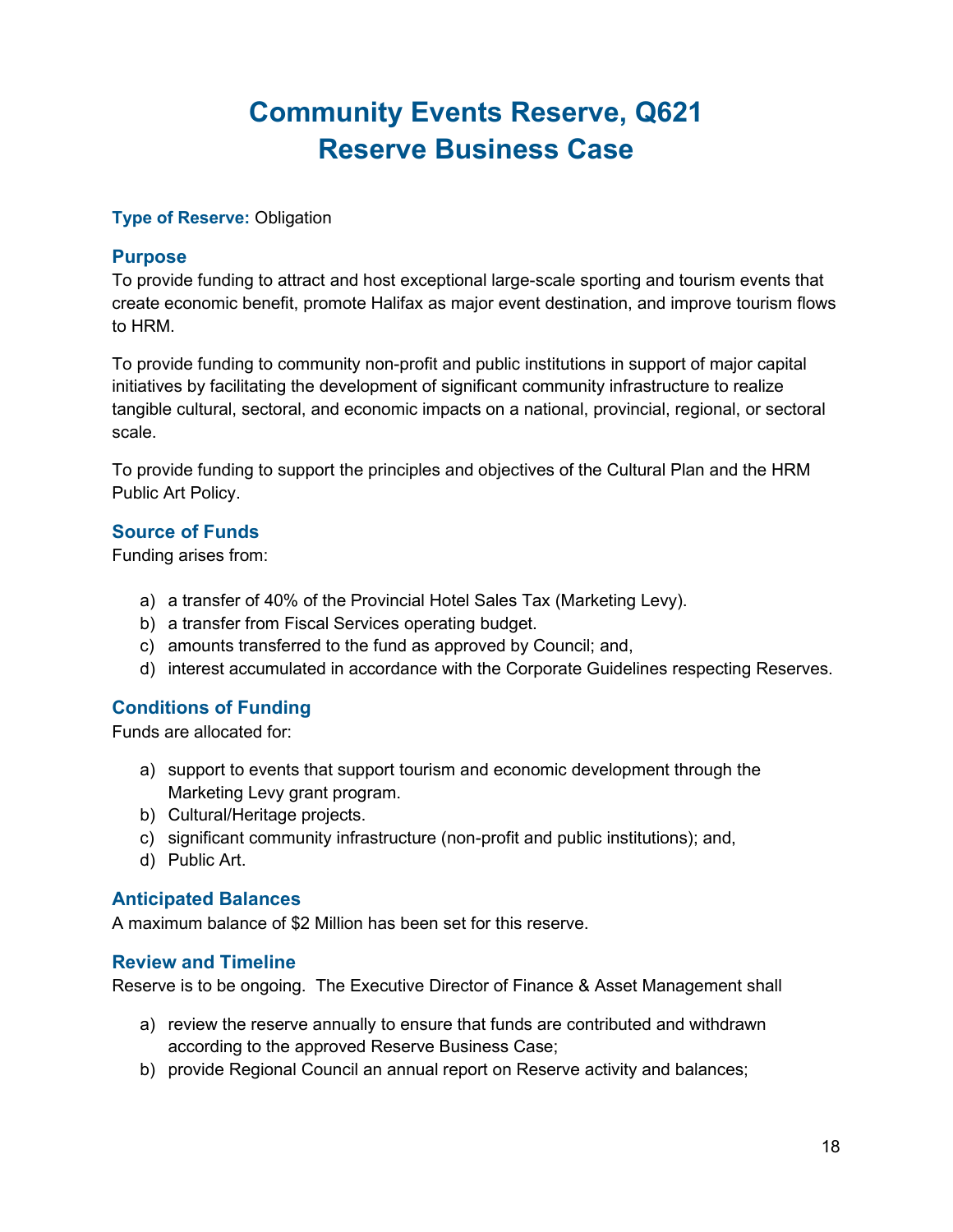# Community Events Reserve, Q621
# Reserve Business Case

**Type of Reserve:** Obligation

### Purpose

To provide funding to attract and host exceptional large-scale sporting and tourism events that create economic benefit, promote Halifax as major event destination, and improve tourism flows to HRM.

To provide funding to community non-profit and public institutions in support of major capital initiatives by facilitating the development of significant community infrastructure to realize tangible cultural, sectoral, and economic impacts on a national, provincial, regional, or sectoral scale.

To provide funding to support the principles and objectives of the Cultural Plan and the HRM Public Art Policy.

### Source of Funds

Funding arises from:

a) a transfer of 40% of the Provincial Hotel Sales Tax (Marketing Levy).
b) a transfer from Fiscal Services operating budget.
c) amounts transferred to the fund as approved by Council; and,
d) interest accumulated in accordance with the Corporate Guidelines respecting Reserves.

### Conditions of Funding

Funds are allocated for:

a) support to events that support tourism and economic development through the Marketing Levy grant program.
b) Cultural/Heritage projects.
c) significant community infrastructure (non-profit and public institutions); and,
d) Public Art.

### Anticipated Balances

A maximum balance of $2 Million has been set for this reserve.

### Review and Timeline

Reserve is to be ongoing. The Executive Director of Finance & Asset Management shall

a) review the reserve annually to ensure that funds are contributed and withdrawn according to the approved Reserve Business Case;
b) provide Regional Council an annual report on Reserve activity and balances;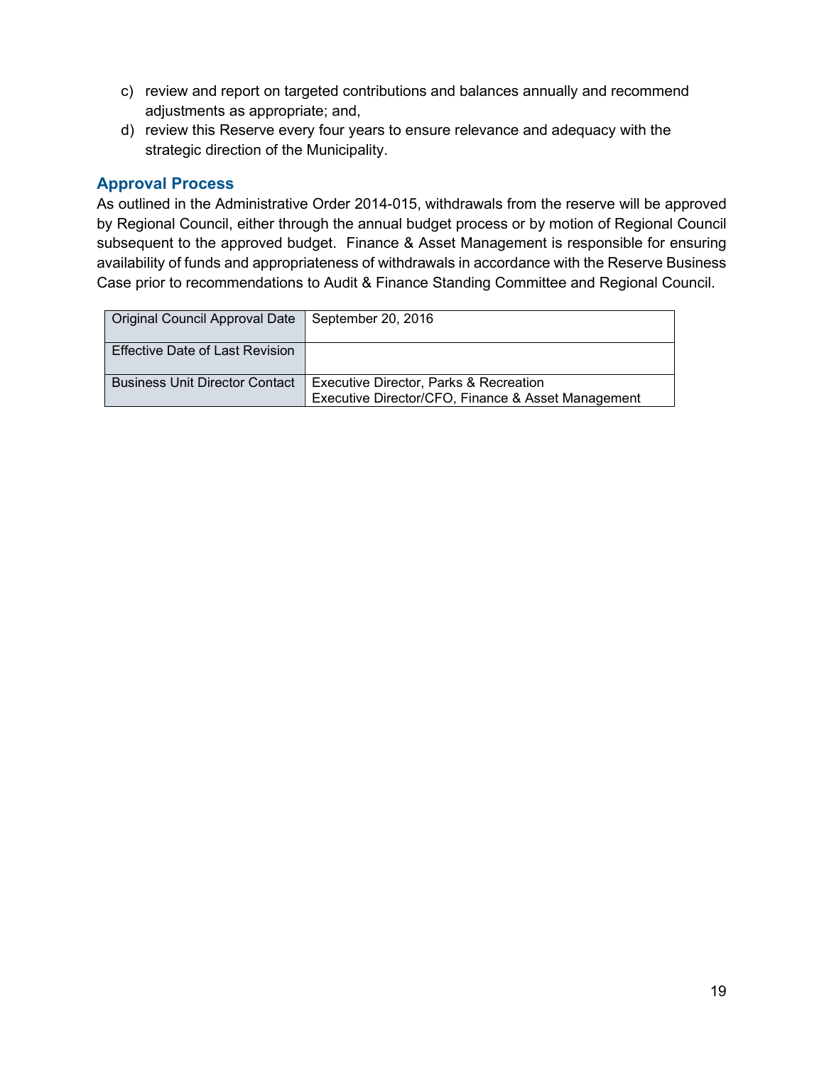c) review and report on targeted contributions and balances annually and recommend adjustments as appropriate; and,
d) review this Reserve every four years to ensure relevance and adequacy with the strategic direction of the Municipality.

### Approval Process

As outlined in the Administrative Order 2014-015, withdrawals from the reserve will be approved by Regional Council, either through the annual budget process or by motion of Regional Council subsequent to the approved budget. Finance & Asset Management is responsible for ensuring availability of funds and appropriateness of withdrawals in accordance with the Reserve Business Case prior to recommendations to Audit & Finance Standing Committee and Regional Council.

| | |
|---|---|
| Original Council Approval Date | September 20, 2016 |
| Effective Date of Last Revision | |
| Business Unit Director Contact | Executive Director, Parks & Recreation<br>Executive Director/CFO, Finance & Asset Management |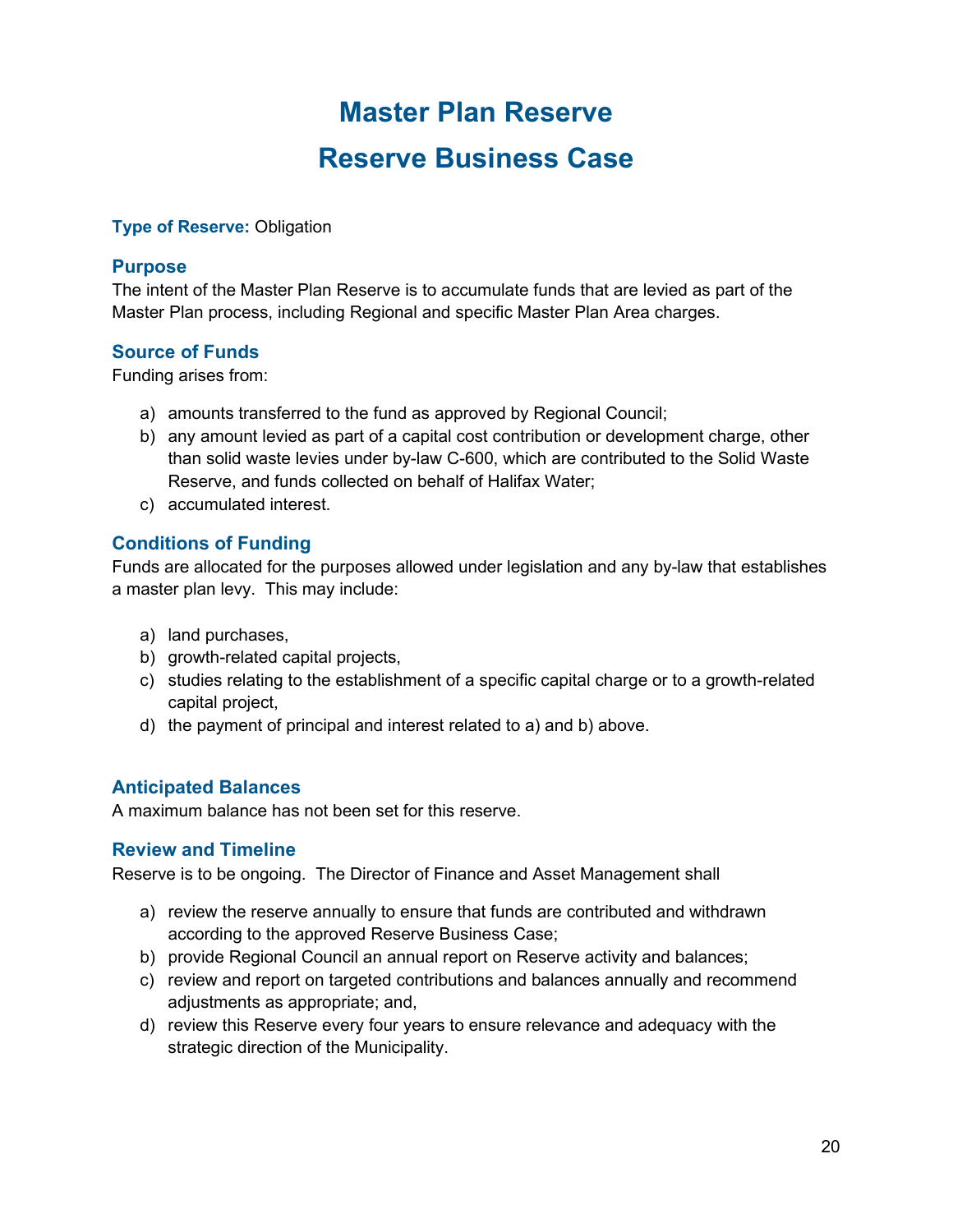# Master Plan Reserve

# Reserve Business Case

**Type of Reserve:** Obligation

## Purpose

The intent of the Master Plan Reserve is to accumulate funds that are levied as part of the Master Plan process, including Regional and specific Master Plan Area charges.

## Source of Funds

Funding arises from:

a) amounts transferred to the fund as approved by Regional Council;
b) any amount levied as part of a capital cost contribution or development charge, other than solid waste levies under by-law C-600, which are contributed to the Solid Waste Reserve, and funds collected on behalf of Halifax Water;
c) accumulated interest.

## Conditions of Funding

Funds are allocated for the purposes allowed under legislation and any by-law that establishes a master plan levy. This may include:

a) land purchases,
b) growth-related capital projects,
c) studies relating to the establishment of a specific capital charge or to a growth-related capital project,
d) the payment of principal and interest related to a) and b) above.

## Anticipated Balances

A maximum balance has not been set for this reserve.

## Review and Timeline

Reserve is to be ongoing. The Director of Finance and Asset Management shall

a) review the reserve annually to ensure that funds are contributed and withdrawn according to the approved Reserve Business Case;
b) provide Regional Council an annual report on Reserve activity and balances;
c) review and report on targeted contributions and balances annually and recommend adjustments as appropriate; and,
d) review this Reserve every four years to ensure relevance and adequacy with the strategic direction of the Municipality.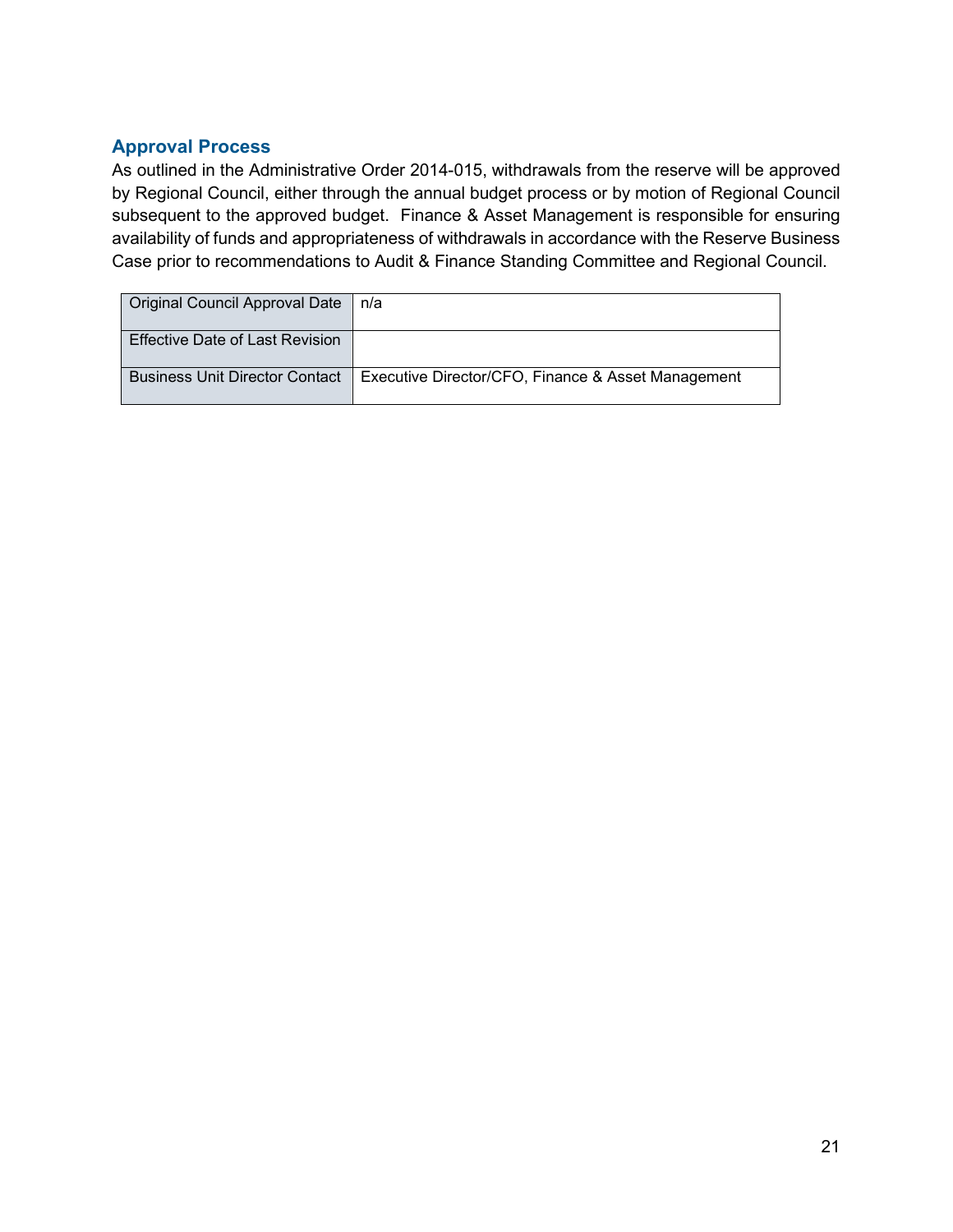## Approval Process

As outlined in the Administrative Order 2014-015, withdrawals from the reserve will be approved by Regional Council, either through the annual budget process or by motion of Regional Council subsequent to the approved budget. Finance & Asset Management is responsible for ensuring availability of funds and appropriateness of withdrawals in accordance with the Reserve Business Case prior to recommendations to Audit & Finance Standing Committee and Regional Council.

| | |
|---|---|
| Original Council Approval Date | n/a |
| Effective Date of Last Revision | |
| Business Unit Director Contact | Executive Director/CFO, Finance & Asset Management |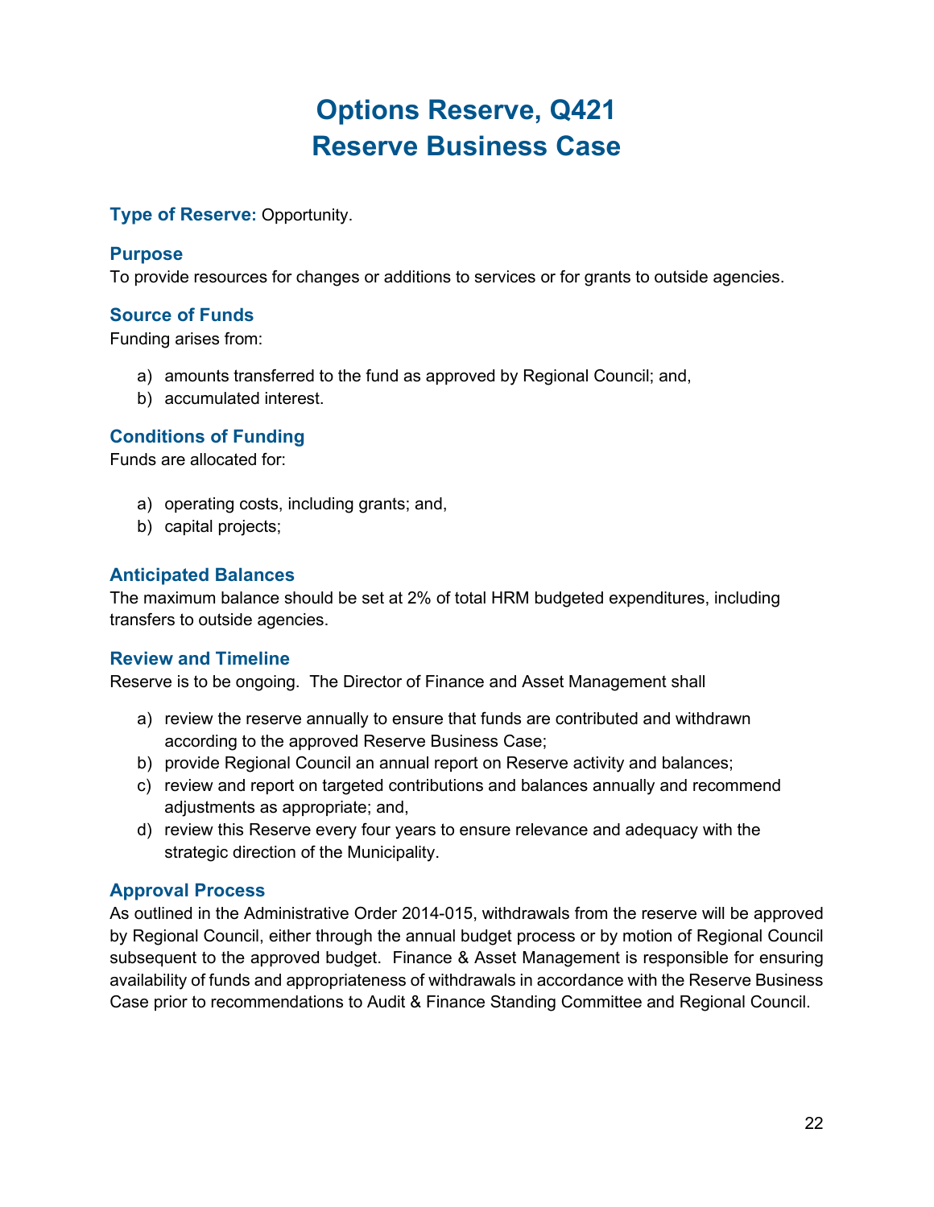# Options Reserve, Q421
# Reserve Business Case

**Type of Reserve:** Opportunity.

### Purpose

To provide resources for changes or additions to services or for grants to outside agencies.

### Source of Funds

Funding arises from:

a) amounts transferred to the fund as approved by Regional Council; and,
b) accumulated interest.

### Conditions of Funding

Funds are allocated for:

a) operating costs, including grants; and,
b) capital projects;

### Anticipated Balances

The maximum balance should be set at 2% of total HRM budgeted expenditures, including transfers to outside agencies.

### Review and Timeline

Reserve is to be ongoing. The Director of Finance and Asset Management shall

a) review the reserve annually to ensure that funds are contributed and withdrawn according to the approved Reserve Business Case;
b) provide Regional Council an annual report on Reserve activity and balances;
c) review and report on targeted contributions and balances annually and recommend adjustments as appropriate; and,
d) review this Reserve every four years to ensure relevance and adequacy with the strategic direction of the Municipality.

### Approval Process

As outlined in the Administrative Order 2014-015, withdrawals from the reserve will be approved by Regional Council, either through the annual budget process or by motion of Regional Council subsequent to the approved budget. Finance & Asset Management is responsible for ensuring availability of funds and appropriateness of withdrawals in accordance with the Reserve Business Case prior to recommendations to Audit & Finance Standing Committee and Regional Council.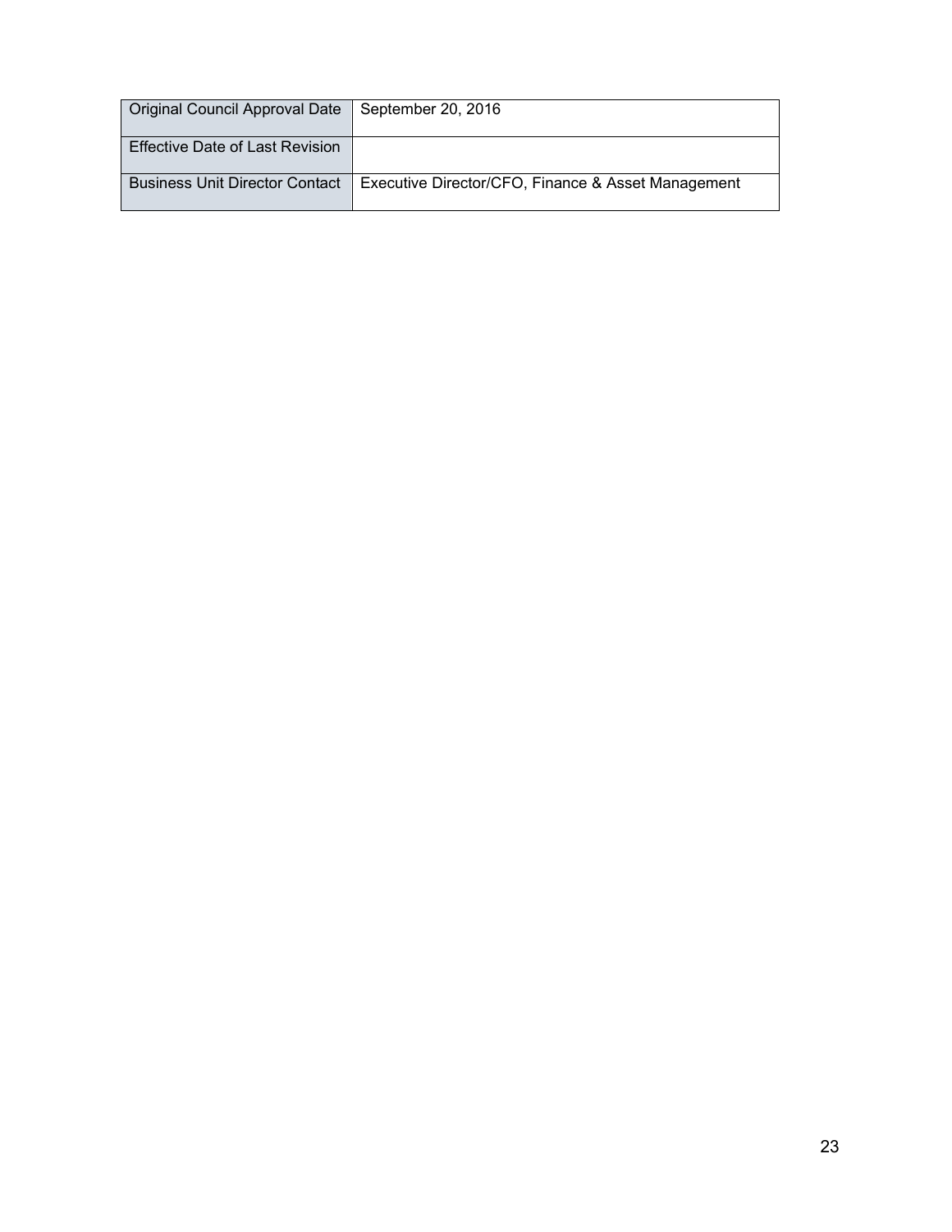| Original Council Approval Date | September 20, 2016 |
|---|---|
| Effective Date of Last Revision | |
| Business Unit Director Contact | Executive Director/CFO, Finance & Asset Management |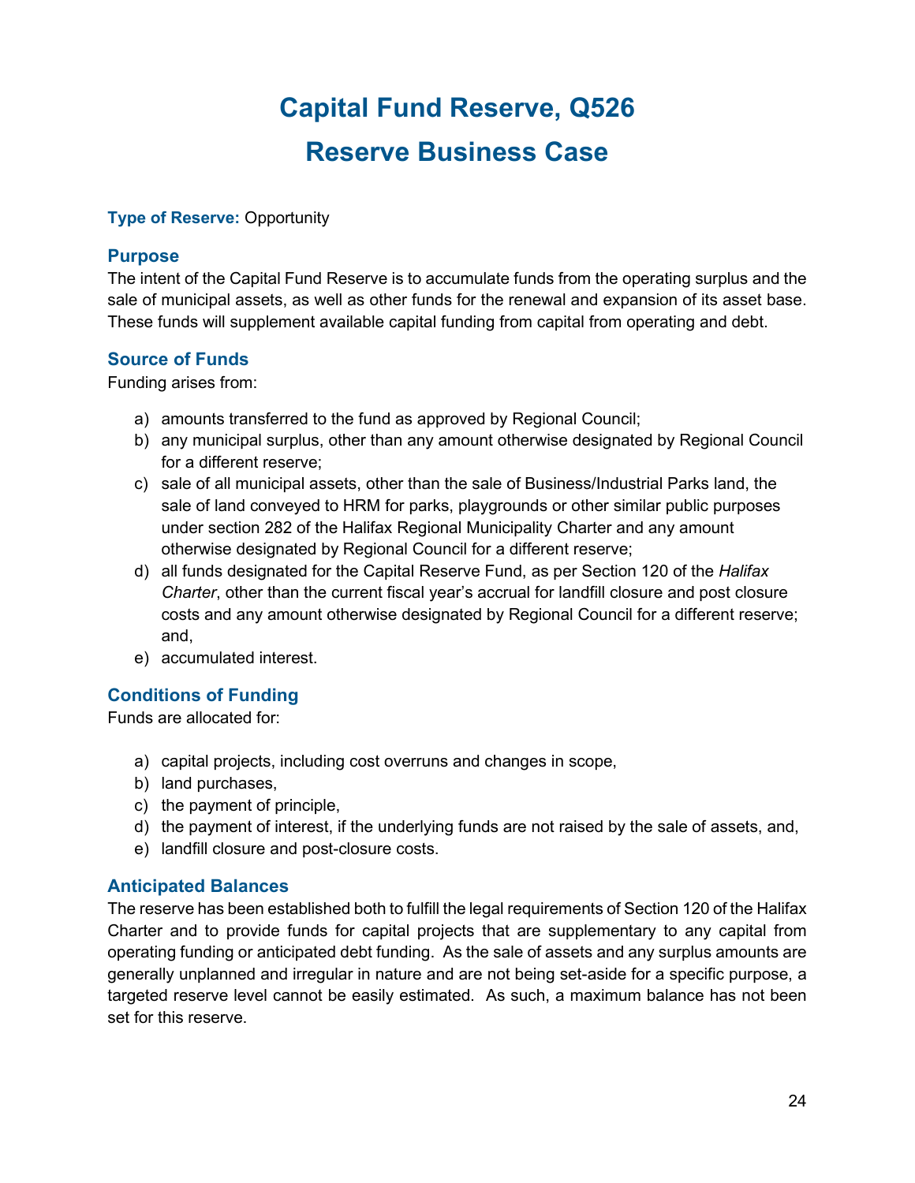# Capital Fund Reserve, Q526

# Reserve Business Case

**Type of Reserve:** Opportunity

## Purpose

The intent of the Capital Fund Reserve is to accumulate funds from the operating surplus and the sale of municipal assets, as well as other funds for the renewal and expansion of its asset base. These funds will supplement available capital funding from capital from operating and debt.

## Source of Funds

Funding arises from:

a) amounts transferred to the fund as approved by Regional Council;
b) any municipal surplus, other than any amount otherwise designated by Regional Council for a different reserve;
c) sale of all municipal assets, other than the sale of Business/Industrial Parks land, the sale of land conveyed to HRM for parks, playgrounds or other similar public purposes under section 282 of the Halifax Regional Municipality Charter and any amount otherwise designated by Regional Council for a different reserve;
d) all funds designated for the Capital Reserve Fund, as per Section 120 of the *Halifax Charter*, other than the current fiscal year's accrual for landfill closure and post closure costs and any amount otherwise designated by Regional Council for a different reserve; and,
e) accumulated interest.

## Conditions of Funding

Funds are allocated for:

a) capital projects, including cost overruns and changes in scope,
b) land purchases,
c) the payment of principle,
d) the payment of interest, if the underlying funds are not raised by the sale of assets, and,
e) landfill closure and post-closure costs.

## Anticipated Balances

The reserve has been established both to fulfill the legal requirements of Section 120 of the Halifax Charter and to provide funds for capital projects that are supplementary to any capital from operating funding or anticipated debt funding. As the sale of assets and any surplus amounts are generally unplanned and irregular in nature and are not being set-aside for a specific purpose, a targeted reserve level cannot be easily estimated. As such, a maximum balance has not been set for this reserve.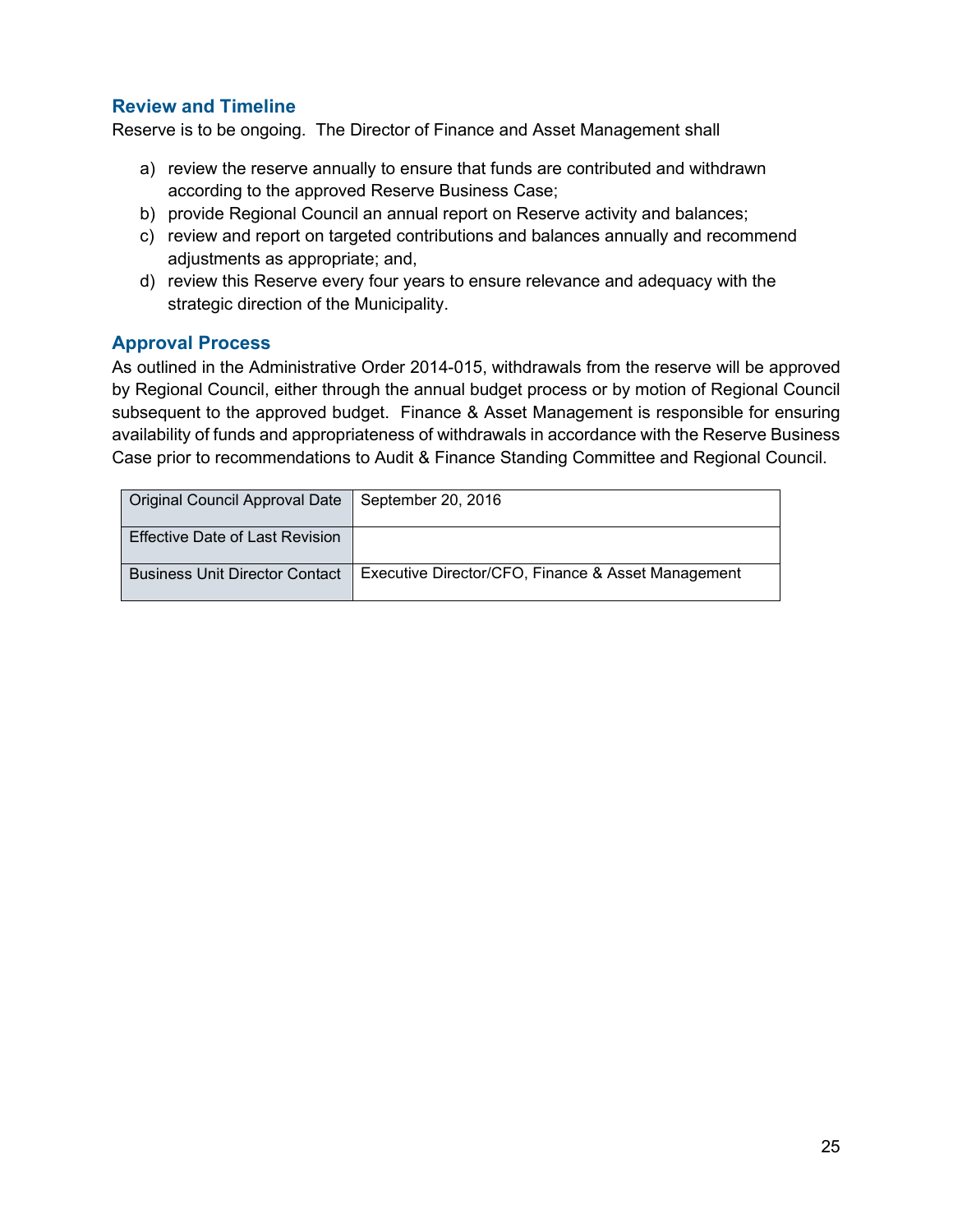## Review and Timeline

Reserve is to be ongoing. The Director of Finance and Asset Management shall

a) review the reserve annually to ensure that funds are contributed and withdrawn according to the approved Reserve Business Case;
b) provide Regional Council an annual report on Reserve activity and balances;
c) review and report on targeted contributions and balances annually and recommend adjustments as appropriate; and,
d) review this Reserve every four years to ensure relevance and adequacy with the strategic direction of the Municipality.

## Approval Process

As outlined in the Administrative Order 2014-015, withdrawals from the reserve will be approved by Regional Council, either through the annual budget process or by motion of Regional Council subsequent to the approved budget. Finance & Asset Management is responsible for ensuring availability of funds and appropriateness of withdrawals in accordance with the Reserve Business Case prior to recommendations to Audit & Finance Standing Committee and Regional Council.

| | |
|---|---|
| Original Council Approval Date | September 20, 2016 |
| Effective Date of Last Revision | |
| Business Unit Director Contact | Executive Director/CFO, Finance & Asset Management |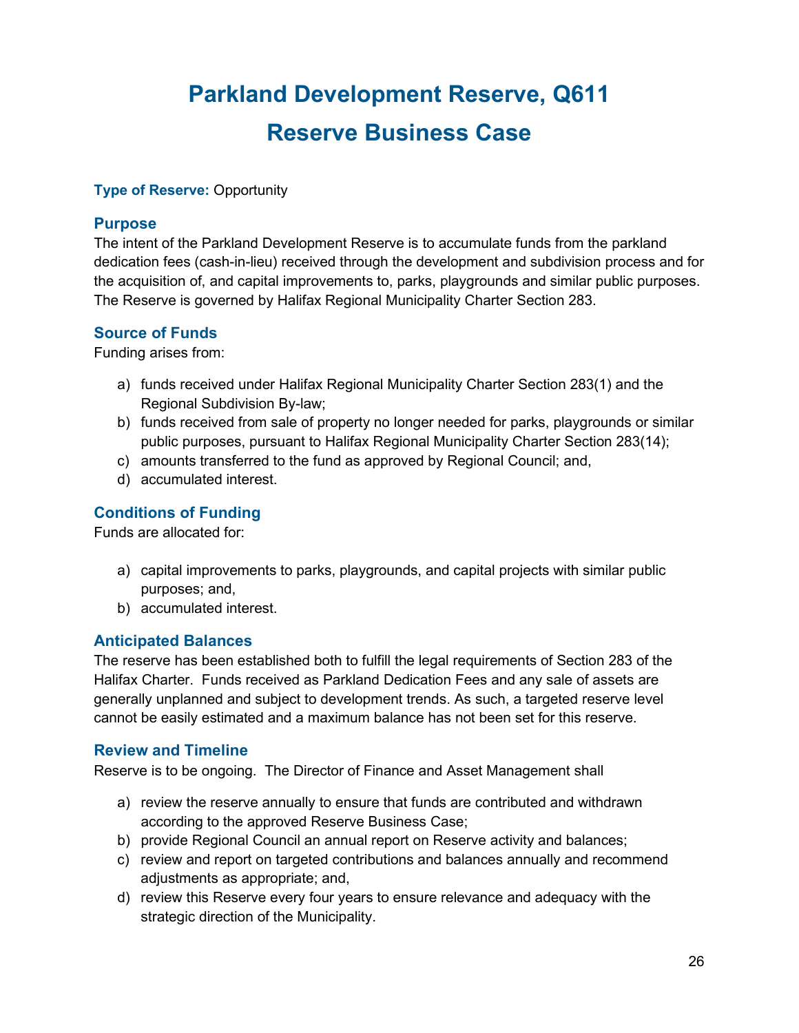# Parkland Development Reserve, Q611

# Reserve Business Case

**Type of Reserve:** Opportunity

## Purpose

The intent of the Parkland Development Reserve is to accumulate funds from the parkland dedication fees (cash-in-lieu) received through the development and subdivision process and for the acquisition of, and capital improvements to, parks, playgrounds and similar public purposes. The Reserve is governed by Halifax Regional Municipality Charter Section 283.

## Source of Funds

Funding arises from:

a) funds received under Halifax Regional Municipality Charter Section 283(1) and the Regional Subdivision By-law;
b) funds received from sale of property no longer needed for parks, playgrounds or similar public purposes, pursuant to Halifax Regional Municipality Charter Section 283(14);
c) amounts transferred to the fund as approved by Regional Council; and,
d) accumulated interest.

## Conditions of Funding

Funds are allocated for:

a) capital improvements to parks, playgrounds, and capital projects with similar public purposes; and,
b) accumulated interest.

## Anticipated Balances

The reserve has been established both to fulfill the legal requirements of Section 283 of the Halifax Charter. Funds received as Parkland Dedication Fees and any sale of assets are generally unplanned and subject to development trends. As such, a targeted reserve level cannot be easily estimated and a maximum balance has not been set for this reserve.

## Review and Timeline

Reserve is to be ongoing. The Director of Finance and Asset Management shall

a) review the reserve annually to ensure that funds are contributed and withdrawn according to the approved Reserve Business Case;
b) provide Regional Council an annual report on Reserve activity and balances;
c) review and report on targeted contributions and balances annually and recommend adjustments as appropriate; and,
d) review this Reserve every four years to ensure relevance and adequacy with the strategic direction of the Municipality.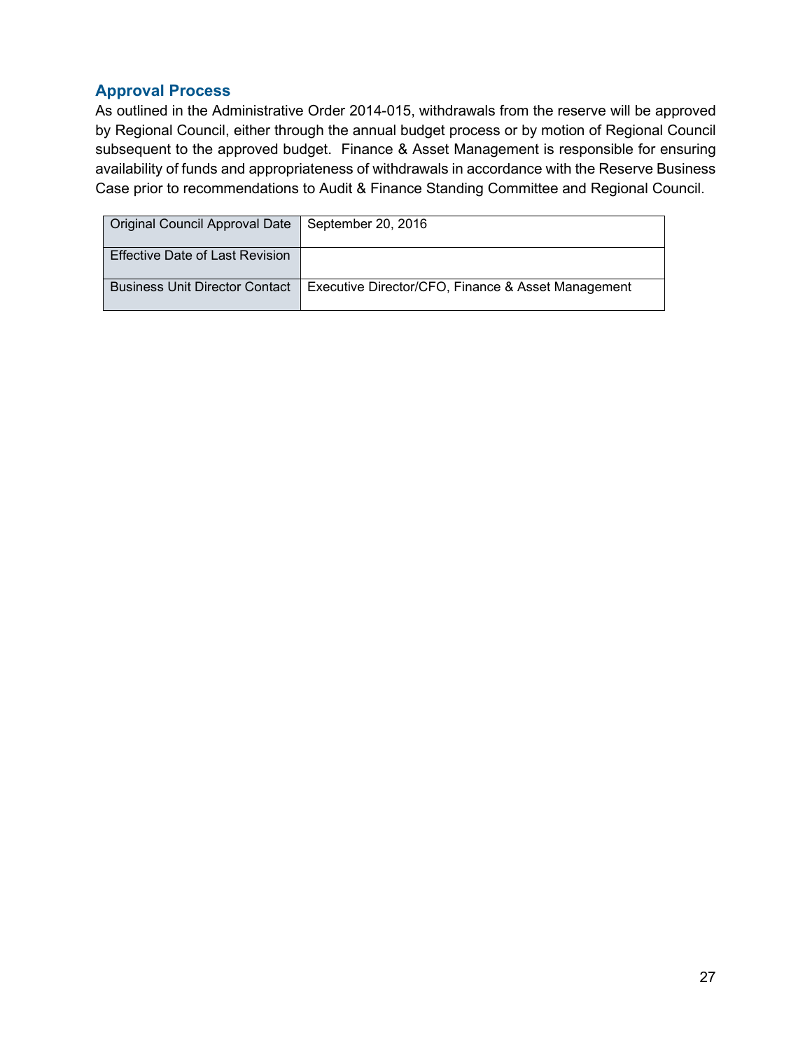## Approval Process

As outlined in the Administrative Order 2014-015, withdrawals from the reserve will be approved by Regional Council, either through the annual budget process or by motion of Regional Council subsequent to the approved budget. Finance & Asset Management is responsible for ensuring availability of funds and appropriateness of withdrawals in accordance with the Reserve Business Case prior to recommendations to Audit & Finance Standing Committee and Regional Council.

| | |
|---|---|
| Original Council Approval Date | September 20, 2016 |
| Effective Date of Last Revision | |
| Business Unit Director Contact | Executive Director/CFO, Finance & Asset Management |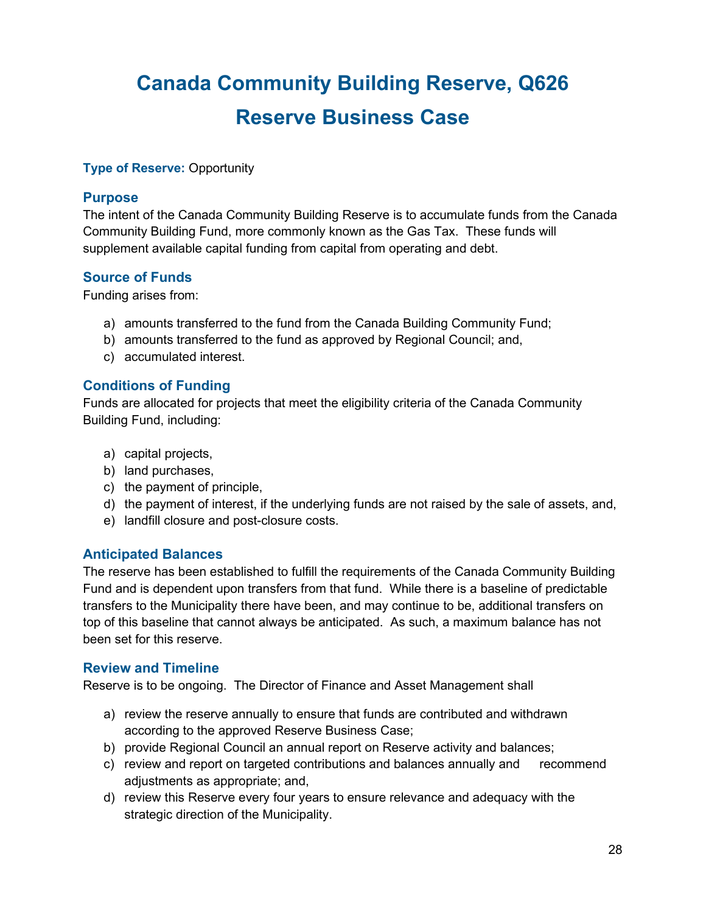# Canada Community Building Reserve, Q626

# Reserve Business Case

**Type of Reserve:** Opportunity

## Purpose

The intent of the Canada Community Building Reserve is to accumulate funds from the Canada Community Building Fund, more commonly known as the Gas Tax. These funds will supplement available capital funding from capital from operating and debt.

## Source of Funds

Funding arises from:

a) amounts transferred to the fund from the Canada Building Community Fund;
b) amounts transferred to the fund as approved by Regional Council; and,
c) accumulated interest.

## Conditions of Funding

Funds are allocated for projects that meet the eligibility criteria of the Canada Community Building Fund, including:

a) capital projects,
b) land purchases,
c) the payment of principle,
d) the payment of interest, if the underlying funds are not raised by the sale of assets, and,
e) landfill closure and post-closure costs.

## Anticipated Balances

The reserve has been established to fulfill the requirements of the Canada Community Building Fund and is dependent upon transfers from that fund. While there is a baseline of predictable transfers to the Municipality there have been, and may continue to be, additional transfers on top of this baseline that cannot always be anticipated. As such, a maximum balance has not been set for this reserve.

## Review and Timeline

Reserve is to be ongoing. The Director of Finance and Asset Management shall

a) review the reserve annually to ensure that funds are contributed and withdrawn according to the approved Reserve Business Case;
b) provide Regional Council an annual report on Reserve activity and balances;
c) review and report on targeted contributions and balances annually and recommend adjustments as appropriate; and,
d) review this Reserve every four years to ensure relevance and adequacy with the strategic direction of the Municipality.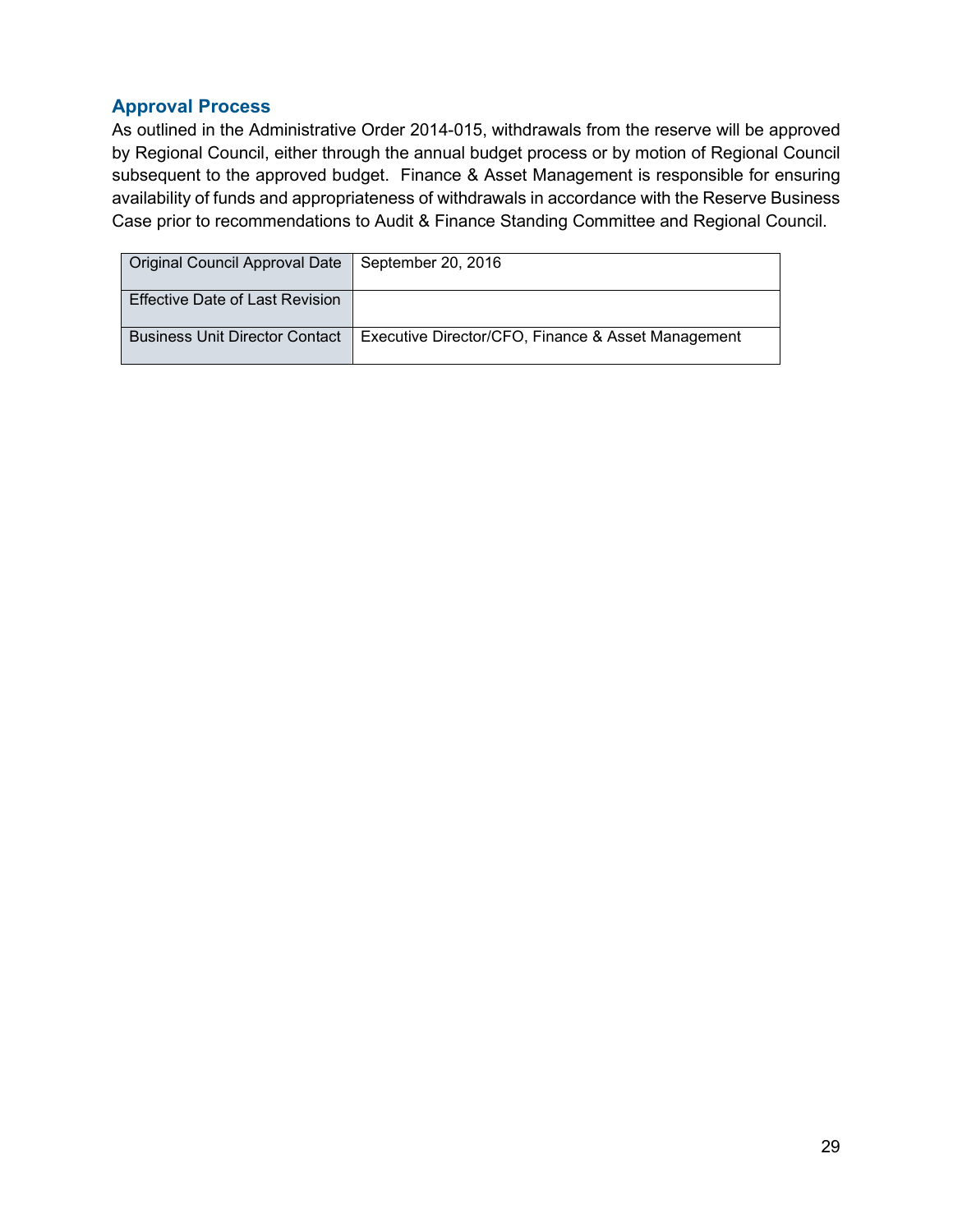### Approval Process

As outlined in the Administrative Order 2014-015, withdrawals from the reserve will be approved by Regional Council, either through the annual budget process or by motion of Regional Council subsequent to the approved budget. Finance & Asset Management is responsible for ensuring availability of funds and appropriateness of withdrawals in accordance with the Reserve Business Case prior to recommendations to Audit & Finance Standing Committee and Regional Council.

| | |
|---|---|
| Original Council Approval Date | September 20, 2016 |
| Effective Date of Last Revision | |
| Business Unit Director Contact | Executive Director/CFO, Finance & Asset Management |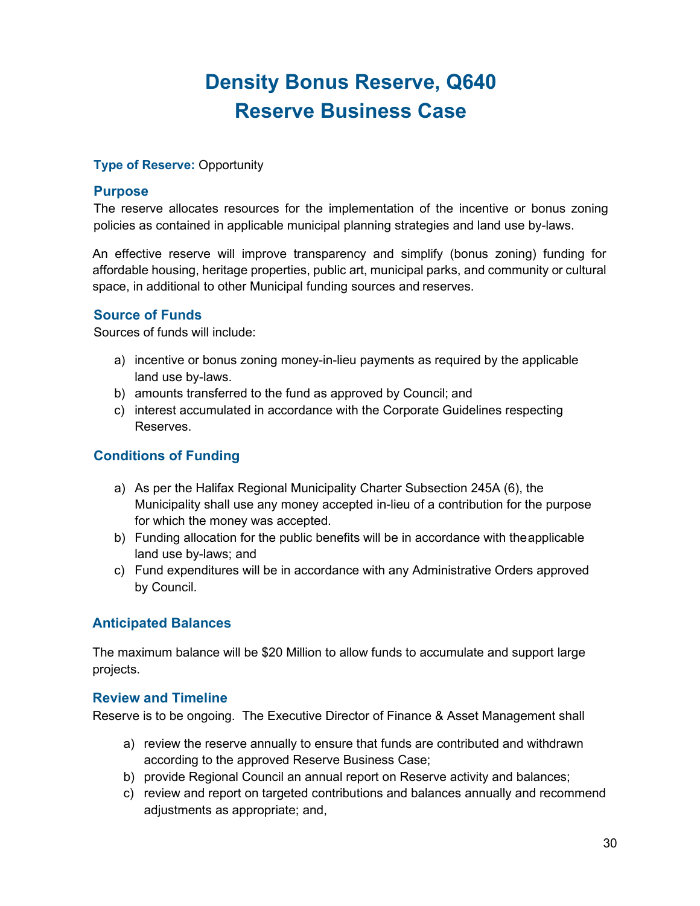# Density Bonus Reserve, Q640
# Reserve Business Case

**Type of Reserve:** Opportunity

### Purpose

The reserve allocates resources for the implementation of the incentive or bonus zoning policies as contained in applicable municipal planning strategies and land use by-laws.

An effective reserve will improve transparency and simplify (bonus zoning) funding for affordable housing, heritage properties, public art, municipal parks, and community or cultural space, in additional to other Municipal funding sources and reserves.

### Source of Funds

Sources of funds will include:

a) incentive or bonus zoning money-in-lieu payments as required by the applicable land use by-laws.
b) amounts transferred to the fund as approved by Council; and
c) interest accumulated in accordance with the Corporate Guidelines respecting Reserves.

### Conditions of Funding

a) As per the Halifax Regional Municipality Charter Subsection 245A (6), the Municipality shall use any money accepted in-lieu of a contribution for the purpose for which the money was accepted.
b) Funding allocation for the public benefits will be in accordance with theapplicable land use by-laws; and
c) Fund expenditures will be in accordance with any Administrative Orders approved by Council.

### Anticipated Balances

The maximum balance will be $20 Million to allow funds to accumulate and support large projects.

### Review and Timeline

Reserve is to be ongoing. The Executive Director of Finance & Asset Management shall

a) review the reserve annually to ensure that funds are contributed and withdrawn according to the approved Reserve Business Case;
b) provide Regional Council an annual report on Reserve activity and balances;
c) review and report on targeted contributions and balances annually and recommend adjustments as appropriate; and,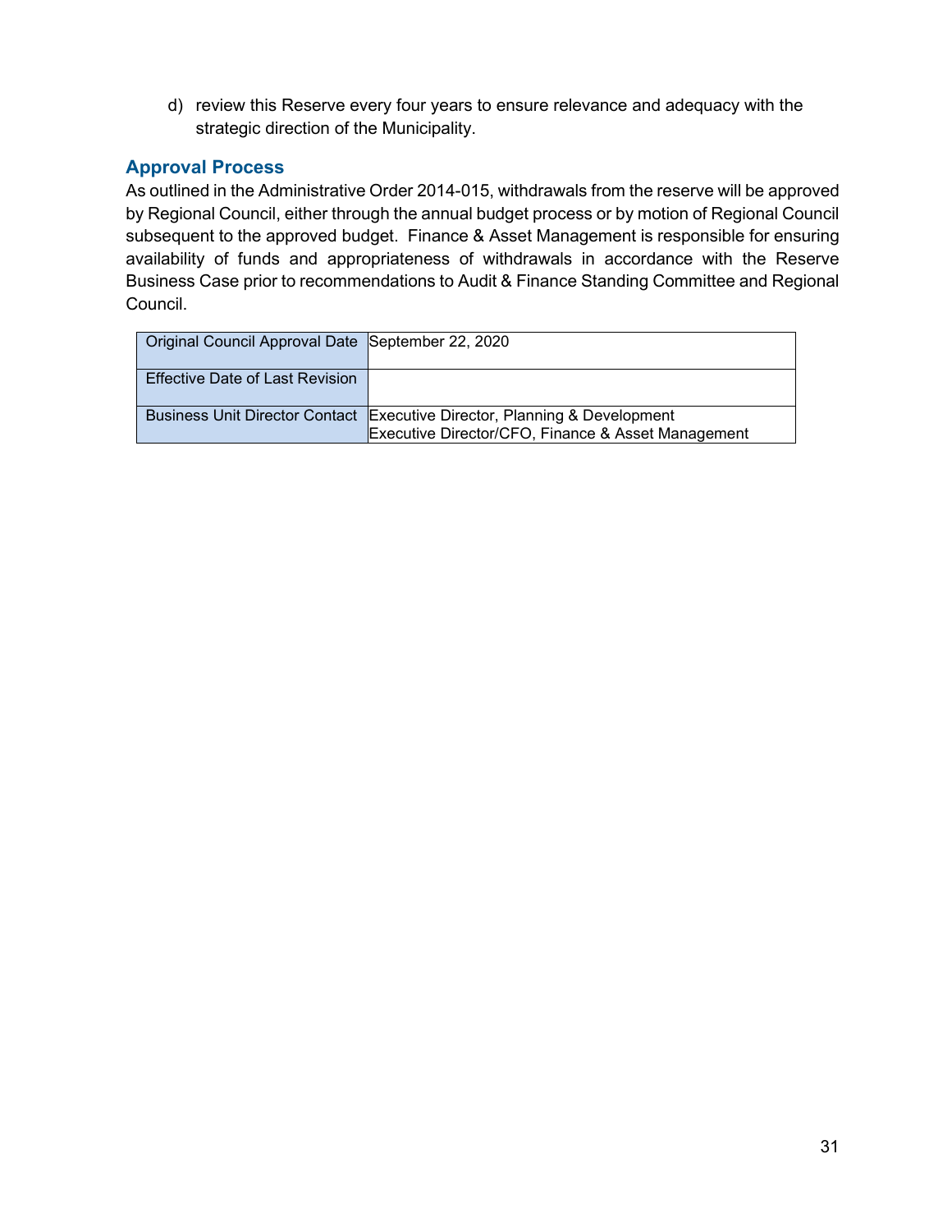d) review this Reserve every four years to ensure relevance and adequacy with the strategic direction of the Municipality.

## Approval Process

As outlined in the Administrative Order 2014-015, withdrawals from the reserve will be approved by Regional Council, either through the annual budget process or by motion of Regional Council subsequent to the approved budget. Finance & Asset Management is responsible for ensuring availability of funds and appropriateness of withdrawals in accordance with the Reserve Business Case prior to recommendations to Audit & Finance Standing Committee and Regional Council.

| | |
|---|---|
| Original Council Approval Date | September 22, 2020 |
| Effective Date of Last Revision | |
| Business Unit Director Contact | Executive Director, Planning & Development<br>Executive Director/CFO, Finance & Asset Management |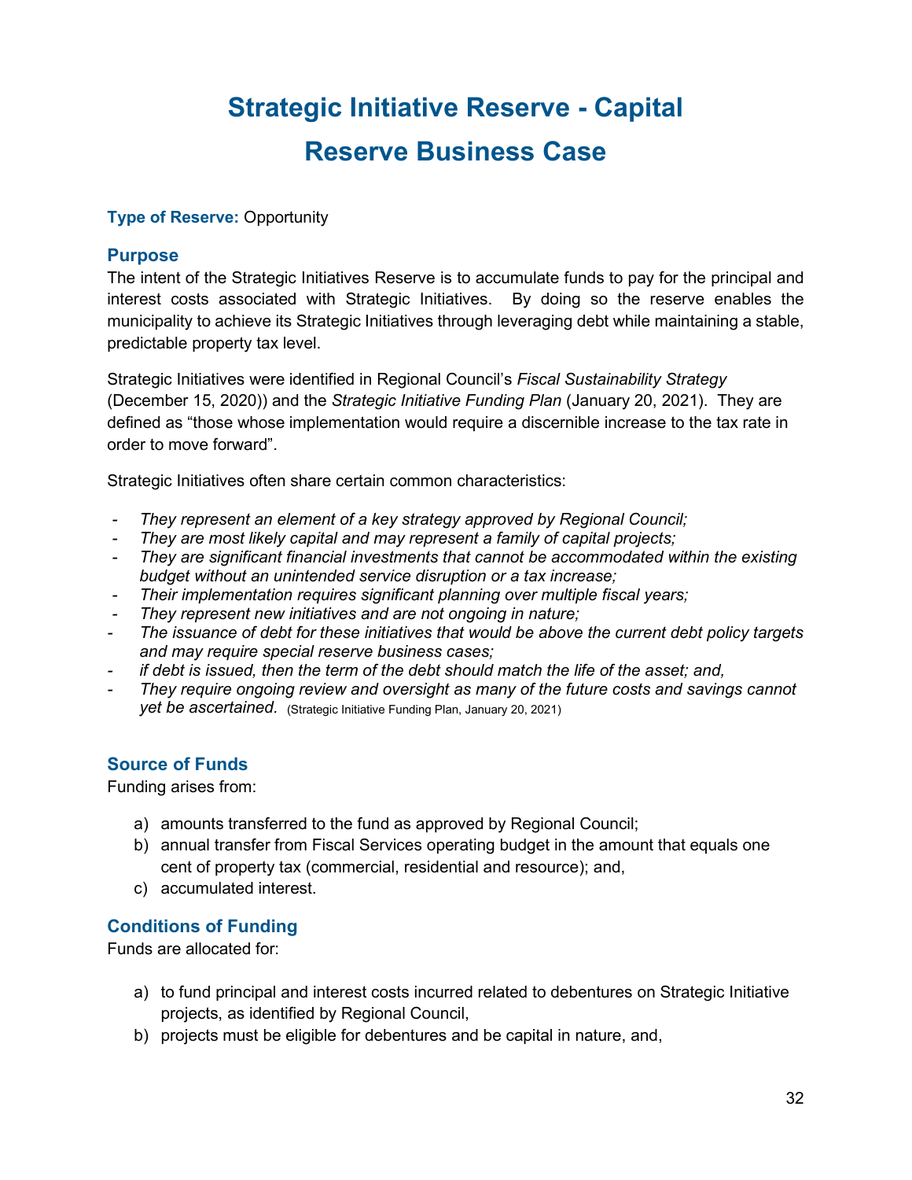# Strategic Initiative Reserve - Capital Reserve Business Case

**Type of Reserve:** Opportunity

## Purpose

The intent of the Strategic Initiatives Reserve is to accumulate funds to pay for the principal and interest costs associated with Strategic Initiatives. By doing so the reserve enables the municipality to achieve its Strategic Initiatives through leveraging debt while maintaining a stable, predictable property tax level.

Strategic Initiatives were identified in Regional Council's *Fiscal Sustainability Strategy* (December 15, 2020)) and the *Strategic Initiative Funding Plan* (January 20, 2021). They are defined as "those whose implementation would require a discernible increase to the tax rate in order to move forward".

Strategic Initiatives often share certain common characteristics:

- *They represent an element of a key strategy approved by Regional Council;*
- *They are most likely capital and may represent a family of capital projects;*
- *They are significant financial investments that cannot be accommodated within the existing budget without an unintended service disruption or a tax increase;*
- *Their implementation requires significant planning over multiple fiscal years;*
- *They represent new initiatives and are not ongoing in nature;*
- *The issuance of debt for these initiatives that would be above the current debt policy targets and may require special reserve business cases;*
- *if debt is issued, then the term of the debt should match the life of the asset; and,*
- *They require ongoing review and oversight as many of the future costs and savings cannot yet be ascertained.* (Strategic Initiative Funding Plan, January 20, 2021)

## Source of Funds

Funding arises from:

a) amounts transferred to the fund as approved by Regional Council;
b) annual transfer from Fiscal Services operating budget in the amount that equals one cent of property tax (commercial, residential and resource); and,
c) accumulated interest.

## Conditions of Funding

Funds are allocated for:

a) to fund principal and interest costs incurred related to debentures on Strategic Initiative projects, as identified by Regional Council,
b) projects must be eligible for debentures and be capital in nature, and,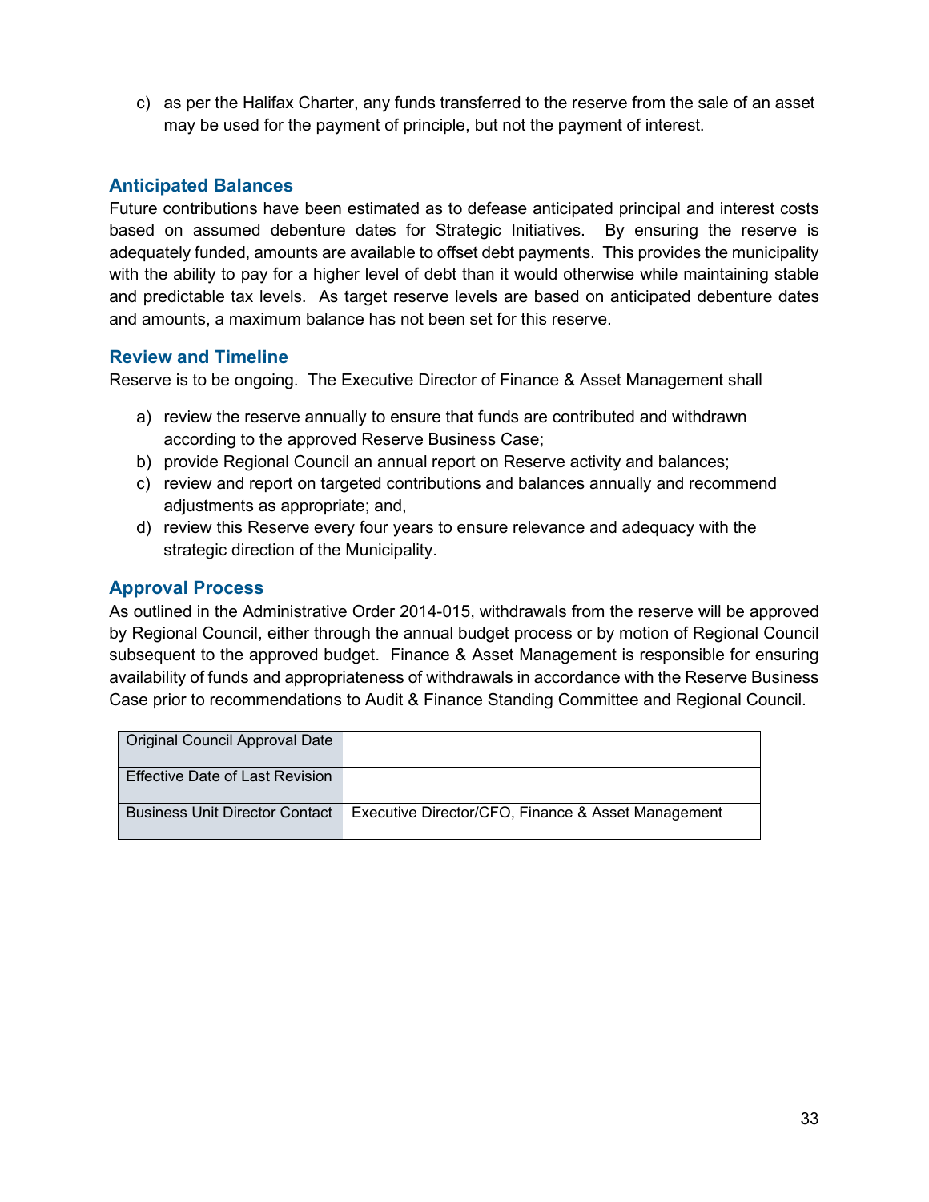c) as per the Halifax Charter, any funds transferred to the reserve from the sale of an asset may be used for the payment of principle, but not the payment of interest.

### Anticipated Balances

Future contributions have been estimated as to defease anticipated principal and interest costs based on assumed debenture dates for Strategic Initiatives. By ensuring the reserve is adequately funded, amounts are available to offset debt payments. This provides the municipality with the ability to pay for a higher level of debt than it would otherwise while maintaining stable and predictable tax levels. As target reserve levels are based on anticipated debenture dates and amounts, a maximum balance has not been set for this reserve.

### Review and Timeline

Reserve is to be ongoing. The Executive Director of Finance & Asset Management shall

a) review the reserve annually to ensure that funds are contributed and withdrawn according to the approved Reserve Business Case;
b) provide Regional Council an annual report on Reserve activity and balances;
c) review and report on targeted contributions and balances annually and recommend adjustments as appropriate; and,
d) review this Reserve every four years to ensure relevance and adequacy with the strategic direction of the Municipality.

### Approval Process

As outlined in the Administrative Order 2014-015, withdrawals from the reserve will be approved by Regional Council, either through the annual budget process or by motion of Regional Council subsequent to the approved budget. Finance & Asset Management is responsible for ensuring availability of funds and appropriateness of withdrawals in accordance with the Reserve Business Case prior to recommendations to Audit & Finance Standing Committee and Regional Council.

| | |
|---|---|
| Original Council Approval Date | |
| Effective Date of Last Revision | |
| Business Unit Director Contact | Executive Director/CFO, Finance & Asset Management |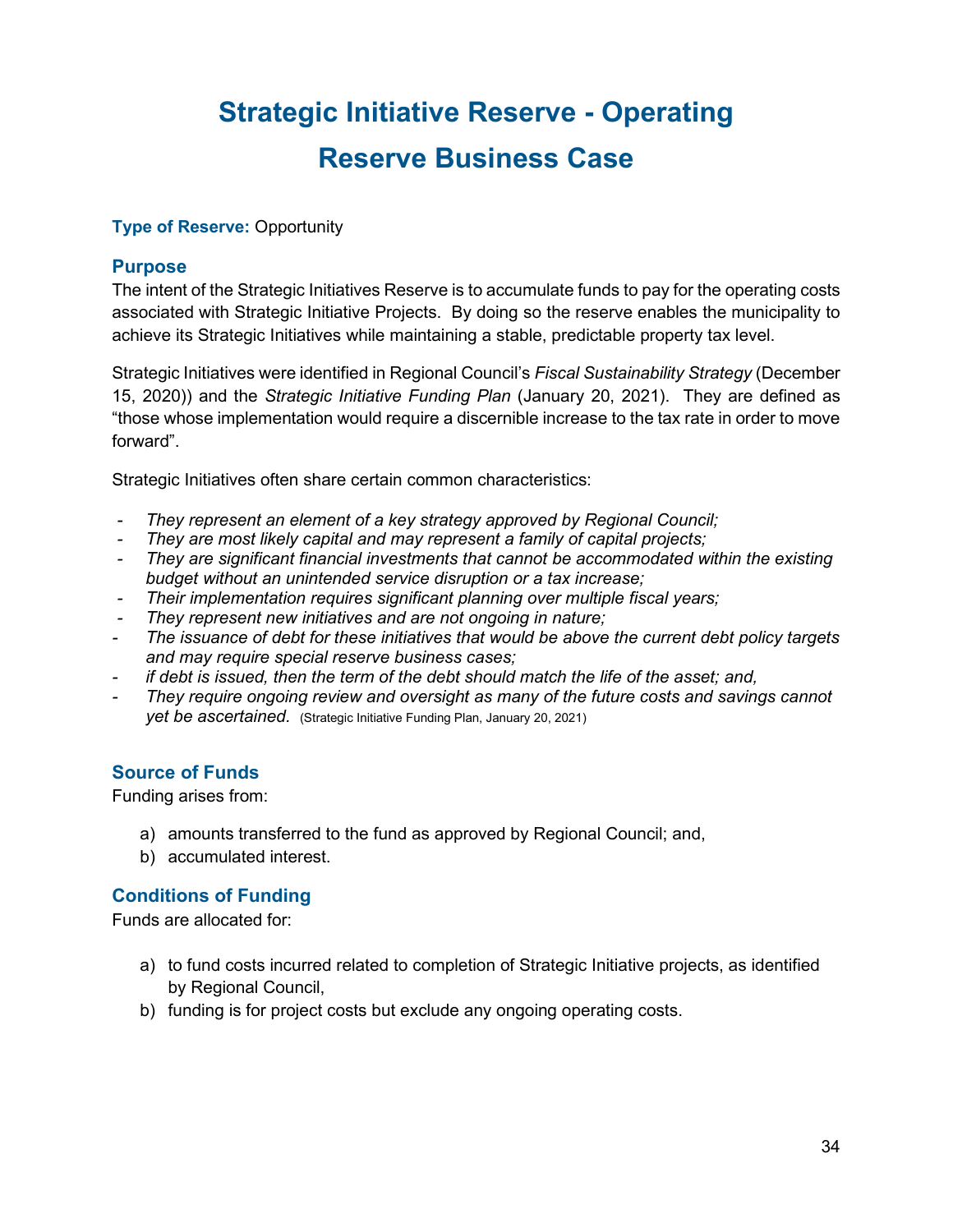# Strategic Initiative Reserve - Operating Reserve Business Case

**Type of Reserve:** Opportunity

## Purpose

The intent of the Strategic Initiatives Reserve is to accumulate funds to pay for the operating costs associated with Strategic Initiative Projects. By doing so the reserve enables the municipality to achieve its Strategic Initiatives while maintaining a stable, predictable property tax level.

Strategic Initiatives were identified in Regional Council's *Fiscal Sustainability Strategy* (December 15, 2020)) and the *Strategic Initiative Funding Plan* (January 20, 2021). They are defined as "those whose implementation would require a discernible increase to the tax rate in order to move forward".

Strategic Initiatives often share certain common characteristics:

- *They represent an element of a key strategy approved by Regional Council;*
- *They are most likely capital and may represent a family of capital projects;*
- *They are significant financial investments that cannot be accommodated within the existing budget without an unintended service disruption or a tax increase;*
- *Their implementation requires significant planning over multiple fiscal years;*
- *They represent new initiatives and are not ongoing in nature;*
- *The issuance of debt for these initiatives that would be above the current debt policy targets and may require special reserve business cases;*
- *if debt is issued, then the term of the debt should match the life of the asset; and,*
- *They require ongoing review and oversight as many of the future costs and savings cannot yet be ascertained.* (Strategic Initiative Funding Plan, January 20, 2021)

## Source of Funds

Funding arises from:

a) amounts transferred to the fund as approved by Regional Council; and,
b) accumulated interest.

## Conditions of Funding

Funds are allocated for:

a) to fund costs incurred related to completion of Strategic Initiative projects, as identified by Regional Council,
b) funding is for project costs but exclude any ongoing operating costs.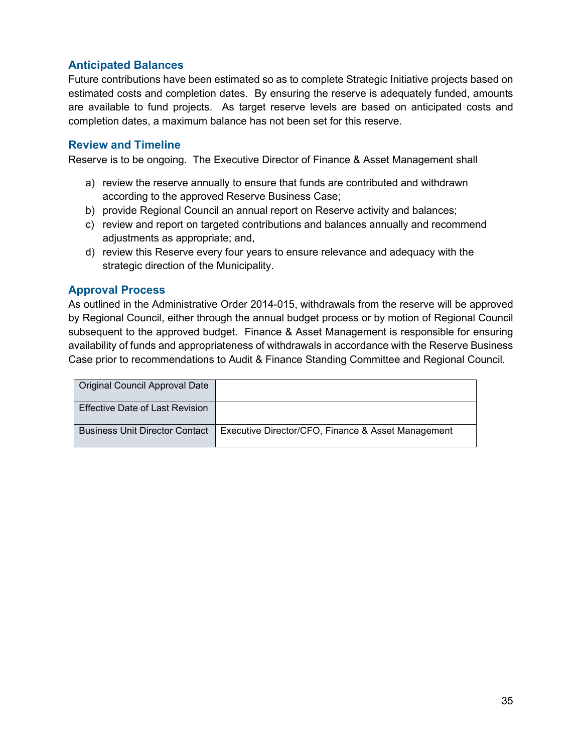### Anticipated Balances

Future contributions have been estimated so as to complete Strategic Initiative projects based on estimated costs and completion dates. By ensuring the reserve is adequately funded, amounts are available to fund projects. As target reserve levels are based on anticipated costs and completion dates, a maximum balance has not been set for this reserve.

### Review and Timeline

Reserve is to be ongoing. The Executive Director of Finance & Asset Management shall

a) review the reserve annually to ensure that funds are contributed and withdrawn according to the approved Reserve Business Case;
b) provide Regional Council an annual report on Reserve activity and balances;
c) review and report on targeted contributions and balances annually and recommend adjustments as appropriate; and,
d) review this Reserve every four years to ensure relevance and adequacy with the strategic direction of the Municipality.

### Approval Process

As outlined in the Administrative Order 2014-015, withdrawals from the reserve will be approved by Regional Council, either through the annual budget process or by motion of Regional Council subsequent to the approved budget. Finance & Asset Management is responsible for ensuring availability of funds and appropriateness of withdrawals in accordance with the Reserve Business Case prior to recommendations to Audit & Finance Standing Committee and Regional Council.

| | |
|---|---|
| Original Council Approval Date | |
| Effective Date of Last Revision | |
| Business Unit Director Contact | Executive Director/CFO, Finance & Asset Management |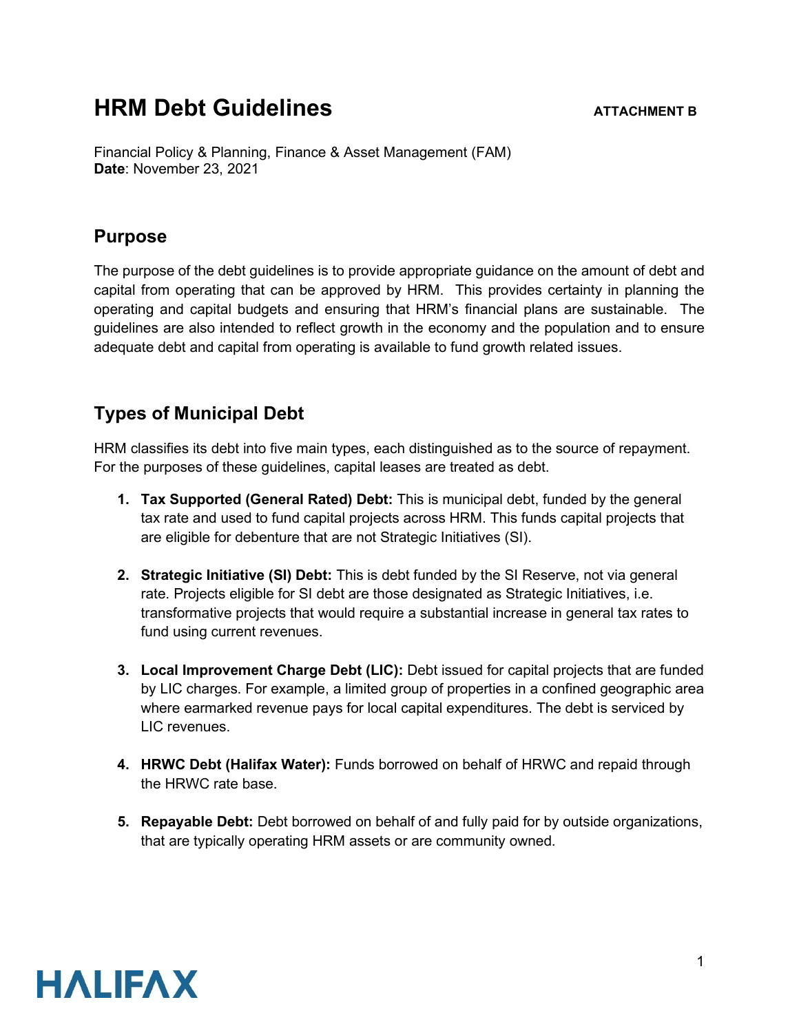# HRM Debt Guidelines

**ATTACHMENT B**

Financial Policy & Planning, Finance & Asset Management (FAM)
**Date**: November 23, 2021

## Purpose

The purpose of the debt guidelines is to provide appropriate guidance on the amount of debt and capital from operating that can be approved by HRM. This provides certainty in planning the operating and capital budgets and ensuring that HRM's financial plans are sustainable. The guidelines are also intended to reflect growth in the economy and the population and to ensure adequate debt and capital from operating is available to fund growth related issues.

## Types of Municipal Debt

HRM classifies its debt into five main types, each distinguished as to the source of repayment. For the purposes of these guidelines, capital leases are treated as debt.

1. **Tax Supported (General Rated) Debt:** This is municipal debt, funded by the general tax rate and used to fund capital projects across HRM. This funds capital projects that are eligible for debenture that are not Strategic Initiatives (SI).

2. **Strategic Initiative (SI) Debt:** This is debt funded by the SI Reserve, not via general rate. Projects eligible for SI debt are those designated as Strategic Initiatives, i.e. transformative projects that would require a substantial increase in general tax rates to fund using current revenues.

3. **Local Improvement Charge Debt (LIC):** Debt issued for capital projects that are funded by LIC charges. For example, a limited group of properties in a confined geographic area where earmarked revenue pays for local capital expenditures. The debt is serviced by LIC revenues.

4. **HRWC Debt (Halifax Water):** Funds borrowed on behalf of HRWC and repaid through the HRWC rate base.

5. **Repayable Debt:** Debt borrowed on behalf of and fully paid for by outside organizations, that are typically operating HRM assets or are community owned.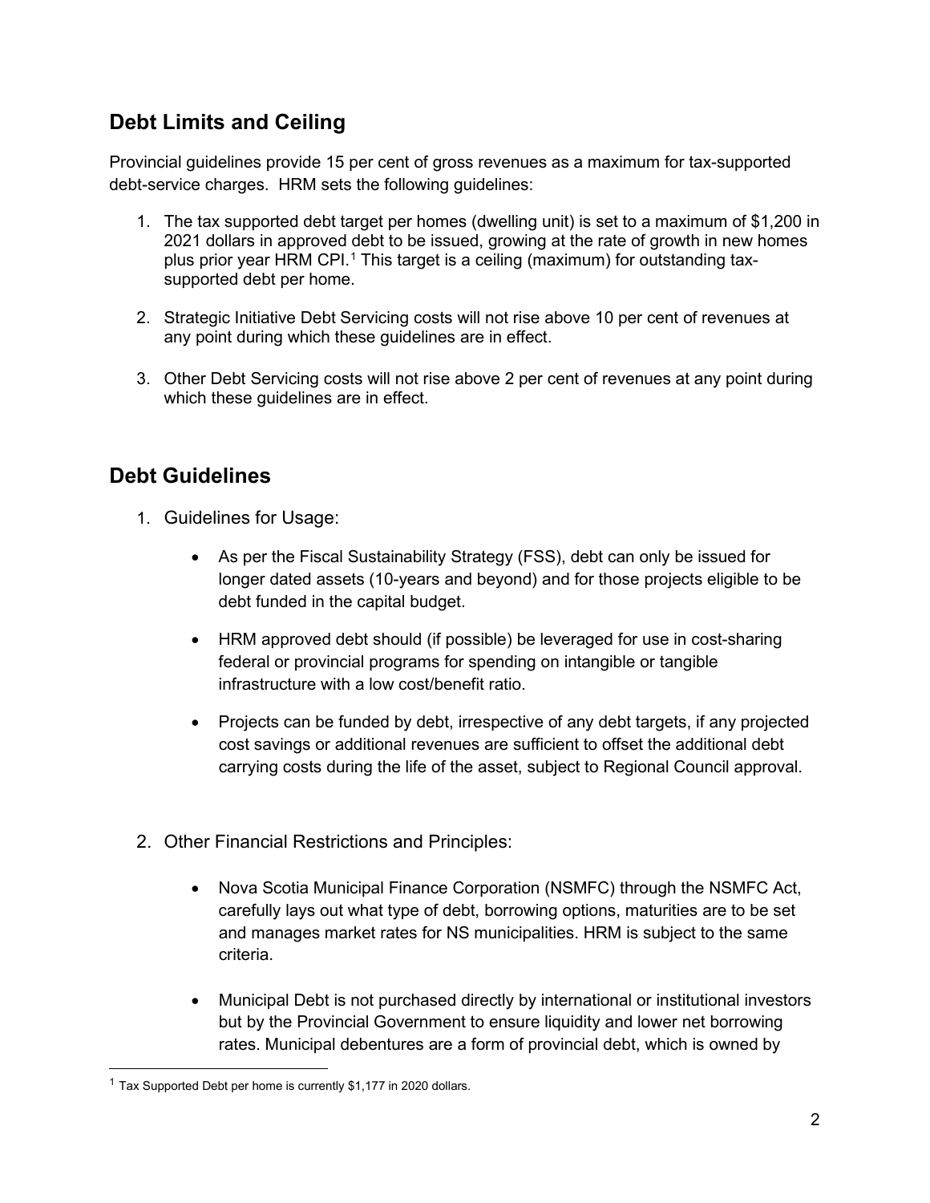## Debt Limits and Ceiling

Provincial guidelines provide 15 per cent of gross revenues as a maximum for tax-supported debt-service charges. HRM sets the following guidelines:

1. The tax supported debt target per homes (dwelling unit) is set to a maximum of $1,200 in 2021 dollars in approved debt to be issued, growing at the rate of growth in new homes plus prior year HRM CPI.[1] This target is a ceiling (maximum) for outstanding tax-supported debt per home.

2. Strategic Initiative Debt Servicing costs will not rise above 10 per cent of revenues at any point during which these guidelines are in effect.

3. Other Debt Servicing costs will not rise above 2 per cent of revenues at any point during which these guidelines are in effect.

## Debt Guidelines

1. Guidelines for Usage:

    - As per the Fiscal Sustainability Strategy (FSS), debt can only be issued for longer dated assets (10-years and beyond) and for those projects eligible to be debt funded in the capital budget.

    - HRM approved debt should (if possible) be leveraged for use in cost-sharing federal or provincial programs for spending on intangible or tangible infrastructure with a low cost/benefit ratio.

    - Projects can be funded by debt, irrespective of any debt targets, if any projected cost savings or additional revenues are sufficient to offset the additional debt carrying costs during the life of the asset, subject to Regional Council approval.

2. Other Financial Restrictions and Principles:

    - Nova Scotia Municipal Finance Corporation (NSMFC) through the NSMFC Act, carefully lays out what type of debt, borrowing options, maturities are to be set and manages market rates for NS municipalities. HRM is subject to the same criteria.

    - Municipal Debt is not purchased directly by international or institutional investors but by the Provincial Government to ensure liquidity and lower net borrowing rates. Municipal debentures are a form of provincial debt, which is owned by

[1] Tax Supported Debt per home is currently $1,177 in 2020 dollars.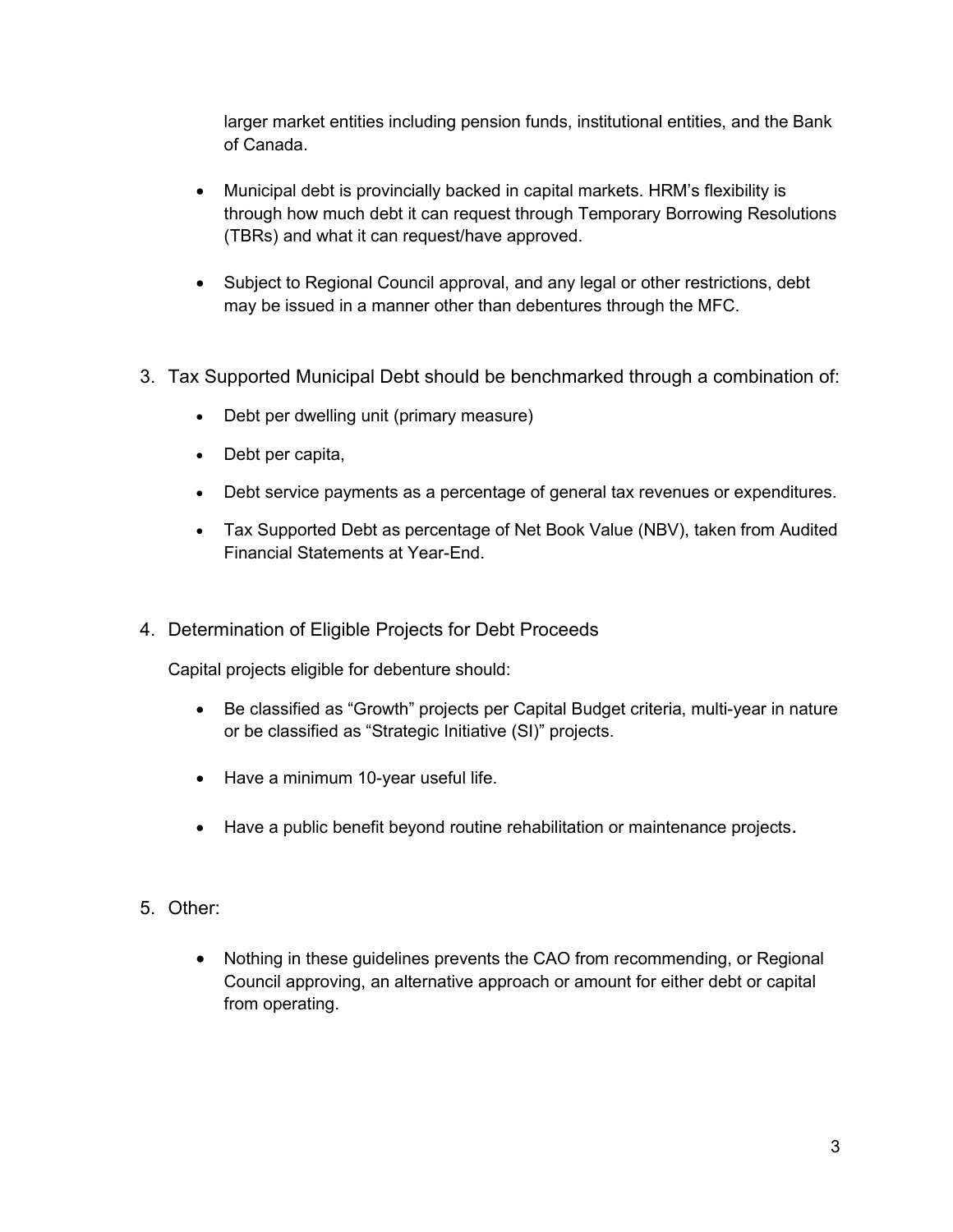larger market entities including pension funds, institutional entities, and the Bank of Canada.

- Municipal debt is provincially backed in capital markets. HRM's flexibility is through how much debt it can request through Temporary Borrowing Resolutions (TBRs) and what it can request/have approved.

- Subject to Regional Council approval, and any legal or other restrictions, debt may be issued in a manner other than debentures through the MFC.

3. Tax Supported Municipal Debt should be benchmarked through a combination of:

   - Debt per dwelling unit (primary measure)
   - Debt per capita,
   - Debt service payments as a percentage of general tax revenues or expenditures.
   - Tax Supported Debt as percentage of Net Book Value (NBV), taken from Audited Financial Statements at Year-End.

4. Determination of Eligible Projects for Debt Proceeds

   Capital projects eligible for debenture should:

   - Be classified as "Growth" projects per Capital Budget criteria, multi-year in nature or be classified as "Strategic Initiative (SI)" projects.
   - Have a minimum 10-year useful life.
   - Have a public benefit beyond routine rehabilitation or maintenance projects.

5. Other:

   - Nothing in these guidelines prevents the CAO from recommending, or Regional Council approving, an alternative approach or amount for either debt or capital from operating.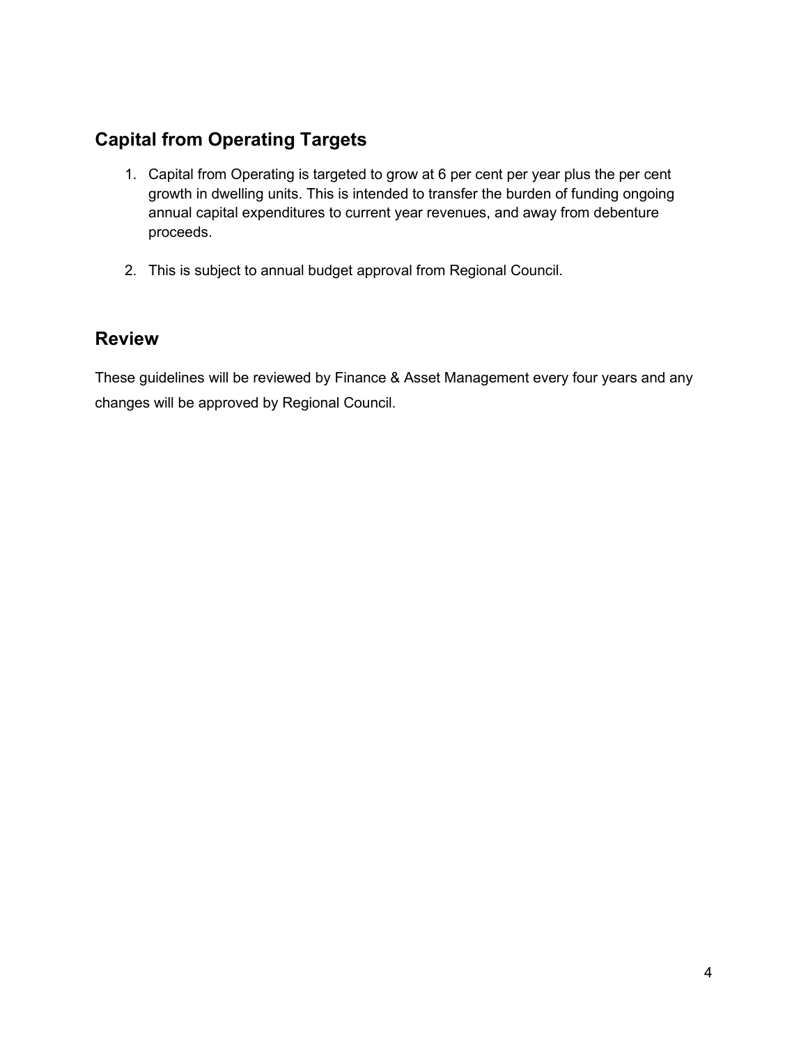## Capital from Operating Targets

1. Capital from Operating is targeted to grow at 6 per cent per year plus the per cent growth in dwelling units. This is intended to transfer the burden of funding ongoing annual capital expenditures to current year revenues, and away from debenture proceeds.

2. This is subject to annual budget approval from Regional Council.

## Review

These guidelines will be reviewed by Finance & Asset Management every four years and any changes will be approved by Regional Council.